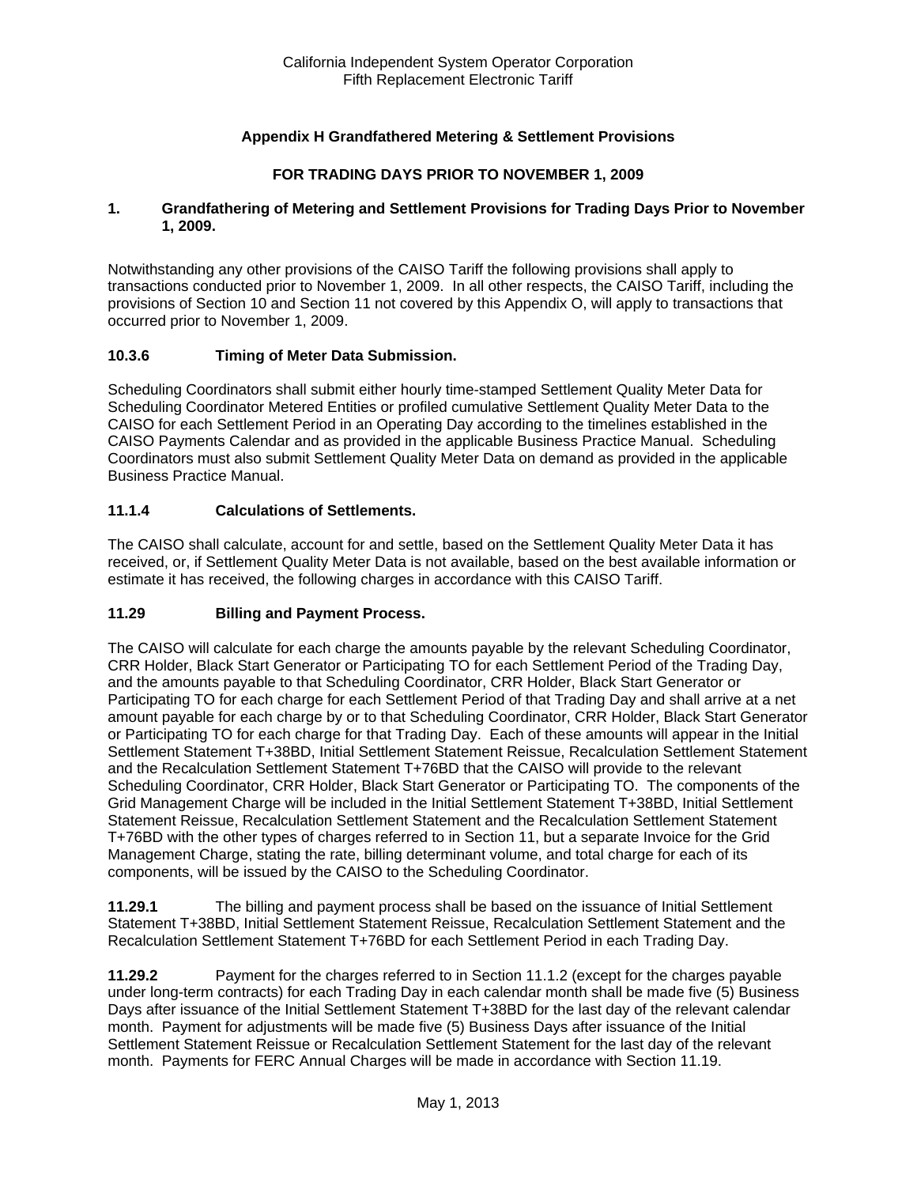California Independent System Operator Corporation
Fifth Replacement Electronic Tariff

# Appendix H Grandfathered Metering & Settlement Provisions

## FOR TRADING DAYS PRIOR TO NOVEMBER 1, 2009

## 1. Grandfathering of Metering and Settlement Provisions for Trading Days Prior to November 1, 2009.

Notwithstanding any other provisions of the CAISO Tariff the following provisions shall apply to transactions conducted prior to November 1, 2009. In all other respects, the CAISO Tariff, including the provisions of Section 10 and Section 11 not covered by this Appendix O, will apply to transactions that occurred prior to November 1, 2009.

### 10.3.6 Timing of Meter Data Submission.

Scheduling Coordinators shall submit either hourly time-stamped Settlement Quality Meter Data for Scheduling Coordinator Metered Entities or profiled cumulative Settlement Quality Meter Data to the CAISO for each Settlement Period in an Operating Day according to the timelines established in the CAISO Payments Calendar and as provided in the applicable Business Practice Manual. Scheduling Coordinators must also submit Settlement Quality Meter Data on demand as provided in the applicable Business Practice Manual.

### 11.1.4 Calculations of Settlements.

The CAISO shall calculate, account for and settle, based on the Settlement Quality Meter Data it has received, or, if Settlement Quality Meter Data is not available, based on the best available information or estimate it has received, the following charges in accordance with this CAISO Tariff.

### 11.29 Billing and Payment Process.

The CAISO will calculate for each charge the amounts payable by the relevant Scheduling Coordinator, CRR Holder, Black Start Generator or Participating TO for each Settlement Period of the Trading Day, and the amounts payable to that Scheduling Coordinator, CRR Holder, Black Start Generator or Participating TO for each charge for each Settlement Period of that Trading Day and shall arrive at a net amount payable for each charge by or to that Scheduling Coordinator, CRR Holder, Black Start Generator or Participating TO for each charge for that Trading Day. Each of these amounts will appear in the Initial Settlement Statement T+38BD, Initial Settlement Statement Reissue, Recalculation Settlement Statement and the Recalculation Settlement Statement T+76BD that the CAISO will provide to the relevant Scheduling Coordinator, CRR Holder, Black Start Generator or Participating TO. The components of the Grid Management Charge will be included in the Initial Settlement Statement T+38BD, Initial Settlement Statement Reissue, Recalculation Settlement Statement and the Recalculation Settlement Statement T+76BD with the other types of charges referred to in Section 11, but a separate Invoice for the Grid Management Charge, stating the rate, billing determinant volume, and total charge for each of its components, will be issued by the CAISO to the Scheduling Coordinator.

**11.29.1** The billing and payment process shall be based on the issuance of Initial Settlement Statement T+38BD, Initial Settlement Statement Reissue, Recalculation Settlement Statement and the Recalculation Settlement Statement T+76BD for each Settlement Period in each Trading Day.

**11.29.2** Payment for the charges referred to in Section 11.1.2 (except for the charges payable under long-term contracts) for each Trading Day in each calendar month shall be made five (5) Business Days after issuance of the Initial Settlement Statement T+38BD for the last day of the relevant calendar month. Payment for adjustments will be made five (5) Business Days after issuance of the Initial Settlement Statement Reissue or Recalculation Settlement Statement for the last day of the relevant month. Payments for FERC Annual Charges will be made in accordance with Section 11.19.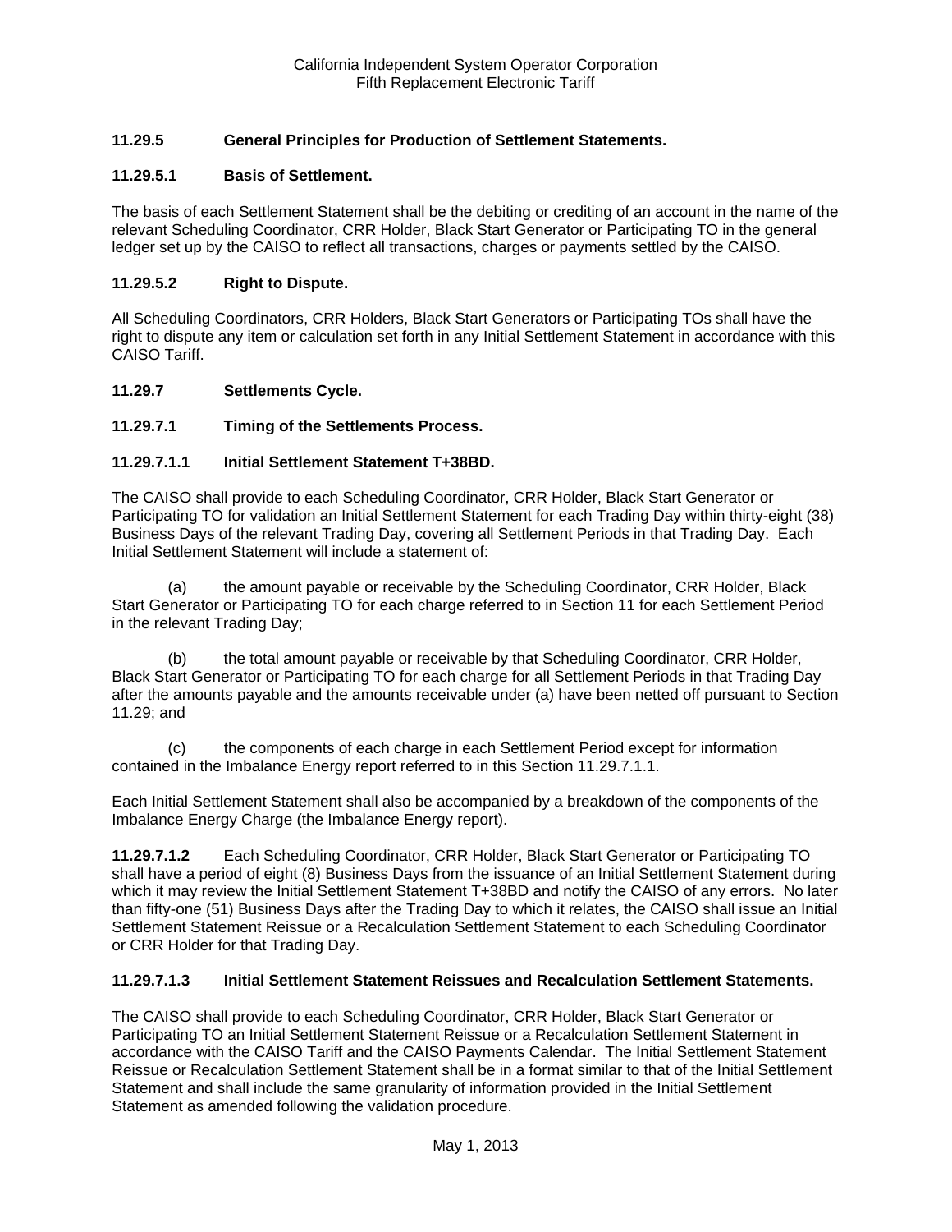### 11.29.5 General Principles for Production of Settlement Statements.

#### 11.29.5.1 Basis of Settlement.

The basis of each Settlement Statement shall be the debiting or crediting of an account in the name of the relevant Scheduling Coordinator, CRR Holder, Black Start Generator or Participating TO in the general ledger set up by the CAISO to reflect all transactions, charges or payments settled by the CAISO.

#### 11.29.5.2 Right to Dispute.

All Scheduling Coordinators, CRR Holders, Black Start Generators or Participating TOs shall have the right to dispute any item or calculation set forth in any Initial Settlement Statement in accordance with this CAISO Tariff.

### 11.29.7 Settlements Cycle.

#### 11.29.7.1 Timing of the Settlements Process.

##### 11.29.7.1.1 Initial Settlement Statement T+38BD.

The CAISO shall provide to each Scheduling Coordinator, CRR Holder, Black Start Generator or Participating TO for validation an Initial Settlement Statement for each Trading Day within thirty-eight (38) Business Days of the relevant Trading Day, covering all Settlement Periods in that Trading Day. Each Initial Settlement Statement will include a statement of:

(a) the amount payable or receivable by the Scheduling Coordinator, CRR Holder, Black Start Generator or Participating TO for each charge referred to in Section 11 for each Settlement Period in the relevant Trading Day;

(b) the total amount payable or receivable by that Scheduling Coordinator, CRR Holder, Black Start Generator or Participating TO for each charge for all Settlement Periods in that Trading Day after the amounts payable and the amounts receivable under (a) have been netted off pursuant to Section 11.29; and

(c) the components of each charge in each Settlement Period except for information contained in the Imbalance Energy report referred to in this Section 11.29.7.1.1.

Each Initial Settlement Statement shall also be accompanied by a breakdown of the components of the Imbalance Energy Charge (the Imbalance Energy report).

**11.29.7.1.2** Each Scheduling Coordinator, CRR Holder, Black Start Generator or Participating TO shall have a period of eight (8) Business Days from the issuance of an Initial Settlement Statement during which it may review the Initial Settlement Statement T+38BD and notify the CAISO of any errors. No later than fifty-one (51) Business Days after the Trading Day to which it relates, the CAISO shall issue an Initial Settlement Statement Reissue or a Recalculation Settlement Statement to each Scheduling Coordinator or CRR Holder for that Trading Day.

##### 11.29.7.1.3 Initial Settlement Statement Reissues and Recalculation Settlement Statements.

The CAISO shall provide to each Scheduling Coordinator, CRR Holder, Black Start Generator or Participating TO an Initial Settlement Statement Reissue or a Recalculation Settlement Statement in accordance with the CAISO Tariff and the CAISO Payments Calendar. The Initial Settlement Statement Reissue or Recalculation Settlement Statement shall be in a format similar to that of the Initial Settlement Statement and shall include the same granularity of information provided in the Initial Settlement Statement as amended following the validation procedure.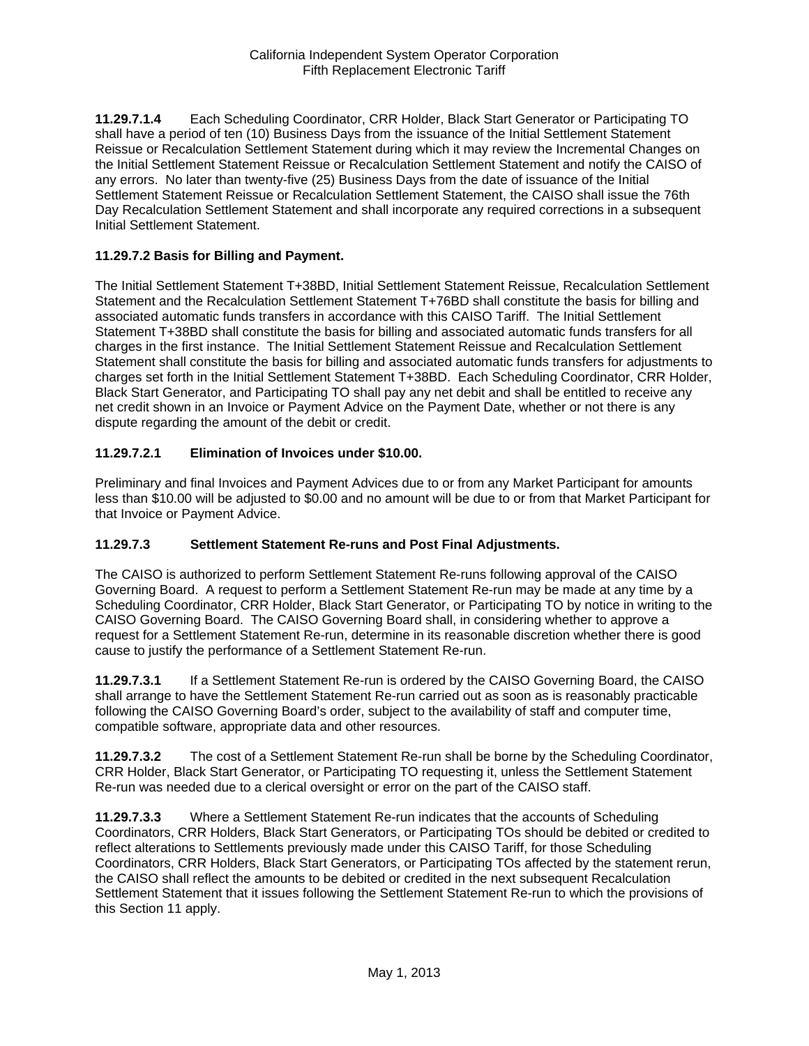**11.29.7.1.4** Each Scheduling Coordinator, CRR Holder, Black Start Generator or Participating TO shall have a period of ten (10) Business Days from the issuance of the Initial Settlement Statement Reissue or Recalculation Settlement Statement during which it may review the Incremental Changes on the Initial Settlement Statement Reissue or Recalculation Settlement Statement and notify the CAISO of any errors. No later than twenty-five (25) Business Days from the date of issuance of the Initial Settlement Statement Reissue or Recalculation Settlement Statement, the CAISO shall issue the 76th Day Recalculation Settlement Statement and shall incorporate any required corrections in a subsequent Initial Settlement Statement.

### 11.29.7.2 Basis for Billing and Payment.

The Initial Settlement Statement T+38BD, Initial Settlement Statement Reissue, Recalculation Settlement Statement and the Recalculation Settlement Statement T+76BD shall constitute the basis for billing and associated automatic funds transfers in accordance with this CAISO Tariff. The Initial Settlement Statement T+38BD shall constitute the basis for billing and associated automatic funds transfers for all charges in the first instance. The Initial Settlement Statement Reissue and Recalculation Settlement Statement shall constitute the basis for billing and associated automatic funds transfers for adjustments to charges set forth in the Initial Settlement Statement T+38BD. Each Scheduling Coordinator, CRR Holder, Black Start Generator, and Participating TO shall pay any net debit and shall be entitled to receive any net credit shown in an Invoice or Payment Advice on the Payment Date, whether or not there is any dispute regarding the amount of the debit or credit.

### 11.29.7.2.1 Elimination of Invoices under $10.00.

Preliminary and final Invoices and Payment Advices due to or from any Market Participant for amounts less than $10.00 will be adjusted to $0.00 and no amount will be due to or from that Market Participant for that Invoice or Payment Advice.

### 11.29.7.3 Settlement Statement Re-runs and Post Final Adjustments.

The CAISO is authorized to perform Settlement Statement Re-runs following approval of the CAISO Governing Board. A request to perform a Settlement Statement Re-run may be made at any time by a Scheduling Coordinator, CRR Holder, Black Start Generator, or Participating TO by notice in writing to the CAISO Governing Board. The CAISO Governing Board shall, in considering whether to approve a request for a Settlement Statement Re-run, determine in its reasonable discretion whether there is good cause to justify the performance of a Settlement Statement Re-run.

**11.29.7.3.1** If a Settlement Statement Re-run is ordered by the CAISO Governing Board, the CAISO shall arrange to have the Settlement Statement Re-run carried out as soon as is reasonably practicable following the CAISO Governing Board's order, subject to the availability of staff and computer time, compatible software, appropriate data and other resources.

**11.29.7.3.2** The cost of a Settlement Statement Re-run shall be borne by the Scheduling Coordinator, CRR Holder, Black Start Generator, or Participating TO requesting it, unless the Settlement Statement Re-run was needed due to a clerical oversight or error on the part of the CAISO staff.

**11.29.7.3.3** Where a Settlement Statement Re-run indicates that the accounts of Scheduling Coordinators, CRR Holders, Black Start Generators, or Participating TOs should be debited or credited to reflect alterations to Settlements previously made under this CAISO Tariff, for those Scheduling Coordinators, CRR Holders, Black Start Generators, or Participating TOs affected by the statement rerun, the CAISO shall reflect the amounts to be debited or credited in the next subsequent Recalculation Settlement Statement that it issues following the Settlement Statement Re-run to which the provisions of this Section 11 apply.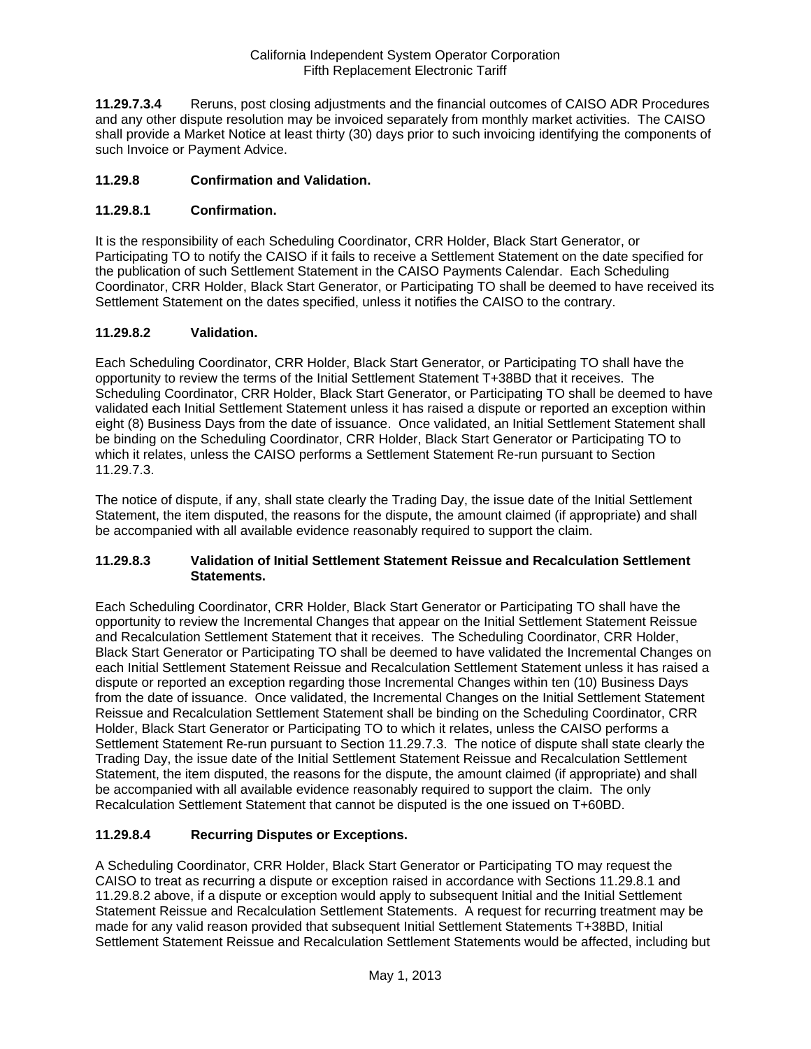**11.29.7.3.4** Reruns, post closing adjustments and the financial outcomes of CAISO ADR Procedures and any other dispute resolution may be invoiced separately from monthly market activities. The CAISO shall provide a Market Notice at least thirty (30) days prior to such invoicing identifying the components of such Invoice or Payment Advice.

### 11.29.8 Confirmation and Validation.

### 11.29.8.1 Confirmation.

It is the responsibility of each Scheduling Coordinator, CRR Holder, Black Start Generator, or Participating TO to notify the CAISO if it fails to receive a Settlement Statement on the date specified for the publication of such Settlement Statement in the CAISO Payments Calendar. Each Scheduling Coordinator, CRR Holder, Black Start Generator, or Participating TO shall be deemed to have received its Settlement Statement on the dates specified, unless it notifies the CAISO to the contrary.

### 11.29.8.2 Validation.

Each Scheduling Coordinator, CRR Holder, Black Start Generator, or Participating TO shall have the opportunity to review the terms of the Initial Settlement Statement T+38BD that it receives. The Scheduling Coordinator, CRR Holder, Black Start Generator, or Participating TO shall be deemed to have validated each Initial Settlement Statement unless it has raised a dispute or reported an exception within eight (8) Business Days from the date of issuance. Once validated, an Initial Settlement Statement shall be binding on the Scheduling Coordinator, CRR Holder, Black Start Generator or Participating TO to which it relates, unless the CAISO performs a Settlement Statement Re-run pursuant to Section 11.29.7.3.

The notice of dispute, if any, shall state clearly the Trading Day, the issue date of the Initial Settlement Statement, the item disputed, the reasons for the dispute, the amount claimed (if appropriate) and shall be accompanied with all available evidence reasonably required to support the claim.

### 11.29.8.3 Validation of Initial Settlement Statement Reissue and Recalculation Settlement Statements.

Each Scheduling Coordinator, CRR Holder, Black Start Generator or Participating TO shall have the opportunity to review the Incremental Changes that appear on the Initial Settlement Statement Reissue and Recalculation Settlement Statement that it receives. The Scheduling Coordinator, CRR Holder, Black Start Generator or Participating TO shall be deemed to have validated the Incremental Changes on each Initial Settlement Statement Reissue and Recalculation Settlement Statement unless it has raised a dispute or reported an exception regarding those Incremental Changes within ten (10) Business Days from the date of issuance. Once validated, the Incremental Changes on the Initial Settlement Statement Reissue and Recalculation Settlement Statement shall be binding on the Scheduling Coordinator, CRR Holder, Black Start Generator or Participating TO to which it relates, unless the CAISO performs a Settlement Statement Re-run pursuant to Section 11.29.7.3. The notice of dispute shall state clearly the Trading Day, the issue date of the Initial Settlement Statement Reissue and Recalculation Settlement Statement, the item disputed, the reasons for the dispute, the amount claimed (if appropriate) and shall be accompanied with all available evidence reasonably required to support the claim. The only Recalculation Settlement Statement that cannot be disputed is the one issued on T+60BD.

### 11.29.8.4 Recurring Disputes or Exceptions.

A Scheduling Coordinator, CRR Holder, Black Start Generator or Participating TO may request the CAISO to treat as recurring a dispute or exception raised in accordance with Sections 11.29.8.1 and 11.29.8.2 above, if a dispute or exception would apply to subsequent Initial and the Initial Settlement Statement Reissue and Recalculation Settlement Statements. A request for recurring treatment may be made for any valid reason provided that subsequent Initial Settlement Statements T+38BD, Initial Settlement Statement Reissue and Recalculation Settlement Statements would be affected, including but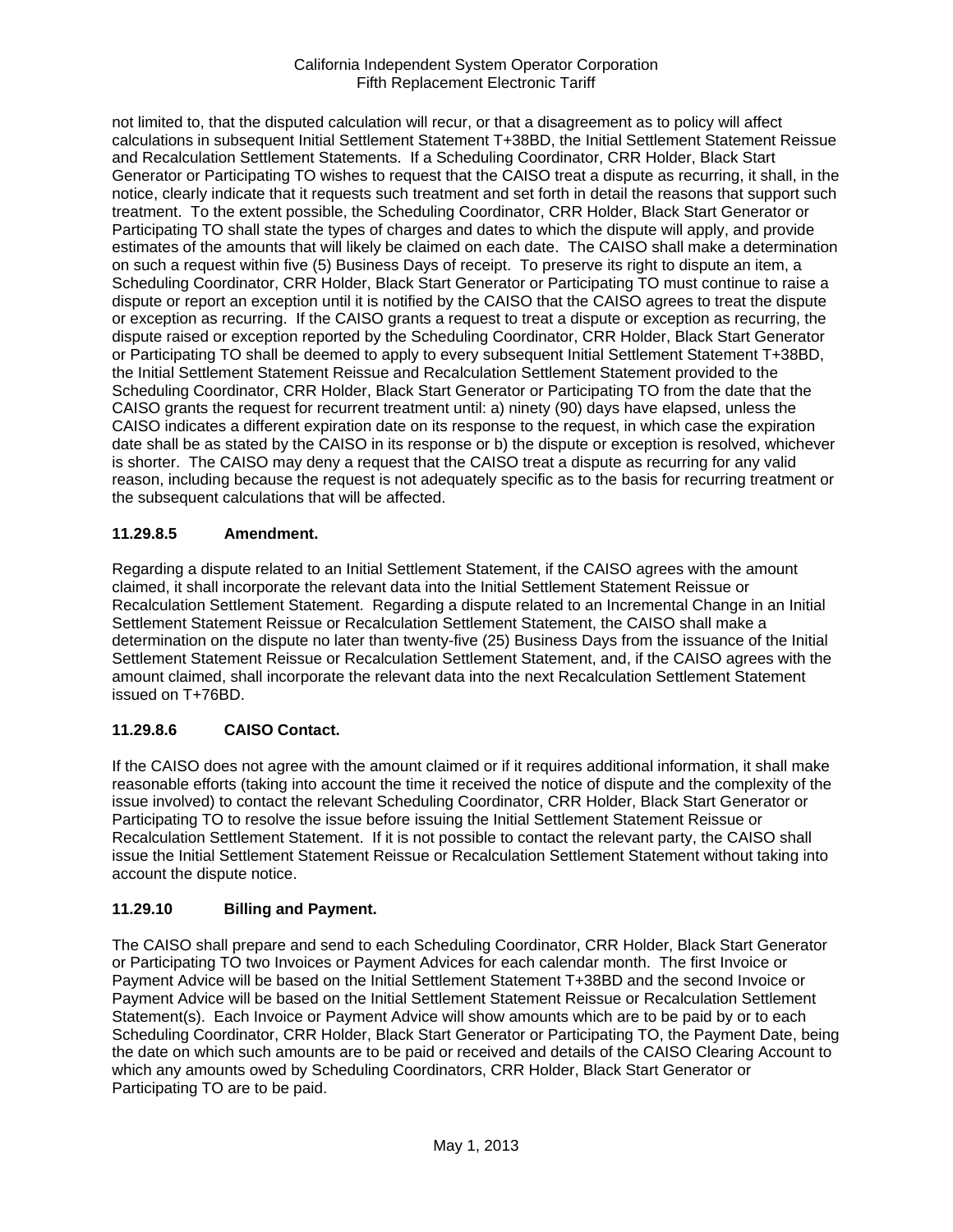not limited to, that the disputed calculation will recur, or that a disagreement as to policy will affect calculations in subsequent Initial Settlement Statement T+38BD, the Initial Settlement Statement Reissue and Recalculation Settlement Statements. If a Scheduling Coordinator, CRR Holder, Black Start Generator or Participating TO wishes to request that the CAISO treat a dispute as recurring, it shall, in the notice, clearly indicate that it requests such treatment and set forth in detail the reasons that support such treatment. To the extent possible, the Scheduling Coordinator, CRR Holder, Black Start Generator or Participating TO shall state the types of charges and dates to which the dispute will apply, and provide estimates of the amounts that will likely be claimed on each date. The CAISO shall make a determination on such a request within five (5) Business Days of receipt. To preserve its right to dispute an item, a Scheduling Coordinator, CRR Holder, Black Start Generator or Participating TO must continue to raise a dispute or report an exception until it is notified by the CAISO that the CAISO agrees to treat the dispute or exception as recurring. If the CAISO grants a request to treat a dispute or exception as recurring, the dispute raised or exception reported by the Scheduling Coordinator, CRR Holder, Black Start Generator or Participating TO shall be deemed to apply to every subsequent Initial Settlement Statement T+38BD, the Initial Settlement Statement Reissue and Recalculation Settlement Statement provided to the Scheduling Coordinator, CRR Holder, Black Start Generator or Participating TO from the date that the CAISO grants the request for recurrent treatment until: a) ninety (90) days have elapsed, unless the CAISO indicates a different expiration date on its response to the request, in which case the expiration date shall be as stated by the CAISO in its response or b) the dispute or exception is resolved, whichever is shorter. The CAISO may deny a request that the CAISO treat a dispute as recurring for any valid reason, including because the request is not adequately specific as to the basis for recurring treatment or the subsequent calculations that will be affected.

### 11.29.8.5 Amendment.

Regarding a dispute related to an Initial Settlement Statement, if the CAISO agrees with the amount claimed, it shall incorporate the relevant data into the Initial Settlement Statement Reissue or Recalculation Settlement Statement. Regarding a dispute related to an Incremental Change in an Initial Settlement Statement Reissue or Recalculation Settlement Statement, the CAISO shall make a determination on the dispute no later than twenty-five (25) Business Days from the issuance of the Initial Settlement Statement Reissue or Recalculation Settlement Statement, and, if the CAISO agrees with the amount claimed, shall incorporate the relevant data into the next Recalculation Settlement Statement issued on T+76BD.

### 11.29.8.6 CAISO Contact.

If the CAISO does not agree with the amount claimed or if it requires additional information, it shall make reasonable efforts (taking into account the time it received the notice of dispute and the complexity of the issue involved) to contact the relevant Scheduling Coordinator, CRR Holder, Black Start Generator or Participating TO to resolve the issue before issuing the Initial Settlement Statement Reissue or Recalculation Settlement Statement. If it is not possible to contact the relevant party, the CAISO shall issue the Initial Settlement Statement Reissue or Recalculation Settlement Statement without taking into account the dispute notice.

### 11.29.10 Billing and Payment.

The CAISO shall prepare and send to each Scheduling Coordinator, CRR Holder, Black Start Generator or Participating TO two Invoices or Payment Advices for each calendar month. The first Invoice or Payment Advice will be based on the Initial Settlement Statement T+38BD and the second Invoice or Payment Advice will be based on the Initial Settlement Statement Reissue or Recalculation Settlement Statement(s). Each Invoice or Payment Advice will show amounts which are to be paid by or to each Scheduling Coordinator, CRR Holder, Black Start Generator or Participating TO, the Payment Date, being the date on which such amounts are to be paid or received and details of the CAISO Clearing Account to which any amounts owed by Scheduling Coordinators, CRR Holder, Black Start Generator or Participating TO are to be paid.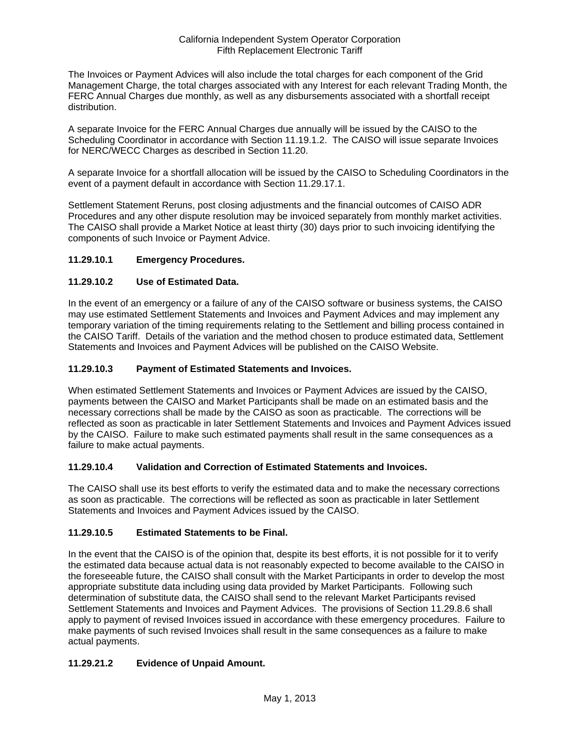The Invoices or Payment Advices will also include the total charges for each component of the Grid Management Charge, the total charges associated with any Interest for each relevant Trading Month, the FERC Annual Charges due monthly, as well as any disbursements associated with a shortfall receipt distribution.

A separate Invoice for the FERC Annual Charges due annually will be issued by the CAISO to the Scheduling Coordinator in accordance with Section 11.19.1.2. The CAISO will issue separate Invoices for NERC/WECC Charges as described in Section 11.20.

A separate Invoice for a shortfall allocation will be issued by the CAISO to Scheduling Coordinators in the event of a payment default in accordance with Section 11.29.17.1.

Settlement Statement Reruns, post closing adjustments and the financial outcomes of CAISO ADR Procedures and any other dispute resolution may be invoiced separately from monthly market activities. The CAISO shall provide a Market Notice at least thirty (30) days prior to such invoicing identifying the components of such Invoice or Payment Advice.

**11.29.10.1 Emergency Procedures.**

**11.29.10.2 Use of Estimated Data.**

In the event of an emergency or a failure of any of the CAISO software or business systems, the CAISO may use estimated Settlement Statements and Invoices and Payment Advices and may implement any temporary variation of the timing requirements relating to the Settlement and billing process contained in the CAISO Tariff. Details of the variation and the method chosen to produce estimated data, Settlement Statements and Invoices and Payment Advices will be published on the CAISO Website.

**11.29.10.3 Payment of Estimated Statements and Invoices.**

When estimated Settlement Statements and Invoices or Payment Advices are issued by the CAISO, payments between the CAISO and Market Participants shall be made on an estimated basis and the necessary corrections shall be made by the CAISO as soon as practicable. The corrections will be reflected as soon as practicable in later Settlement Statements and Invoices and Payment Advices issued by the CAISO. Failure to make such estimated payments shall result in the same consequences as a failure to make actual payments.

**11.29.10.4 Validation and Correction of Estimated Statements and Invoices.**

The CAISO shall use its best efforts to verify the estimated data and to make the necessary corrections as soon as practicable. The corrections will be reflected as soon as practicable in later Settlement Statements and Invoices and Payment Advices issued by the CAISO.

**11.29.10.5 Estimated Statements to be Final.**

In the event that the CAISO is of the opinion that, despite its best efforts, it is not possible for it to verify the estimated data because actual data is not reasonably expected to become available to the CAISO in the foreseeable future, the CAISO shall consult with the Market Participants in order to develop the most appropriate substitute data including using data provided by Market Participants. Following such determination of substitute data, the CAISO shall send to the relevant Market Participants revised Settlement Statements and Invoices and Payment Advices. The provisions of Section 11.29.8.6 shall apply to payment of revised Invoices issued in accordance with these emergency procedures. Failure to make payments of such revised Invoices shall result in the same consequences as a failure to make actual payments.

**11.29.21.2 Evidence of Unpaid Amount.**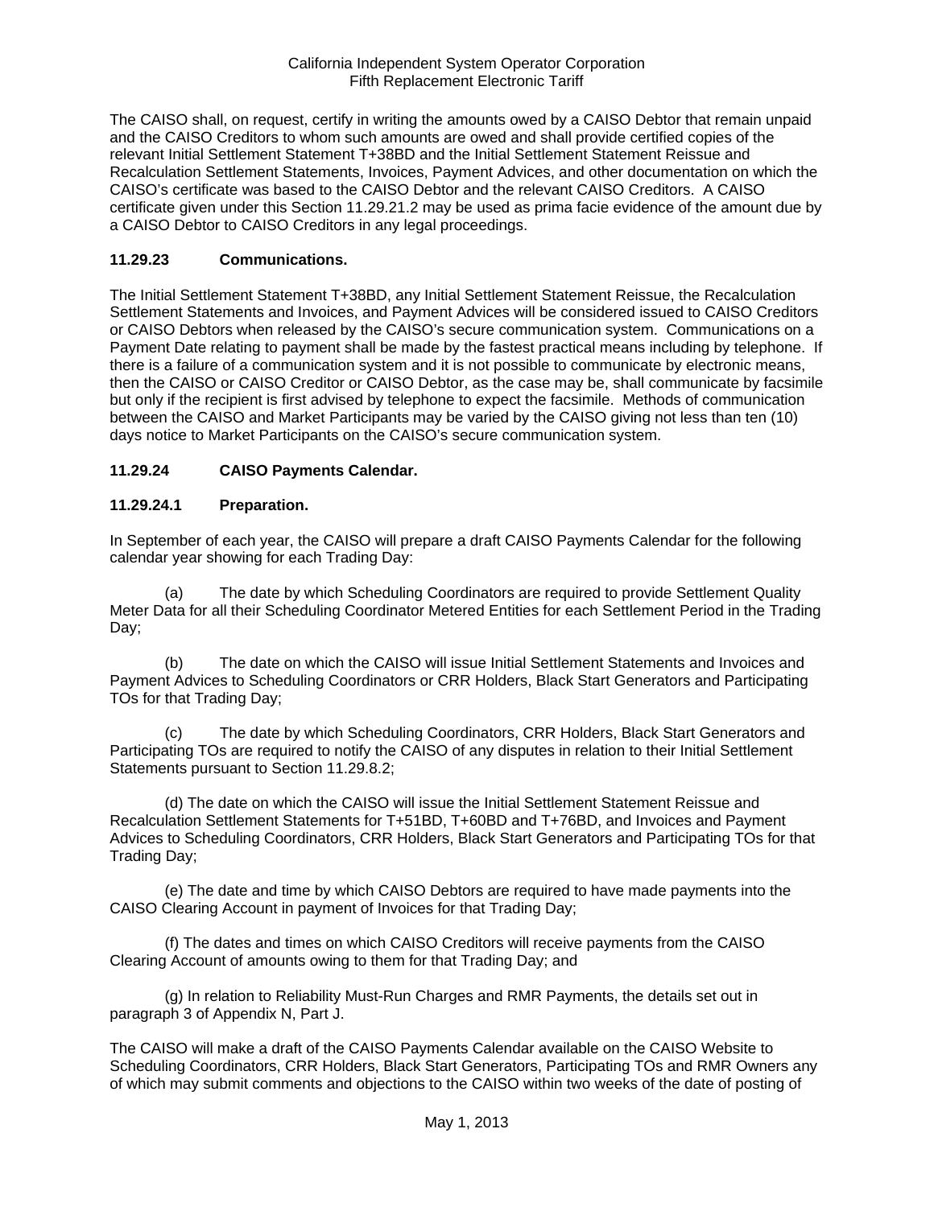The CAISO shall, on request, certify in writing the amounts owed by a CAISO Debtor that remain unpaid and the CAISO Creditors to whom such amounts are owed and shall provide certified copies of the relevant Initial Settlement Statement T+38BD and the Initial Settlement Statement Reissue and Recalculation Settlement Statements, Invoices, Payment Advices, and other documentation on which the CAISO's certificate was based to the CAISO Debtor and the relevant CAISO Creditors. A CAISO certificate given under this Section 11.29.21.2 may be used as prima facie evidence of the amount due by a CAISO Debtor to CAISO Creditors in any legal proceedings.

### 11.29.23 Communications.

The Initial Settlement Statement T+38BD, any Initial Settlement Statement Reissue, the Recalculation Settlement Statements and Invoices, and Payment Advices will be considered issued to CAISO Creditors or CAISO Debtors when released by the CAISO's secure communication system. Communications on a Payment Date relating to payment shall be made by the fastest practical means including by telephone. If there is a failure of a communication system and it is not possible to communicate by electronic means, then the CAISO or CAISO Creditor or CAISO Debtor, as the case may be, shall communicate by facsimile but only if the recipient is first advised by telephone to expect the facsimile. Methods of communication between the CAISO and Market Participants may be varied by the CAISO giving not less than ten (10) days notice to Market Participants on the CAISO's secure communication system.

### 11.29.24 CAISO Payments Calendar.

### 11.29.24.1 Preparation.

In September of each year, the CAISO will prepare a draft CAISO Payments Calendar for the following calendar year showing for each Trading Day:

(a) The date by which Scheduling Coordinators are required to provide Settlement Quality Meter Data for all their Scheduling Coordinator Metered Entities for each Settlement Period in the Trading Day;

(b) The date on which the CAISO will issue Initial Settlement Statements and Invoices and Payment Advices to Scheduling Coordinators or CRR Holders, Black Start Generators and Participating TOs for that Trading Day;

(c) The date by which Scheduling Coordinators, CRR Holders, Black Start Generators and Participating TOs are required to notify the CAISO of any disputes in relation to their Initial Settlement Statements pursuant to Section 11.29.8.2;

(d) The date on which the CAISO will issue the Initial Settlement Statement Reissue and Recalculation Settlement Statements for T+51BD, T+60BD and T+76BD, and Invoices and Payment Advices to Scheduling Coordinators, CRR Holders, Black Start Generators and Participating TOs for that Trading Day;

(e) The date and time by which CAISO Debtors are required to have made payments into the CAISO Clearing Account in payment of Invoices for that Trading Day;

(f) The dates and times on which CAISO Creditors will receive payments from the CAISO Clearing Account of amounts owing to them for that Trading Day; and

(g) In relation to Reliability Must-Run Charges and RMR Payments, the details set out in paragraph 3 of Appendix N, Part J.

The CAISO will make a draft of the CAISO Payments Calendar available on the CAISO Website to Scheduling Coordinators, CRR Holders, Black Start Generators, Participating TOs and RMR Owners any of which may submit comments and objections to the CAISO within two weeks of the date of posting of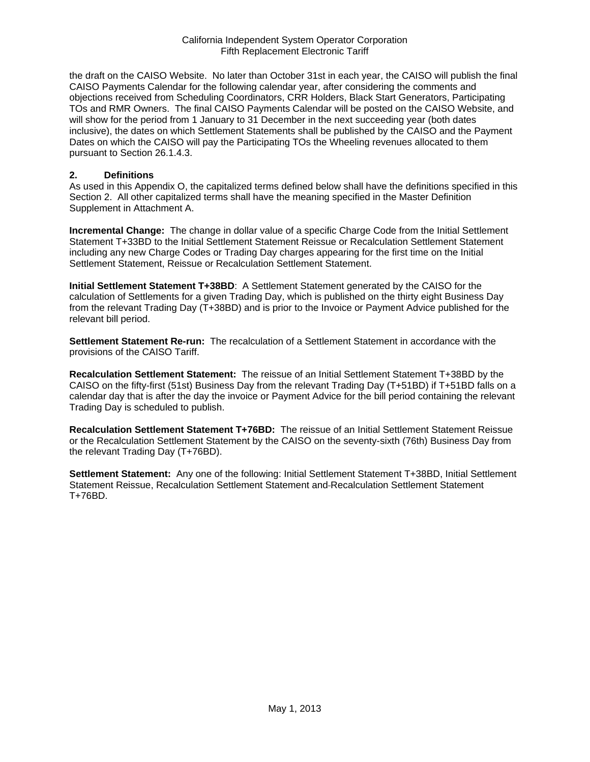the draft on the CAISO Website. No later than October 31st in each year, the CAISO will publish the final CAISO Payments Calendar for the following calendar year, after considering the comments and objections received from Scheduling Coordinators, CRR Holders, Black Start Generators, Participating TOs and RMR Owners. The final CAISO Payments Calendar will be posted on the CAISO Website, and will show for the period from 1 January to 31 December in the next succeeding year (both dates inclusive), the dates on which Settlement Statements shall be published by the CAISO and the Payment Dates on which the CAISO will pay the Participating TOs the Wheeling revenues allocated to them pursuant to Section 26.1.4.3.

## 2. Definitions

As used in this Appendix O, the capitalized terms defined below shall have the definitions specified in this Section 2. All other capitalized terms shall have the meaning specified in the Master Definition Supplement in Attachment A.

**Incremental Change:** The change in dollar value of a specific Charge Code from the Initial Settlement Statement T+33BD to the Initial Settlement Statement Reissue or Recalculation Settlement Statement including any new Charge Codes or Trading Day charges appearing for the first time on the Initial Settlement Statement, Reissue or Recalculation Settlement Statement.

**Initial Settlement Statement T+38BD**: A Settlement Statement generated by the CAISO for the calculation of Settlements for a given Trading Day, which is published on the thirty eight Business Day from the relevant Trading Day (T+38BD) and is prior to the Invoice or Payment Advice published for the relevant bill period.

**Settlement Statement Re-run:** The recalculation of a Settlement Statement in accordance with the provisions of the CAISO Tariff.

**Recalculation Settlement Statement:** The reissue of an Initial Settlement Statement T+38BD by the CAISO on the fifty-first (51st) Business Day from the relevant Trading Day (T+51BD) if T+51BD falls on a calendar day that is after the day the invoice or Payment Advice for the bill period containing the relevant Trading Day is scheduled to publish.

**Recalculation Settlement Statement T+76BD:** The reissue of an Initial Settlement Statement Reissue or the Recalculation Settlement Statement by the CAISO on the seventy-sixth (76th) Business Day from the relevant Trading Day (T+76BD).

**Settlement Statement:** Any one of the following: Initial Settlement Statement T+38BD, Initial Settlement Statement Reissue, Recalculation Settlement Statement and Recalculation Settlement Statement T+76BD.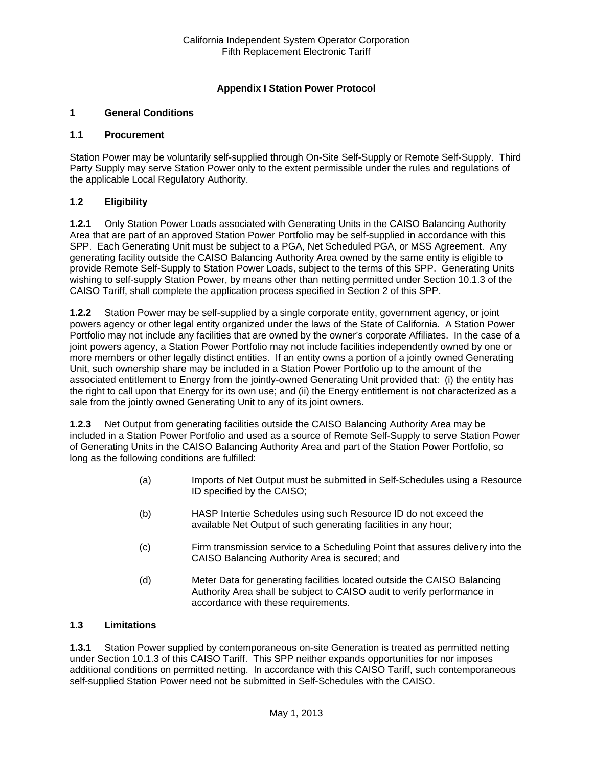## Appendix I Station Power Protocol

### 1 General Conditions

#### 1.1 Procurement

Station Power may be voluntarily self-supplied through On-Site Self-Supply or Remote Self-Supply. Third Party Supply may serve Station Power only to the extent permissible under the rules and regulations of the applicable Local Regulatory Authority.

#### 1.2 Eligibility

**1.2.1** Only Station Power Loads associated with Generating Units in the CAISO Balancing Authority Area that are part of an approved Station Power Portfolio may be self-supplied in accordance with this SPP. Each Generating Unit must be subject to a PGA, Net Scheduled PGA, or MSS Agreement. Any generating facility outside the CAISO Balancing Authority Area owned by the same entity is eligible to provide Remote Self-Supply to Station Power Loads, subject to the terms of this SPP. Generating Units wishing to self-supply Station Power, by means other than netting permitted under Section 10.1.3 of the CAISO Tariff, shall complete the application process specified in Section 2 of this SPP.

**1.2.2** Station Power may be self-supplied by a single corporate entity, government agency, or joint powers agency or other legal entity organized under the laws of the State of California. A Station Power Portfolio may not include any facilities that are owned by the owner's corporate Affiliates. In the case of a joint powers agency, a Station Power Portfolio may not include facilities independently owned by one or more members or other legally distinct entities. If an entity owns a portion of a jointly owned Generating Unit, such ownership share may be included in a Station Power Portfolio up to the amount of the associated entitlement to Energy from the jointly-owned Generating Unit provided that: (i) the entity has the right to call upon that Energy for its own use; and (ii) the Energy entitlement is not characterized as a sale from the jointly owned Generating Unit to any of its joint owners.

**1.2.3** Net Output from generating facilities outside the CAISO Balancing Authority Area may be included in a Station Power Portfolio and used as a source of Remote Self-Supply to serve Station Power of Generating Units in the CAISO Balancing Authority Area and part of the Station Power Portfolio, so long as the following conditions are fulfilled:

(a) Imports of Net Output must be submitted in Self-Schedules using a Resource ID specified by the CAISO;

(b) HASP Intertie Schedules using such Resource ID do not exceed the available Net Output of such generating facilities in any hour;

(c) Firm transmission service to a Scheduling Point that assures delivery into the CAISO Balancing Authority Area is secured; and

(d) Meter Data for generating facilities located outside the CAISO Balancing Authority Area shall be subject to CAISO audit to verify performance in accordance with these requirements.

#### 1.3 Limitations

**1.3.1** Station Power supplied by contemporaneous on-site Generation is treated as permitted netting under Section 10.1.3 of this CAISO Tariff. This SPP neither expands opportunities for nor imposes additional conditions on permitted netting. In accordance with this CAISO Tariff, such contemporaneous self-supplied Station Power need not be submitted in Self-Schedules with the CAISO.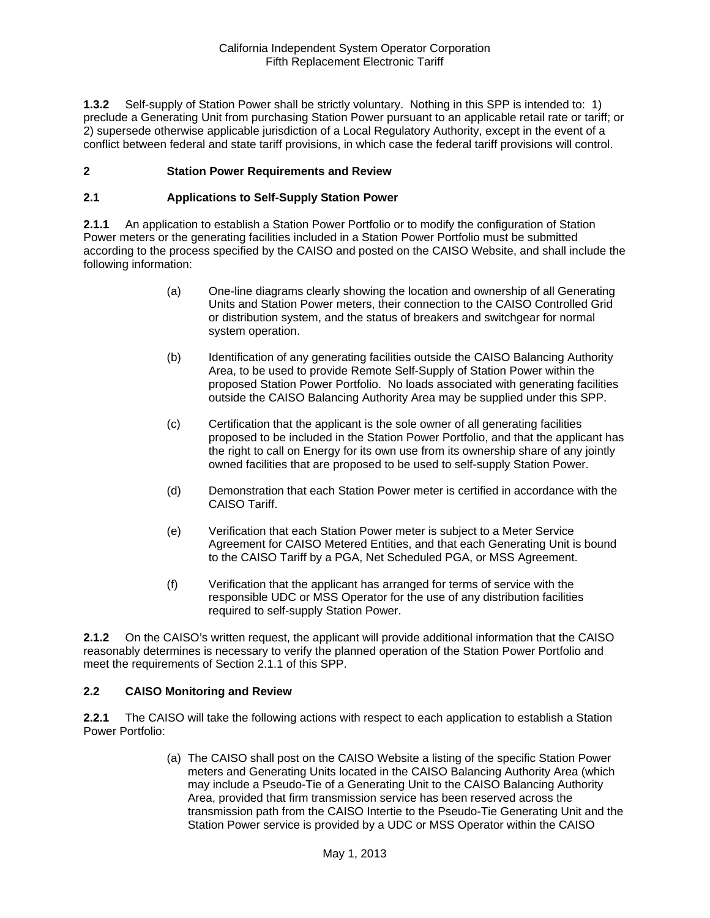**1.3.2** Self-supply of Station Power shall be strictly voluntary. Nothing in this SPP is intended to: 1) preclude a Generating Unit from purchasing Station Power pursuant to an applicable retail rate or tariff; or 2) supersede otherwise applicable jurisdiction of a Local Regulatory Authority, except in the event of a conflict between federal and state tariff provisions, in which case the federal tariff provisions will control.

## 2 Station Power Requirements and Review

### 2.1 Applications to Self-Supply Station Power

**2.1.1** An application to establish a Station Power Portfolio or to modify the configuration of Station Power meters or the generating facilities included in a Station Power Portfolio must be submitted according to the process specified by the CAISO and posted on the CAISO Website, and shall include the following information:

(a) One-line diagrams clearly showing the location and ownership of all Generating Units and Station Power meters, their connection to the CAISO Controlled Grid or distribution system, and the status of breakers and switchgear for normal system operation.

(b) Identification of any generating facilities outside the CAISO Balancing Authority Area, to be used to provide Remote Self-Supply of Station Power within the proposed Station Power Portfolio. No loads associated with generating facilities outside the CAISO Balancing Authority Area may be supplied under this SPP.

(c) Certification that the applicant is the sole owner of all generating facilities proposed to be included in the Station Power Portfolio, and that the applicant has the right to call on Energy for its own use from its ownership share of any jointly owned facilities that are proposed to be used to self-supply Station Power.

(d) Demonstration that each Station Power meter is certified in accordance with the CAISO Tariff.

(e) Verification that each Station Power meter is subject to a Meter Service Agreement for CAISO Metered Entities, and that each Generating Unit is bound to the CAISO Tariff by a PGA, Net Scheduled PGA, or MSS Agreement.

(f) Verification that the applicant has arranged for terms of service with the responsible UDC or MSS Operator for the use of any distribution facilities required to self-supply Station Power.

**2.1.2** On the CAISO's written request, the applicant will provide additional information that the CAISO reasonably determines is necessary to verify the planned operation of the Station Power Portfolio and meet the requirements of Section 2.1.1 of this SPP.

### 2.2 CAISO Monitoring and Review

**2.2.1** The CAISO will take the following actions with respect to each application to establish a Station Power Portfolio:

(a) The CAISO shall post on the CAISO Website a listing of the specific Station Power meters and Generating Units located in the CAISO Balancing Authority Area (which may include a Pseudo-Tie of a Generating Unit to the CAISO Balancing Authority Area, provided that firm transmission service has been reserved across the transmission path from the CAISO Intertie to the Pseudo-Tie Generating Unit and the Station Power service is provided by a UDC or MSS Operator within the CAISO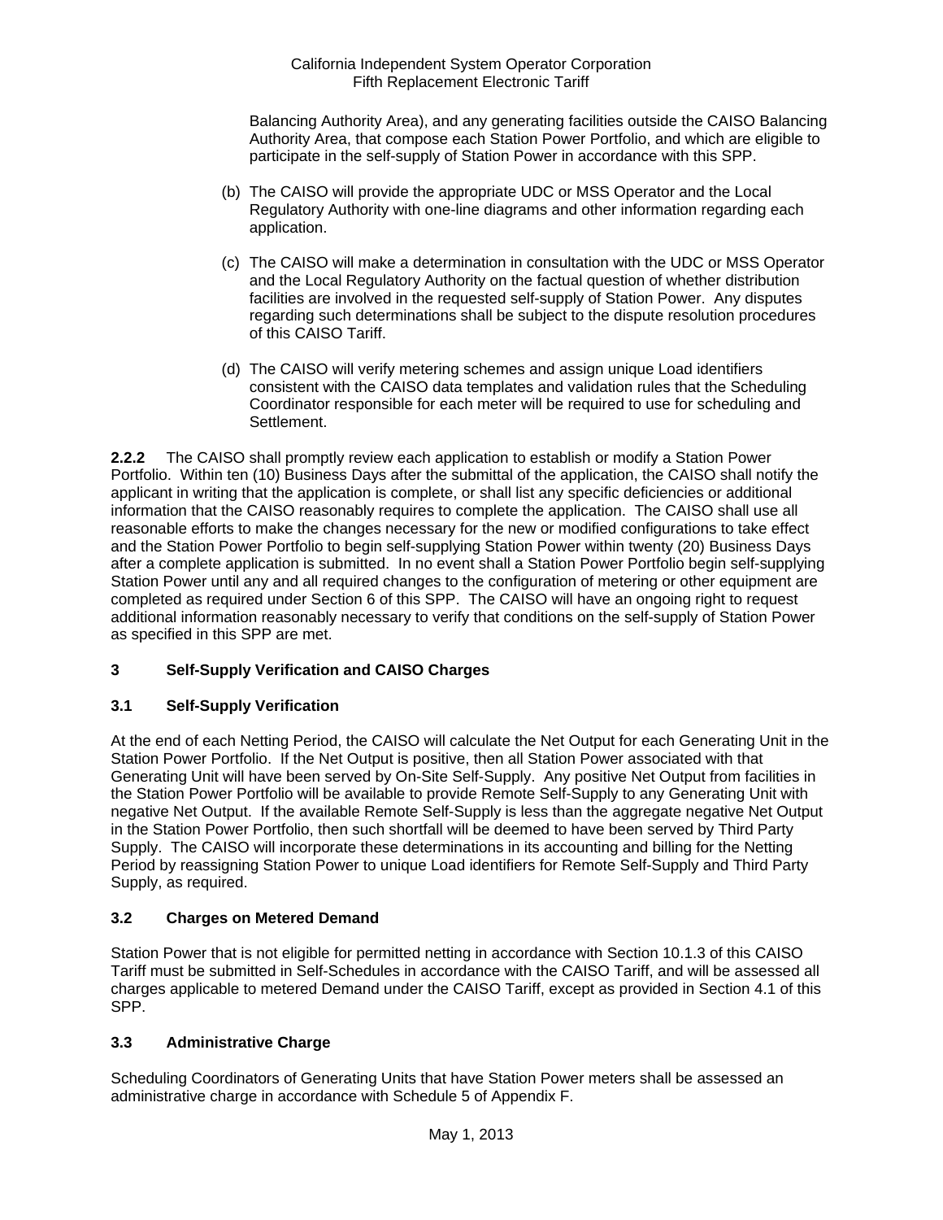Balancing Authority Area), and any generating facilities outside the CAISO Balancing Authority Area, that compose each Station Power Portfolio, and which are eligible to participate in the self-supply of Station Power in accordance with this SPP.

(b) The CAISO will provide the appropriate UDC or MSS Operator and the Local Regulatory Authority with one-line diagrams and other information regarding each application.

(c) The CAISO will make a determination in consultation with the UDC or MSS Operator and the Local Regulatory Authority on the factual question of whether distribution facilities are involved in the requested self-supply of Station Power. Any disputes regarding such determinations shall be subject to the dispute resolution procedures of this CAISO Tariff.

(d) The CAISO will verify metering schemes and assign unique Load identifiers consistent with the CAISO data templates and validation rules that the Scheduling Coordinator responsible for each meter will be required to use for scheduling and Settlement.

**2.2.2** The CAISO shall promptly review each application to establish or modify a Station Power Portfolio. Within ten (10) Business Days after the submittal of the application, the CAISO shall notify the applicant in writing that the application is complete, or shall list any specific deficiencies or additional information that the CAISO reasonably requires to complete the application. The CAISO shall use all reasonable efforts to make the changes necessary for the new or modified configurations to take effect and the Station Power Portfolio to begin self-supplying Station Power within twenty (20) Business Days after a complete application is submitted. In no event shall a Station Power Portfolio begin self-supplying Station Power until any and all required changes to the configuration of metering or other equipment are completed as required under Section 6 of this SPP. The CAISO will have an ongoing right to request additional information reasonably necessary to verify that conditions on the self-supply of Station Power as specified in this SPP are met.

## 3 Self-Supply Verification and CAISO Charges

### 3.1 Self-Supply Verification

At the end of each Netting Period, the CAISO will calculate the Net Output for each Generating Unit in the Station Power Portfolio. If the Net Output is positive, then all Station Power associated with that Generating Unit will have been served by On-Site Self-Supply. Any positive Net Output from facilities in the Station Power Portfolio will be available to provide Remote Self-Supply to any Generating Unit with negative Net Output. If the available Remote Self-Supply is less than the aggregate negative Net Output in the Station Power Portfolio, then such shortfall will be deemed to have been served by Third Party Supply. The CAISO will incorporate these determinations in its accounting and billing for the Netting Period by reassigning Station Power to unique Load identifiers for Remote Self-Supply and Third Party Supply, as required.

### 3.2 Charges on Metered Demand

Station Power that is not eligible for permitted netting in accordance with Section 10.1.3 of this CAISO Tariff must be submitted in Self-Schedules in accordance with the CAISO Tariff, and will be assessed all charges applicable to metered Demand under the CAISO Tariff, except as provided in Section 4.1 of this SPP.

### 3.3 Administrative Charge

Scheduling Coordinators of Generating Units that have Station Power meters shall be assessed an administrative charge in accordance with Schedule 5 of Appendix F.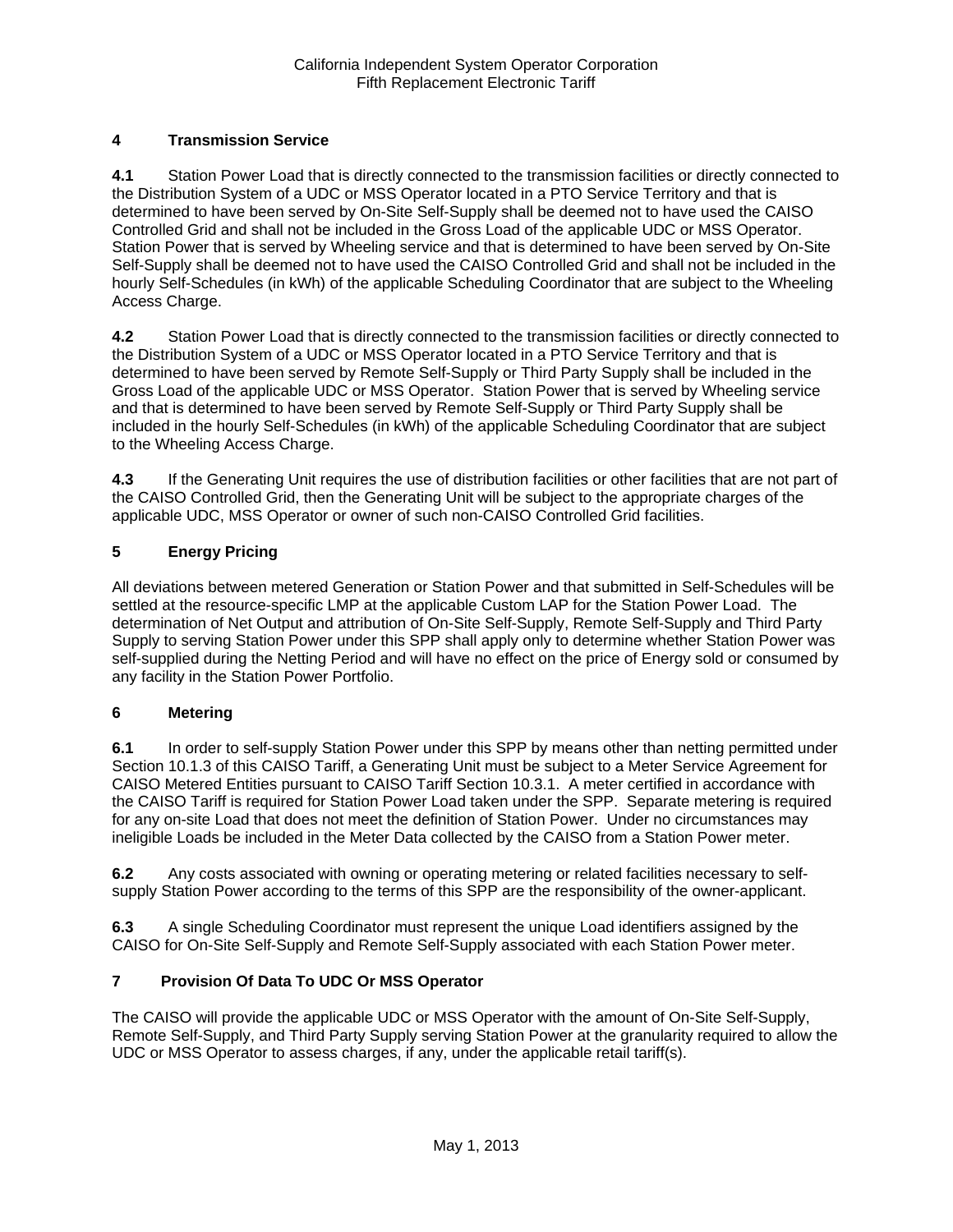## 4 Transmission Service

**4.1** Station Power Load that is directly connected to the transmission facilities or directly connected to the Distribution System of a UDC or MSS Operator located in a PTO Service Territory and that is determined to have been served by On-Site Self-Supply shall be deemed not to have used the CAISO Controlled Grid and shall not be included in the Gross Load of the applicable UDC or MSS Operator. Station Power that is served by Wheeling service and that is determined to have been served by On-Site Self-Supply shall be deemed not to have used the CAISO Controlled Grid and shall not be included in the hourly Self-Schedules (in kWh) of the applicable Scheduling Coordinator that are subject to the Wheeling Access Charge.

**4.2** Station Power Load that is directly connected to the transmission facilities or directly connected to the Distribution System of a UDC or MSS Operator located in a PTO Service Territory and that is determined to have been served by Remote Self-Supply or Third Party Supply shall be included in the Gross Load of the applicable UDC or MSS Operator. Station Power that is served by Wheeling service and that is determined to have been served by Remote Self-Supply or Third Party Supply shall be included in the hourly Self-Schedules (in kWh) of the applicable Scheduling Coordinator that are subject to the Wheeling Access Charge.

**4.3** If the Generating Unit requires the use of distribution facilities or other facilities that are not part of the CAISO Controlled Grid, then the Generating Unit will be subject to the appropriate charges of the applicable UDC, MSS Operator or owner of such non-CAISO Controlled Grid facilities.

## 5 Energy Pricing

All deviations between metered Generation or Station Power and that submitted in Self-Schedules will be settled at the resource-specific LMP at the applicable Custom LAP for the Station Power Load. The determination of Net Output and attribution of On-Site Self-Supply, Remote Self-Supply and Third Party Supply to serving Station Power under this SPP shall apply only to determine whether Station Power was self-supplied during the Netting Period and will have no effect on the price of Energy sold or consumed by any facility in the Station Power Portfolio.

## 6 Metering

**6.1** In order to self-supply Station Power under this SPP by means other than netting permitted under Section 10.1.3 of this CAISO Tariff, a Generating Unit must be subject to a Meter Service Agreement for CAISO Metered Entities pursuant to CAISO Tariff Section 10.3.1. A meter certified in accordance with the CAISO Tariff is required for Station Power Load taken under the SPP. Separate metering is required for any on-site Load that does not meet the definition of Station Power. Under no circumstances may ineligible Loads be included in the Meter Data collected by the CAISO from a Station Power meter.

**6.2** Any costs associated with owning or operating metering or related facilities necessary to self-supply Station Power according to the terms of this SPP are the responsibility of the owner-applicant.

**6.3** A single Scheduling Coordinator must represent the unique Load identifiers assigned by the CAISO for On-Site Self-Supply and Remote Self-Supply associated with each Station Power meter.

## 7 Provision Of Data To UDC Or MSS Operator

The CAISO will provide the applicable UDC or MSS Operator with the amount of On-Site Self-Supply, Remote Self-Supply, and Third Party Supply serving Station Power at the granularity required to allow the UDC or MSS Operator to assess charges, if any, under the applicable retail tariff(s).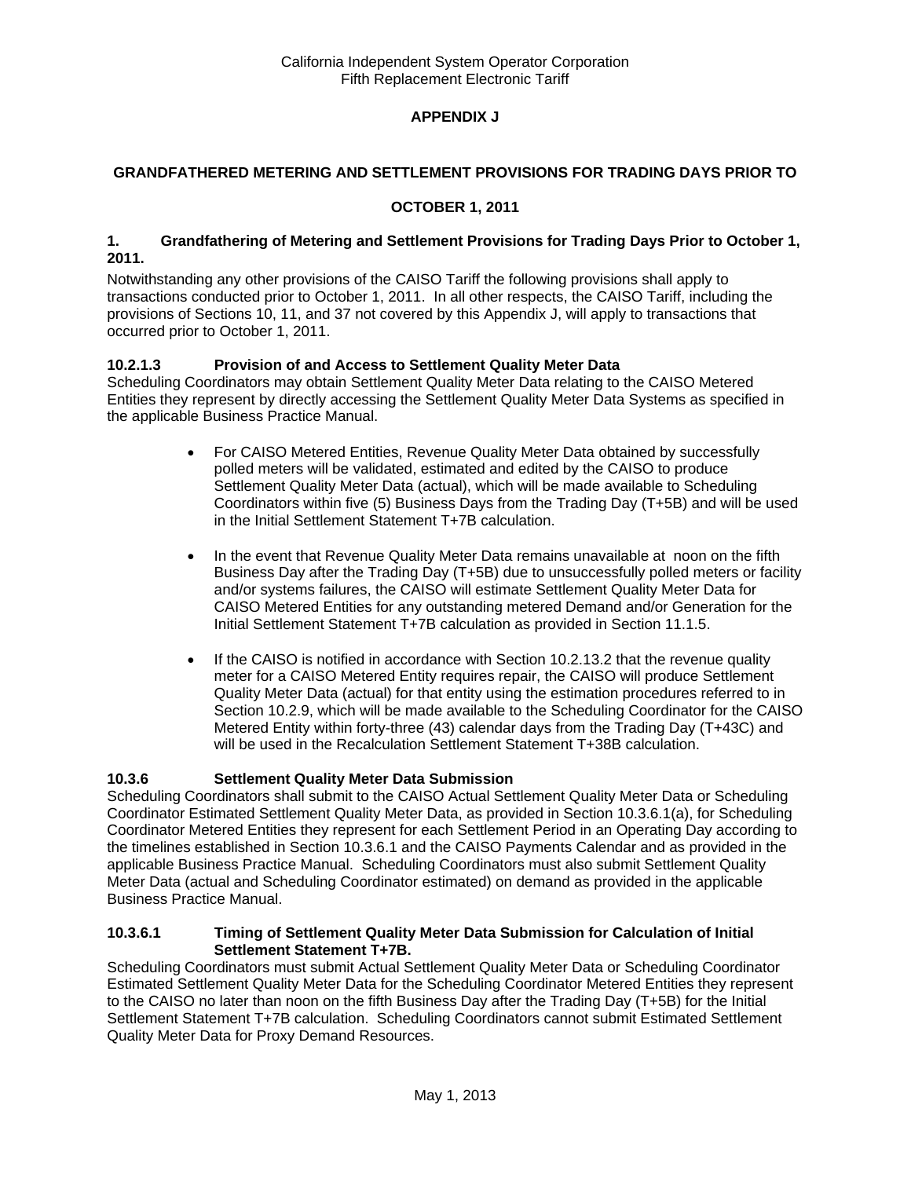California Independent System Operator Corporation
Fifth Replacement Electronic Tariff

**APPENDIX J**

**GRANDFATHERED METERING AND SETTLEMENT PROVISIONS FOR TRADING DAYS PRIOR TO OCTOBER 1, 2011**

### 1. Grandfathering of Metering and Settlement Provisions for Trading Days Prior to October 1, 2011.

Notwithstanding any other provisions of the CAISO Tariff the following provisions shall apply to transactions conducted prior to October 1, 2011. In all other respects, the CAISO Tariff, including the provisions of Sections 10, 11, and 37 not covered by this Appendix J, will apply to transactions that occurred prior to October 1, 2011.

### 10.2.1.3 Provision of and Access to Settlement Quality Meter Data

Scheduling Coordinators may obtain Settlement Quality Meter Data relating to the CAISO Metered Entities they represent by directly accessing the Settlement Quality Meter Data Systems as specified in the applicable Business Practice Manual.

- For CAISO Metered Entities, Revenue Quality Meter Data obtained by successfully polled meters will be validated, estimated and edited by the CAISO to produce Settlement Quality Meter Data (actual), which will be made available to Scheduling Coordinators within five (5) Business Days from the Trading Day (T+5B) and will be used in the Initial Settlement Statement T+7B calculation.

- In the event that Revenue Quality Meter Data remains unavailable at noon on the fifth Business Day after the Trading Day (T+5B) due to unsuccessfully polled meters or facility and/or systems failures, the CAISO will estimate Settlement Quality Meter Data for CAISO Metered Entities for any outstanding metered Demand and/or Generation for the Initial Settlement Statement T+7B calculation as provided in Section 11.1.5.

- If the CAISO is notified in accordance with Section 10.2.13.2 that the revenue quality meter for a CAISO Metered Entity requires repair, the CAISO will produce Settlement Quality Meter Data (actual) for that entity using the estimation procedures referred to in Section 10.2.9, which will be made available to the Scheduling Coordinator for the CAISO Metered Entity within forty-three (43) calendar days from the Trading Day (T+43C) and will be used in the Recalculation Settlement Statement T+38B calculation.

### 10.3.6 Settlement Quality Meter Data Submission

Scheduling Coordinators shall submit to the CAISO Actual Settlement Quality Meter Data or Scheduling Coordinator Estimated Settlement Quality Meter Data, as provided in Section 10.3.6.1(a), for Scheduling Coordinator Metered Entities they represent for each Settlement Period in an Operating Day according to the timelines established in Section 10.3.6.1 and the CAISO Payments Calendar and as provided in the applicable Business Practice Manual. Scheduling Coordinators must also submit Settlement Quality Meter Data (actual and Scheduling Coordinator estimated) on demand as provided in the applicable Business Practice Manual.

### 10.3.6.1 Timing of Settlement Quality Meter Data Submission for Calculation of Initial Settlement Statement T+7B.

Scheduling Coordinators must submit Actual Settlement Quality Meter Data or Scheduling Coordinator Estimated Settlement Quality Meter Data for the Scheduling Coordinator Metered Entities they represent to the CAISO no later than noon on the fifth Business Day after the Trading Day (T+5B) for the Initial Settlement Statement T+7B calculation. Scheduling Coordinators cannot submit Estimated Settlement Quality Meter Data for Proxy Demand Resources.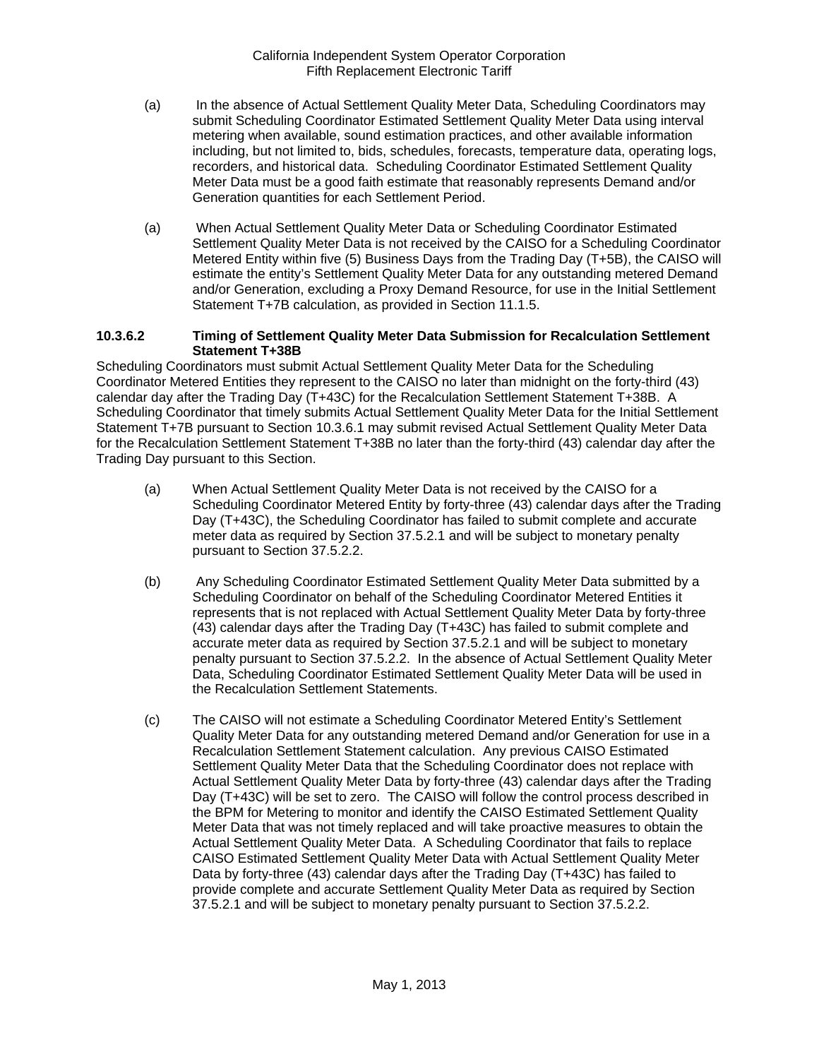(a) In the absence of Actual Settlement Quality Meter Data, Scheduling Coordinators may submit Scheduling Coordinator Estimated Settlement Quality Meter Data using interval metering when available, sound estimation practices, and other available information including, but not limited to, bids, schedules, forecasts, temperature data, operating logs, recorders, and historical data. Scheduling Coordinator Estimated Settlement Quality Meter Data must be a good faith estimate that reasonably represents Demand and/or Generation quantities for each Settlement Period.

(a) When Actual Settlement Quality Meter Data or Scheduling Coordinator Estimated Settlement Quality Meter Data is not received by the CAISO for a Scheduling Coordinator Metered Entity within five (5) Business Days from the Trading Day (T+5B), the CAISO will estimate the entity's Settlement Quality Meter Data for any outstanding metered Demand and/or Generation, excluding a Proxy Demand Resource, for use in the Initial Settlement Statement T+7B calculation, as provided in Section 11.1.5.

**10.3.6.2 Timing of Settlement Quality Meter Data Submission for Recalculation Settlement Statement T+38B**

Scheduling Coordinators must submit Actual Settlement Quality Meter Data for the Scheduling Coordinator Metered Entities they represent to the CAISO no later than midnight on the forty-third (43) calendar day after the Trading Day (T+43C) for the Recalculation Settlement Statement T+38B. A Scheduling Coordinator that timely submits Actual Settlement Quality Meter Data for the Initial Settlement Statement T+7B pursuant to Section 10.3.6.1 may submit revised Actual Settlement Quality Meter Data for the Recalculation Settlement Statement T+38B no later than the forty-third (43) calendar day after the Trading Day pursuant to this Section.

(a) When Actual Settlement Quality Meter Data is not received by the CAISO for a Scheduling Coordinator Metered Entity by forty-three (43) calendar days after the Trading Day (T+43C), the Scheduling Coordinator has failed to submit complete and accurate meter data as required by Section 37.5.2.1 and will be subject to monetary penalty pursuant to Section 37.5.2.2.

(b) Any Scheduling Coordinator Estimated Settlement Quality Meter Data submitted by a Scheduling Coordinator on behalf of the Scheduling Coordinator Metered Entities it represents that is not replaced with Actual Settlement Quality Meter Data by forty-three (43) calendar days after the Trading Day (T+43C) has failed to submit complete and accurate meter data as required by Section 37.5.2.1 and will be subject to monetary penalty pursuant to Section 37.5.2.2. In the absence of Actual Settlement Quality Meter Data, Scheduling Coordinator Estimated Settlement Quality Meter Data will be used in the Recalculation Settlement Statements.

(c) The CAISO will not estimate a Scheduling Coordinator Metered Entity's Settlement Quality Meter Data for any outstanding metered Demand and/or Generation for use in a Recalculation Settlement Statement calculation. Any previous CAISO Estimated Settlement Quality Meter Data that the Scheduling Coordinator does not replace with Actual Settlement Quality Meter Data by forty-three (43) calendar days after the Trading Day (T+43C) will be set to zero. The CAISO will follow the control process described in the BPM for Metering to monitor and identify the CAISO Estimated Settlement Quality Meter Data that was not timely replaced and will take proactive measures to obtain the Actual Settlement Quality Meter Data. A Scheduling Coordinator that fails to replace CAISO Estimated Settlement Quality Meter Data with Actual Settlement Quality Meter Data by forty-three (43) calendar days after the Trading Day (T+43C) has failed to provide complete and accurate Settlement Quality Meter Data as required by Section 37.5.2.1 and will be subject to monetary penalty pursuant to Section 37.5.2.2.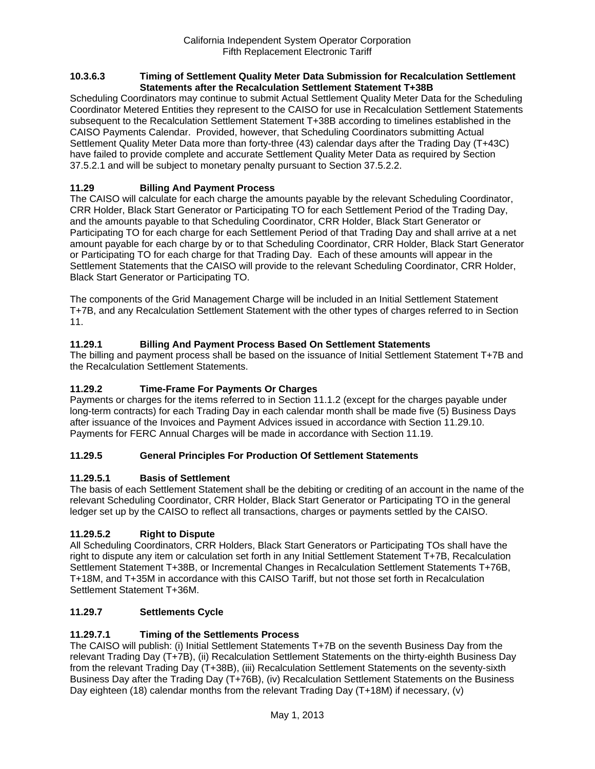#### 10.3.6.3 Timing of Settlement Quality Meter Data Submission for Recalculation Settlement Statements after the Recalculation Settlement Statement T+38B

Scheduling Coordinators may continue to submit Actual Settlement Quality Meter Data for the Scheduling Coordinator Metered Entities they represent to the CAISO for use in Recalculation Settlement Statements subsequent to the Recalculation Settlement Statement T+38B according to timelines established in the CAISO Payments Calendar. Provided, however, that Scheduling Coordinators submitting Actual Settlement Quality Meter Data more than forty-three (43) calendar days after the Trading Day (T+43C) have failed to provide complete and accurate Settlement Quality Meter Data as required by Section 37.5.2.1 and will be subject to monetary penalty pursuant to Section 37.5.2.2.

## 11.29 Billing And Payment Process

The CAISO will calculate for each charge the amounts payable by the relevant Scheduling Coordinator, CRR Holder, Black Start Generator or Participating TO for each Settlement Period of the Trading Day, and the amounts payable to that Scheduling Coordinator, CRR Holder, Black Start Generator or Participating TO for each charge for each Settlement Period of that Trading Day and shall arrive at a net amount payable for each charge by or to that Scheduling Coordinator, CRR Holder, Black Start Generator or Participating TO for each charge for that Trading Day. Each of these amounts will appear in the Settlement Statements that the CAISO will provide to the relevant Scheduling Coordinator, CRR Holder, Black Start Generator or Participating TO.

The components of the Grid Management Charge will be included in an Initial Settlement Statement T+7B, and any Recalculation Settlement Statement with the other types of charges referred to in Section 11.

### 11.29.1 Billing And Payment Process Based On Settlement Statements

The billing and payment process shall be based on the issuance of Initial Settlement Statement T+7B and the Recalculation Settlement Statements.

### 11.29.2 Time-Frame For Payments Or Charges

Payments or charges for the items referred to in Section 11.1.2 (except for the charges payable under long-term contracts) for each Trading Day in each calendar month shall be made five (5) Business Days after issuance of the Invoices and Payment Advices issued in accordance with Section 11.29.10. Payments for FERC Annual Charges will be made in accordance with Section 11.19.

### 11.29.5 General Principles For Production Of Settlement Statements

#### 11.29.5.1 Basis of Settlement

The basis of each Settlement Statement shall be the debiting or crediting of an account in the name of the relevant Scheduling Coordinator, CRR Holder, Black Start Generator or Participating TO in the general ledger set up by the CAISO to reflect all transactions, charges or payments settled by the CAISO.

#### 11.29.5.2 Right to Dispute

All Scheduling Coordinators, CRR Holders, Black Start Generators or Participating TOs shall have the right to dispute any item or calculation set forth in any Initial Settlement Statement T+7B, Recalculation Settlement Statement T+38B, or Incremental Changes in Recalculation Settlement Statements T+76B, T+18M, and T+35M in accordance with this CAISO Tariff, but not those set forth in Recalculation Settlement Statement T+36M.

### 11.29.7 Settlements Cycle

#### 11.29.7.1 Timing of the Settlements Process

The CAISO will publish: (i) Initial Settlement Statements T+7B on the seventh Business Day from the relevant Trading Day (T+7B), (ii) Recalculation Settlement Statements on the thirty-eighth Business Day from the relevant Trading Day (T+38B), (iii) Recalculation Settlement Statements on the seventy-sixth Business Day after the Trading Day (T+76B), (iv) Recalculation Settlement Statements on the Business Day eighteen (18) calendar months from the relevant Trading Day (T+18M) if necessary, (v)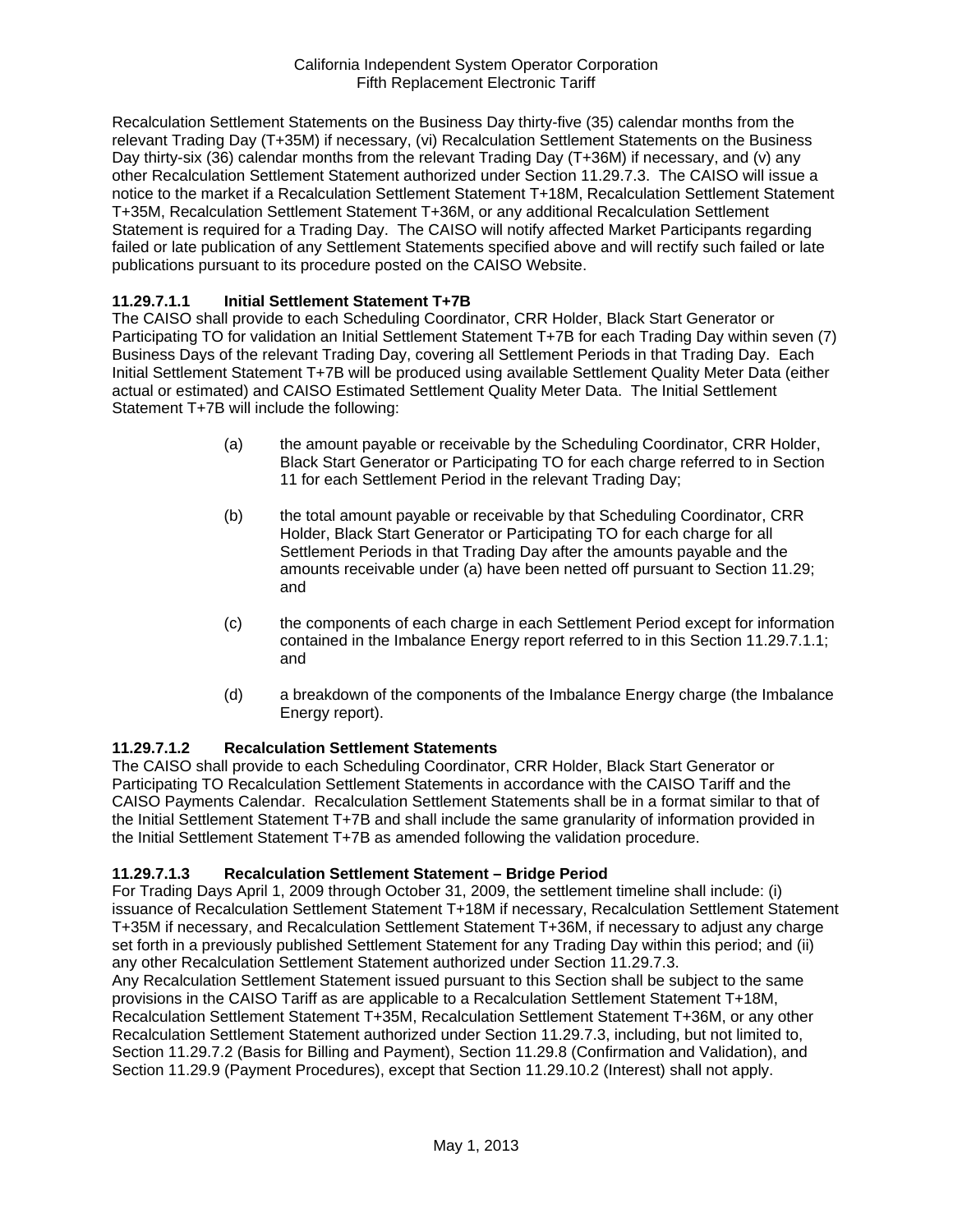Recalculation Settlement Statements on the Business Day thirty-five (35) calendar months from the relevant Trading Day (T+35M) if necessary, (vi) Recalculation Settlement Statements on the Business Day thirty-six (36) calendar months from the relevant Trading Day (T+36M) if necessary, and (v) any other Recalculation Settlement Statement authorized under Section 11.29.7.3. The CAISO will issue a notice to the market if a Recalculation Settlement Statement T+18M, Recalculation Settlement Statement T+35M, Recalculation Settlement Statement T+36M, or any additional Recalculation Settlement Statement is required for a Trading Day. The CAISO will notify affected Market Participants regarding failed or late publication of any Settlement Statements specified above and will rectify such failed or late publications pursuant to its procedure posted on the CAISO Website.

**11.29.7.1.1 Initial Settlement Statement T+7B**

The CAISO shall provide to each Scheduling Coordinator, CRR Holder, Black Start Generator or Participating TO for validation an Initial Settlement Statement T+7B for each Trading Day within seven (7) Business Days of the relevant Trading Day, covering all Settlement Periods in that Trading Day. Each Initial Settlement Statement T+7B will be produced using available Settlement Quality Meter Data (either actual or estimated) and CAISO Estimated Settlement Quality Meter Data. The Initial Settlement Statement T+7B will include the following:

(a) the amount payable or receivable by the Scheduling Coordinator, CRR Holder, Black Start Generator or Participating TO for each charge referred to in Section 11 for each Settlement Period in the relevant Trading Day;

(b) the total amount payable or receivable by that Scheduling Coordinator, CRR Holder, Black Start Generator or Participating TO for each charge for all Settlement Periods in that Trading Day after the amounts payable and the amounts receivable under (a) have been netted off pursuant to Section 11.29; and

(c) the components of each charge in each Settlement Period except for information contained in the Imbalance Energy report referred to in this Section 11.29.7.1.1; and

(d) a breakdown of the components of the Imbalance Energy charge (the Imbalance Energy report).

**11.29.7.1.2 Recalculation Settlement Statements**

The CAISO shall provide to each Scheduling Coordinator, CRR Holder, Black Start Generator or Participating TO Recalculation Settlement Statements in accordance with the CAISO Tariff and the CAISO Payments Calendar. Recalculation Settlement Statements shall be in a format similar to that of the Initial Settlement Statement T+7B and shall include the same granularity of information provided in the Initial Settlement Statement T+7B as amended following the validation procedure.

**11.29.7.1.3 Recalculation Settlement Statement – Bridge Period**

For Trading Days April 1, 2009 through October 31, 2009, the settlement timeline shall include: (i) issuance of Recalculation Settlement Statement T+18M if necessary, Recalculation Settlement Statement T+35M if necessary, and Recalculation Settlement Statement T+36M, if necessary to adjust any charge set forth in a previously published Settlement Statement for any Trading Day within this period; and (ii) any other Recalculation Settlement Statement authorized under Section 11.29.7.3.

Any Recalculation Settlement Statement issued pursuant to this Section shall be subject to the same provisions in the CAISO Tariff as are applicable to a Recalculation Settlement Statement T+18M, Recalculation Settlement Statement T+35M, Recalculation Settlement Statement T+36M, or any other Recalculation Settlement Statement authorized under Section 11.29.7.3, including, but not limited to, Section 11.29.7.2 (Basis for Billing and Payment), Section 11.29.8 (Confirmation and Validation), and Section 11.29.9 (Payment Procedures), except that Section 11.29.10.2 (Interest) shall not apply.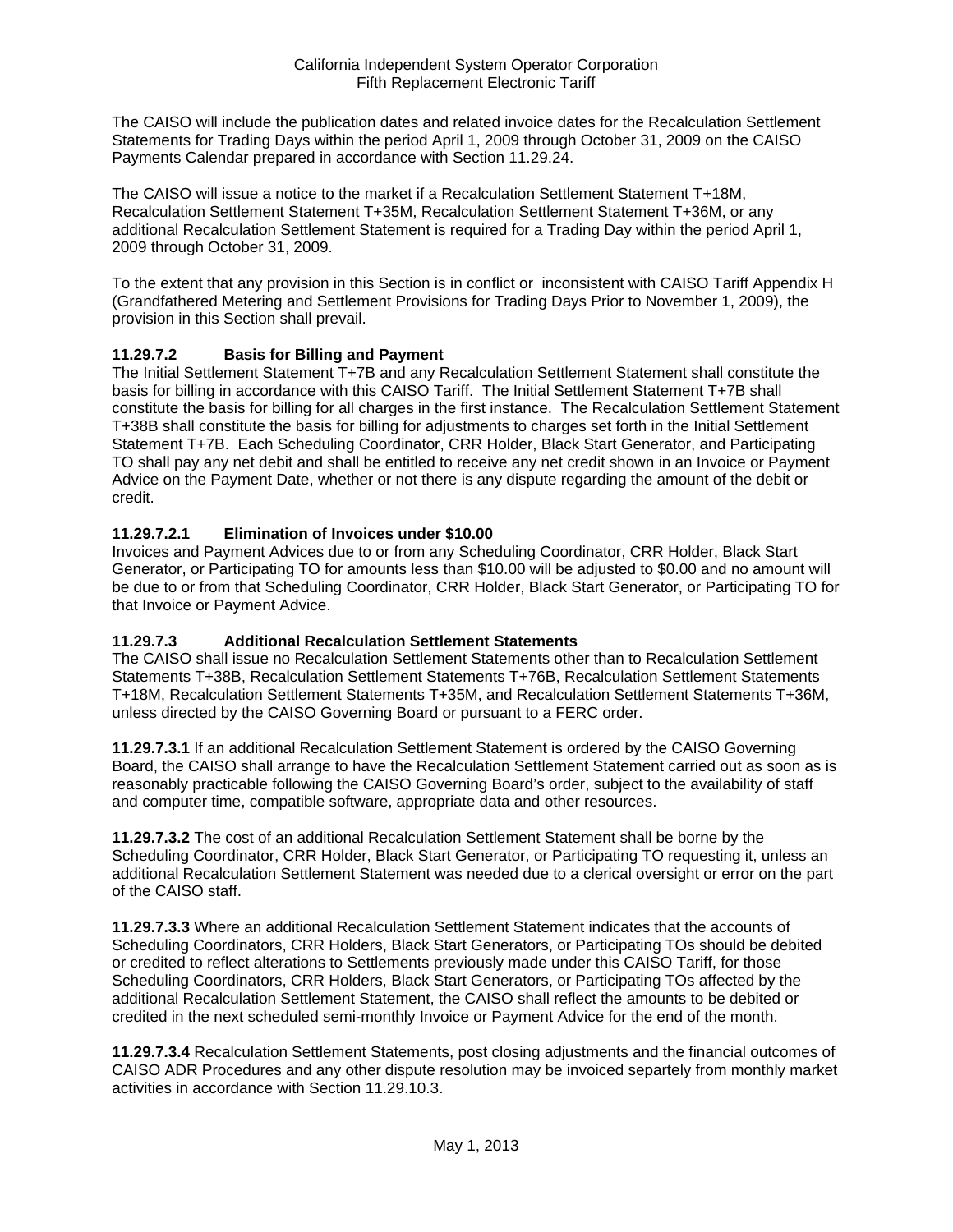The CAISO will include the publication dates and related invoice dates for the Recalculation Settlement Statements for Trading Days within the period April 1, 2009 through October 31, 2009 on the CAISO Payments Calendar prepared in accordance with Section 11.29.24.

The CAISO will issue a notice to the market if a Recalculation Settlement Statement T+18M, Recalculation Settlement Statement T+35M, Recalculation Settlement Statement T+36M, or any additional Recalculation Settlement Statement is required for a Trading Day within the period April 1, 2009 through October 31, 2009.

To the extent that any provision in this Section is in conflict or inconsistent with CAISO Tariff Appendix H (Grandfathered Metering and Settlement Provisions for Trading Days Prior to November 1, 2009), the provision in this Section shall prevail.

### 11.29.7.2 Basis for Billing and Payment

The Initial Settlement Statement T+7B and any Recalculation Settlement Statement shall constitute the basis for billing in accordance with this CAISO Tariff. The Initial Settlement Statement T+7B shall constitute the basis for billing for all charges in the first instance. The Recalculation Settlement Statement T+38B shall constitute the basis for billing for adjustments to charges set forth in the Initial Settlement Statement T+7B. Each Scheduling Coordinator, CRR Holder, Black Start Generator, and Participating TO shall pay any net debit and shall be entitled to receive any net credit shown in an Invoice or Payment Advice on the Payment Date, whether or not there is any dispute regarding the amount of the debit or credit.

### 11.29.7.2.1 Elimination of Invoices under $10.00

Invoices and Payment Advices due to or from any Scheduling Coordinator, CRR Holder, Black Start Generator, or Participating TO for amounts less than $10.00 will be adjusted to $0.00 and no amount will be due to or from that Scheduling Coordinator, CRR Holder, Black Start Generator, or Participating TO for that Invoice or Payment Advice.

### 11.29.7.3 Additional Recalculation Settlement Statements

The CAISO shall issue no Recalculation Settlement Statements other than to Recalculation Settlement Statements T+38B, Recalculation Settlement Statements T+76B, Recalculation Settlement Statements T+18M, Recalculation Settlement Statements T+35M, and Recalculation Settlement Statements T+36M, unless directed by the CAISO Governing Board or pursuant to a FERC order.

**11.29.7.3.1** If an additional Recalculation Settlement Statement is ordered by the CAISO Governing Board, the CAISO shall arrange to have the Recalculation Settlement Statement carried out as soon as is reasonably practicable following the CAISO Governing Board's order, subject to the availability of staff and computer time, compatible software, appropriate data and other resources.

**11.29.7.3.2** The cost of an additional Recalculation Settlement Statement shall be borne by the Scheduling Coordinator, CRR Holder, Black Start Generator, or Participating TO requesting it, unless an additional Recalculation Settlement Statement was needed due to a clerical oversight or error on the part of the CAISO staff.

**11.29.7.3.3** Where an additional Recalculation Settlement Statement indicates that the accounts of Scheduling Coordinators, CRR Holders, Black Start Generators, or Participating TOs should be debited or credited to reflect alterations to Settlements previously made under this CAISO Tariff, for those Scheduling Coordinators, CRR Holders, Black Start Generators, or Participating TOs affected by the additional Recalculation Settlement Statement, the CAISO shall reflect the amounts to be debited or credited in the next scheduled semi-monthly Invoice or Payment Advice for the end of the month.

**11.29.7.3.4** Recalculation Settlement Statements, post closing adjustments and the financial outcomes of CAISO ADR Procedures and any other dispute resolution may be invoiced separtely from monthly market activities in accordance with Section 11.29.10.3.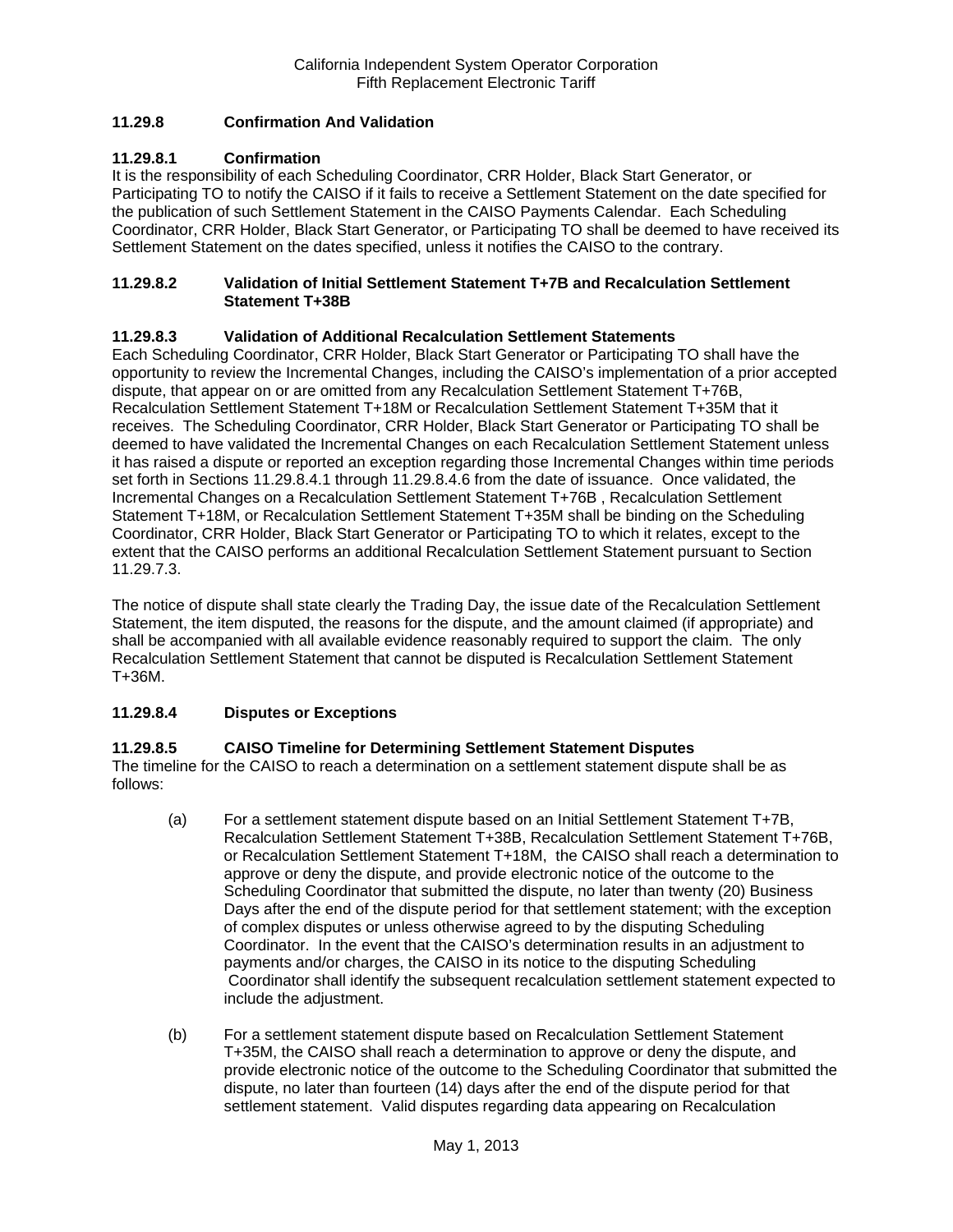### 11.29.8 Confirmation And Validation

#### 11.29.8.1 Confirmation

It is the responsibility of each Scheduling Coordinator, CRR Holder, Black Start Generator, or Participating TO to notify the CAISO if it fails to receive a Settlement Statement on the date specified for the publication of such Settlement Statement in the CAISO Payments Calendar. Each Scheduling Coordinator, CRR Holder, Black Start Generator, or Participating TO shall be deemed to have received its Settlement Statement on the dates specified, unless it notifies the CAISO to the contrary.

#### 11.29.8.2 Validation of Initial Settlement Statement T+7B and Recalculation Settlement Statement T+38B

#### 11.29.8.3 Validation of Additional Recalculation Settlement Statements

Each Scheduling Coordinator, CRR Holder, Black Start Generator or Participating TO shall have the opportunity to review the Incremental Changes, including the CAISO's implementation of a prior accepted dispute, that appear on or are omitted from any Recalculation Settlement Statement T+76B, Recalculation Settlement Statement T+18M or Recalculation Settlement Statement T+35M that it receives. The Scheduling Coordinator, CRR Holder, Black Start Generator or Participating TO shall be deemed to have validated the Incremental Changes on each Recalculation Settlement Statement unless it has raised a dispute or reported an exception regarding those Incremental Changes within time periods set forth in Sections 11.29.8.4.1 through 11.29.8.4.6 from the date of issuance. Once validated, the Incremental Changes on a Recalculation Settlement Statement T+76B , Recalculation Settlement Statement T+18M, or Recalculation Settlement Statement T+35M shall be binding on the Scheduling Coordinator, CRR Holder, Black Start Generator or Participating TO to which it relates, except to the extent that the CAISO performs an additional Recalculation Settlement Statement pursuant to Section 11.29.7.3.

The notice of dispute shall state clearly the Trading Day, the issue date of the Recalculation Settlement Statement, the item disputed, the reasons for the dispute, and the amount claimed (if appropriate) and shall be accompanied with all available evidence reasonably required to support the claim. The only Recalculation Settlement Statement that cannot be disputed is Recalculation Settlement Statement T+36M.

#### 11.29.8.4 Disputes or Exceptions

#### 11.29.8.5 CAISO Timeline for Determining Settlement Statement Disputes

The timeline for the CAISO to reach a determination on a settlement statement dispute shall be as follows:

(a) For a settlement statement dispute based on an Initial Settlement Statement T+7B, Recalculation Settlement Statement T+38B, Recalculation Settlement Statement T+76B, or Recalculation Settlement Statement T+18M, the CAISO shall reach a determination to approve or deny the dispute, and provide electronic notice of the outcome to the Scheduling Coordinator that submitted the dispute, no later than twenty (20) Business Days after the end of the dispute period for that settlement statement; with the exception of complex disputes or unless otherwise agreed to by the disputing Scheduling Coordinator. In the event that the CAISO's determination results in an adjustment to payments and/or charges, the CAISO in its notice to the disputing Scheduling Coordinator shall identify the subsequent recalculation settlement statement expected to include the adjustment.

(b) For a settlement statement dispute based on Recalculation Settlement Statement T+35M, the CAISO shall reach a determination to approve or deny the dispute, and provide electronic notice of the outcome to the Scheduling Coordinator that submitted the dispute, no later than fourteen (14) days after the end of the dispute period for that settlement statement. Valid disputes regarding data appearing on Recalculation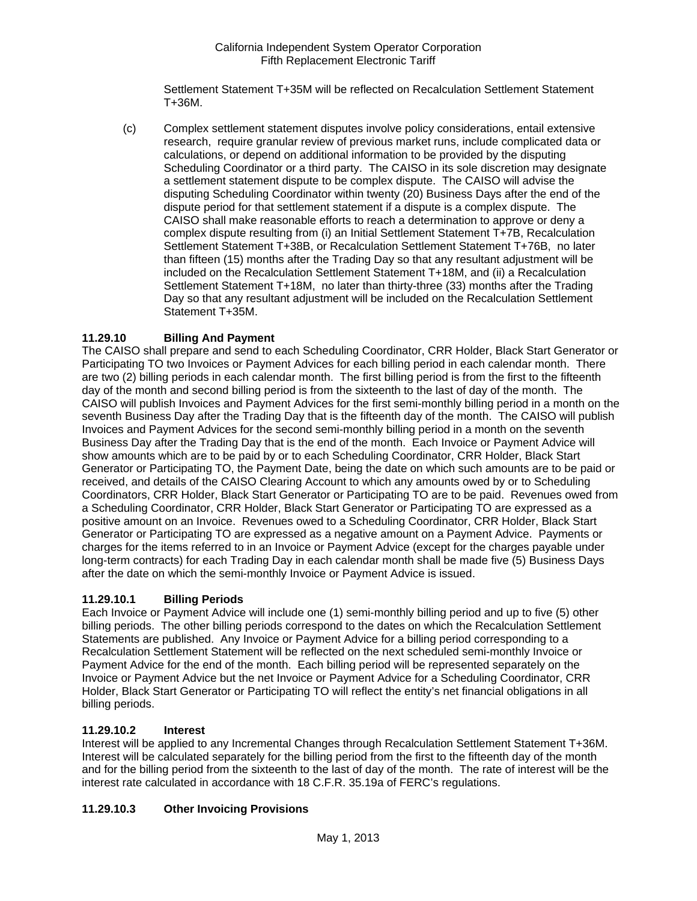Settlement Statement T+35M will be reflected on Recalculation Settlement Statement T+36M.

(c) Complex settlement statement disputes involve policy considerations, entail extensive research, require granular review of previous market runs, include complicated data or calculations, or depend on additional information to be provided by the disputing Scheduling Coordinator or a third party. The CAISO in its sole discretion may designate a settlement statement dispute to be complex dispute. The CAISO will advise the disputing Scheduling Coordinator within twenty (20) Business Days after the end of the dispute period for that settlement statement if a dispute is a complex dispute. The CAISO shall make reasonable efforts to reach a determination to approve or deny a complex dispute resulting from (i) an Initial Settlement Statement T+7B, Recalculation Settlement Statement T+38B, or Recalculation Settlement Statement T+76B, no later than fifteen (15) months after the Trading Day so that any resultant adjustment will be included on the Recalculation Settlement Statement T+18M, and (ii) a Recalculation Settlement Statement T+18M, no later than thirty-three (33) months after the Trading Day so that any resultant adjustment will be included on the Recalculation Settlement Statement T+35M.

**11.29.10 Billing And Payment**

The CAISO shall prepare and send to each Scheduling Coordinator, CRR Holder, Black Start Generator or Participating TO two Invoices or Payment Advices for each billing period in each calendar month. There are two (2) billing periods in each calendar month. The first billing period is from the first to the fifteenth day of the month and second billing period is from the sixteenth to the last of day of the month. The CAISO will publish Invoices and Payment Advices for the first semi-monthly billing period in a month on the seventh Business Day after the Trading Day that is the fifteenth day of the month. The CAISO will publish Invoices and Payment Advices for the second semi-monthly billing period in a month on the seventh Business Day after the Trading Day that is the end of the month. Each Invoice or Payment Advice will show amounts which are to be paid by or to each Scheduling Coordinator, CRR Holder, Black Start Generator or Participating TO, the Payment Date, being the date on which such amounts are to be paid or received, and details of the CAISO Clearing Account to which any amounts owed by or to Scheduling Coordinators, CRR Holder, Black Start Generator or Participating TO are to be paid. Revenues owed from a Scheduling Coordinator, CRR Holder, Black Start Generator or Participating TO are expressed as a positive amount on an Invoice. Revenues owed to a Scheduling Coordinator, CRR Holder, Black Start Generator or Participating TO are expressed as a negative amount on a Payment Advice. Payments or charges for the items referred to in an Invoice or Payment Advice (except for the charges payable under long-term contracts) for each Trading Day in each calendar month shall be made five (5) Business Days after the date on which the semi-monthly Invoice or Payment Advice is issued.

**11.29.10.1 Billing Periods**

Each Invoice or Payment Advice will include one (1) semi-monthly billing period and up to five (5) other billing periods. The other billing periods correspond to the dates on which the Recalculation Settlement Statements are published. Any Invoice or Payment Advice for a billing period corresponding to a Recalculation Settlement Statement will be reflected on the next scheduled semi-monthly Invoice or Payment Advice for the end of the month. Each billing period will be represented separately on the Invoice or Payment Advice but the net Invoice or Payment Advice for a Scheduling Coordinator, CRR Holder, Black Start Generator or Participating TO will reflect the entity's net financial obligations in all billing periods.

**11.29.10.2 Interest**

Interest will be applied to any Incremental Changes through Recalculation Settlement Statement T+36M. Interest will be calculated separately for the billing period from the first to the fifteenth day of the month and for the billing period from the sixteenth to the last of day of the month. The rate of interest will be the interest rate calculated in accordance with 18 C.F.R. 35.19a of FERC's regulations.

**11.29.10.3 Other Invoicing Provisions**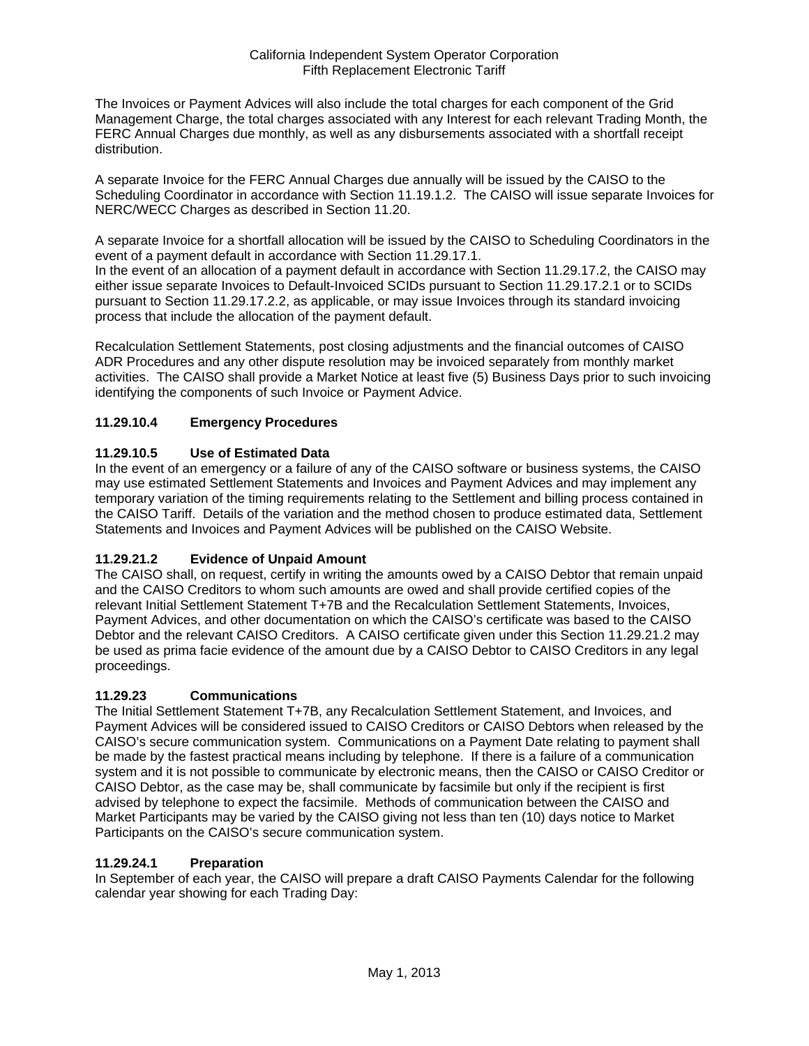The Invoices or Payment Advices will also include the total charges for each component of the Grid Management Charge, the total charges associated with any Interest for each relevant Trading Month, the FERC Annual Charges due monthly, as well as any disbursements associated with a shortfall receipt distribution.

A separate Invoice for the FERC Annual Charges due annually will be issued by the CAISO to the Scheduling Coordinator in accordance with Section 11.19.1.2. The CAISO will issue separate Invoices for NERC/WECC Charges as described in Section 11.20.

A separate Invoice for a shortfall allocation will be issued by the CAISO to Scheduling Coordinators in the event of a payment default in accordance with Section 11.29.17.1.
In the event of an allocation of a payment default in accordance with Section 11.29.17.2, the CAISO may either issue separate Invoices to Default-Invoiced SCIDs pursuant to Section 11.29.17.2.1 or to SCIDs pursuant to Section 11.29.17.2.2, as applicable, or may issue Invoices through its standard invoicing process that include the allocation of the payment default.

Recalculation Settlement Statements, post closing adjustments and the financial outcomes of CAISO ADR Procedures and any other dispute resolution may be invoiced separately from monthly market activities. The CAISO shall provide a Market Notice at least five (5) Business Days prior to such invoicing identifying the components of such Invoice or Payment Advice.

**11.29.10.4 Emergency Procedures**

**11.29.10.5 Use of Estimated Data**

In the event of an emergency or a failure of any of the CAISO software or business systems, the CAISO may use estimated Settlement Statements and Invoices and Payment Advices and may implement any temporary variation of the timing requirements relating to the Settlement and billing process contained in the CAISO Tariff. Details of the variation and the method chosen to produce estimated data, Settlement Statements and Invoices and Payment Advices will be published on the CAISO Website.

**11.29.21.2 Evidence of Unpaid Amount**

The CAISO shall, on request, certify in writing the amounts owed by a CAISO Debtor that remain unpaid and the CAISO Creditors to whom such amounts are owed and shall provide certified copies of the relevant Initial Settlement Statement T+7B and the Recalculation Settlement Statements, Invoices, Payment Advices, and other documentation on which the CAISO's certificate was based to the CAISO Debtor and the relevant CAISO Creditors. A CAISO certificate given under this Section 11.29.21.2 may be used as prima facie evidence of the amount due by a CAISO Debtor to CAISO Creditors in any legal proceedings.

**11.29.23 Communications**

The Initial Settlement Statement T+7B, any Recalculation Settlement Statement, and Invoices, and Payment Advices will be considered issued to CAISO Creditors or CAISO Debtors when released by the CAISO's secure communication system. Communications on a Payment Date relating to payment shall be made by the fastest practical means including by telephone. If there is a failure of a communication system and it is not possible to communicate by electronic means, then the CAISO or CAISO Creditor or CAISO Debtor, as the case may be, shall communicate by facsimile but only if the recipient is first advised by telephone to expect the facsimile. Methods of communication between the CAISO and Market Participants may be varied by the CAISO giving not less than ten (10) days notice to Market Participants on the CAISO's secure communication system.

**11.29.24.1 Preparation**

In September of each year, the CAISO will prepare a draft CAISO Payments Calendar for the following calendar year showing for each Trading Day: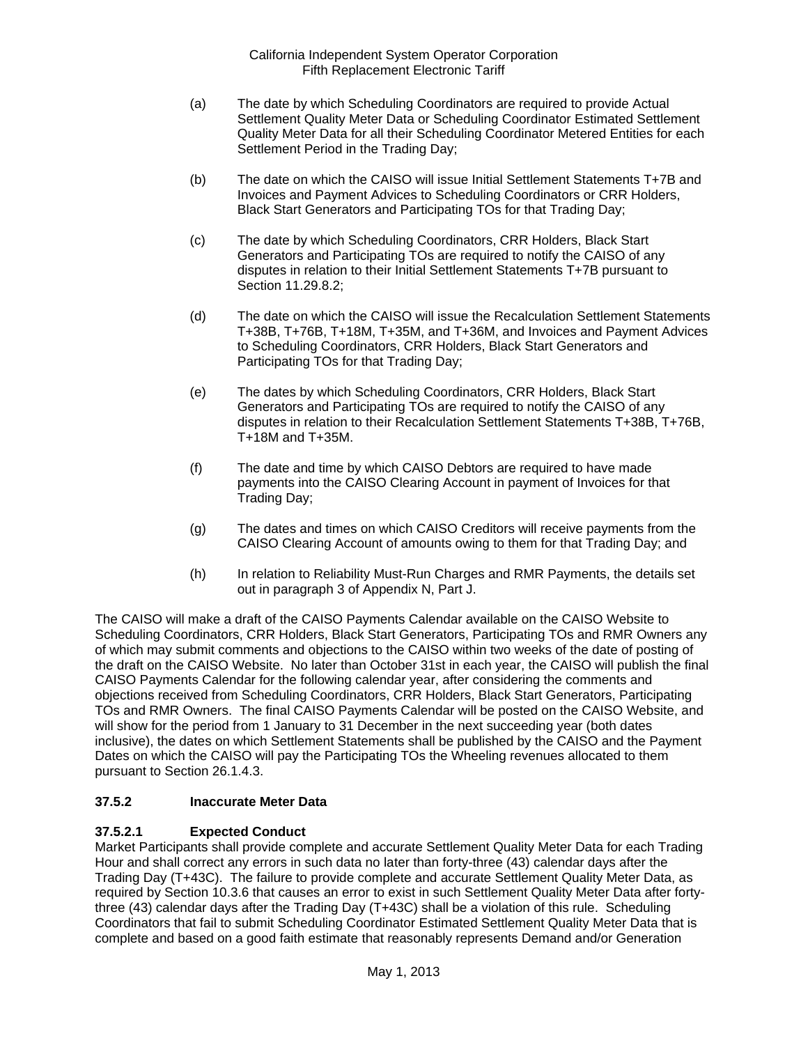(a) The date by which Scheduling Coordinators are required to provide Actual Settlement Quality Meter Data or Scheduling Coordinator Estimated Settlement Quality Meter Data for all their Scheduling Coordinator Metered Entities for each Settlement Period in the Trading Day;

(b) The date on which the CAISO will issue Initial Settlement Statements T+7B and Invoices and Payment Advices to Scheduling Coordinators or CRR Holders, Black Start Generators and Participating TOs for that Trading Day;

(c) The date by which Scheduling Coordinators, CRR Holders, Black Start Generators and Participating TOs are required to notify the CAISO of any disputes in relation to their Initial Settlement Statements T+7B pursuant to Section 11.29.8.2;

(d) The date on which the CAISO will issue the Recalculation Settlement Statements T+38B, T+76B, T+18M, T+35M, and T+36M, and Invoices and Payment Advices to Scheduling Coordinators, CRR Holders, Black Start Generators and Participating TOs for that Trading Day;

(e) The dates by which Scheduling Coordinators, CRR Holders, Black Start Generators and Participating TOs are required to notify the CAISO of any disputes in relation to their Recalculation Settlement Statements T+38B, T+76B, T+18M and T+35M.

(f) The date and time by which CAISO Debtors are required to have made payments into the CAISO Clearing Account in payment of Invoices for that Trading Day;

(g) The dates and times on which CAISO Creditors will receive payments from the CAISO Clearing Account of amounts owing to them for that Trading Day; and

(h) In relation to Reliability Must-Run Charges and RMR Payments, the details set out in paragraph 3 of Appendix N, Part J.

The CAISO will make a draft of the CAISO Payments Calendar available on the CAISO Website to Scheduling Coordinators, CRR Holders, Black Start Generators, Participating TOs and RMR Owners any of which may submit comments and objections to the CAISO within two weeks of the date of posting of the draft on the CAISO Website. No later than October 31st in each year, the CAISO will publish the final CAISO Payments Calendar for the following calendar year, after considering the comments and objections received from Scheduling Coordinators, CRR Holders, Black Start Generators, Participating TOs and RMR Owners. The final CAISO Payments Calendar will be posted on the CAISO Website, and will show for the period from 1 January to 31 December in the next succeeding year (both dates inclusive), the dates on which Settlement Statements shall be published by the CAISO and the Payment Dates on which the CAISO will pay the Participating TOs the Wheeling revenues allocated to them pursuant to Section 26.1.4.3.

### 37.5.2 Inaccurate Meter Data

#### 37.5.2.1 Expected Conduct

Market Participants shall provide complete and accurate Settlement Quality Meter Data for each Trading Hour and shall correct any errors in such data no later than forty-three (43) calendar days after the Trading Day (T+43C). The failure to provide complete and accurate Settlement Quality Meter Data, as required by Section 10.3.6 that causes an error to exist in such Settlement Quality Meter Data after forty-three (43) calendar days after the Trading Day (T+43C) shall be a violation of this rule. Scheduling Coordinators that fail to submit Scheduling Coordinator Estimated Settlement Quality Meter Data that is complete and based on a good faith estimate that reasonably represents Demand and/or Generation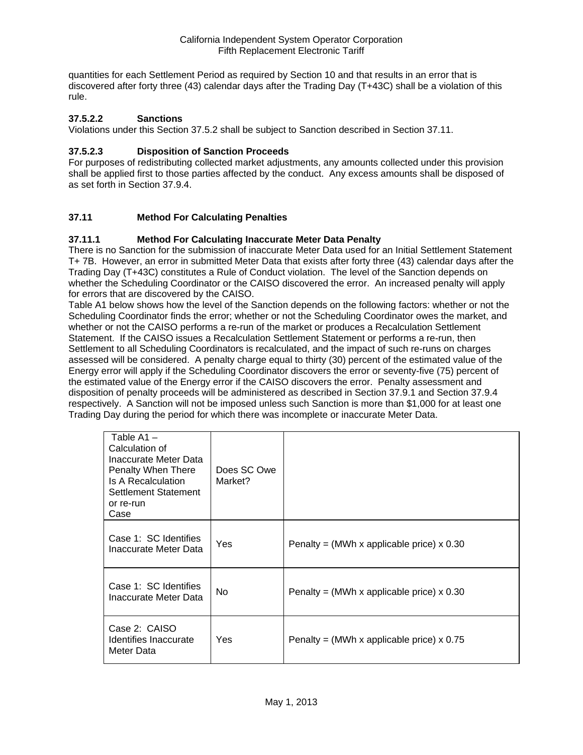quantities for each Settlement Period as required by Section 10 and that results in an error that is discovered after forty three (43) calendar days after the Trading Day (T+43C) shall be a violation of this rule.

### 37.5.2.2 Sanctions

Violations under this Section 37.5.2 shall be subject to Sanction described in Section 37.11.

### 37.5.2.3 Disposition of Sanction Proceeds

For purposes of redistributing collected market adjustments, any amounts collected under this provision shall be applied first to those parties affected by the conduct. Any excess amounts shall be disposed of as set forth in Section 37.9.4.

## 37.11 Method For Calculating Penalties

### 37.11.1 Method For Calculating Inaccurate Meter Data Penalty

There is no Sanction for the submission of inaccurate Meter Data used for an Initial Settlement Statement T+ 7B. However, an error in submitted Meter Data that exists after forty three (43) calendar days after the Trading Day (T+43C) constitutes a Rule of Conduct violation. The level of the Sanction depends on whether the Scheduling Coordinator or the CAISO discovered the error. An increased penalty will apply for errors that are discovered by the CAISO.

Table A1 below shows how the level of the Sanction depends on the following factors: whether or not the Scheduling Coordinator finds the error; whether or not the Scheduling Coordinator owes the market, and whether or not the CAISO performs a re-run of the market or produces a Recalculation Settlement Statement. If the CAISO issues a Recalculation Settlement Statement or performs a re-run, then Settlement to all Scheduling Coordinators is recalculated, and the impact of such re-runs on charges assessed will be considered. A penalty charge equal to thirty (30) percent of the estimated value of the Energy error will apply if the Scheduling Coordinator discovers the error or seventy-five (75) percent of the estimated value of the Energy error if the CAISO discovers the error. Penalty assessment and disposition of penalty proceeds will be administered as described in Section 37.9.1 and Section 37.9.4 respectively. A Sanction will not be imposed unless such Sanction is more than $1,000 for at least one Trading Day during the period for which there was incomplete or inaccurate Meter Data.

| Table A1 – Calculation of Inaccurate Meter Data Penalty When There Is A Recalculation Settlement Statement or re-run<br>Case | Does SC Owe Market? | |
|---|---|---|
| Case 1: SC Identifies Inaccurate Meter Data | Yes | Penalty = (MWh x applicable price) x 0.30 |
| Case 1: SC Identifies Inaccurate Meter Data | No | Penalty = (MWh x applicable price) x 0.30 |
| Case 2: CAISO Identifies Inaccurate Meter Data | Yes | Penalty = (MWh x applicable price) x 0.75 |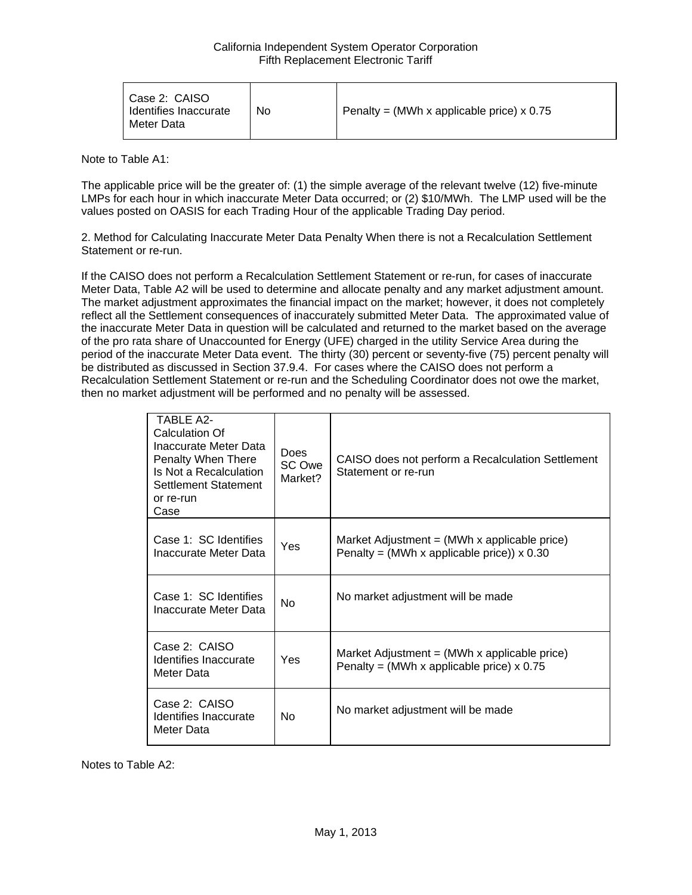| | | |
|---|---|---|
| Case 2: CAISO Identifies Inaccurate Meter Data | No | Penalty = (MWh x applicable price) x 0.75 |

Note to Table A1:

The applicable price will be the greater of: (1) the simple average of the relevant twelve (12) five-minute LMPs for each hour in which inaccurate Meter Data occurred; or (2) $10/MWh. The LMP used will be the values posted on OASIS for each Trading Hour of the applicable Trading Day period.

2. Method for Calculating Inaccurate Meter Data Penalty When there is not a Recalculation Settlement Statement or re-run.

If the CAISO does not perform a Recalculation Settlement Statement or re-run, for cases of inaccurate Meter Data, Table A2 will be used to determine and allocate penalty and any market adjustment amount. The market adjustment approximates the financial impact on the market; however, it does not completely reflect all the Settlement consequences of inaccurately submitted Meter Data. The approximated value of the inaccurate Meter Data in question will be calculated and returned to the market based on the average of the pro rata share of Unaccounted for Energy (UFE) charged in the utility Service Area during the period of the inaccurate Meter Data event. The thirty (30) percent or seventy-five (75) percent penalty will be distributed as discussed in Section 37.9.4. For cases where the CAISO does not perform a Recalculation Settlement Statement or re-run and the Scheduling Coordinator does not owe the market, then no market adjustment will be performed and no penalty will be assessed.

| TABLE A2- Calculation Of Inaccurate Meter Data Penalty When There Is Not a Recalculation Settlement Statement or re-run Case | Does SC Owe Market? | CAISO does not perform a Recalculation Settlement Statement or re-run |
|---|---|---|
| Case 1: SC Identifies Inaccurate Meter Data | Yes | Market Adjustment = (MWh x applicable price)<br>Penalty = (MWh x applicable price)) x 0.30 |
| Case 1: SC Identifies Inaccurate Meter Data | No | No market adjustment will be made |
| Case 2: CAISO Identifies Inaccurate Meter Data | Yes | Market Adjustment = (MWh x applicable price)<br>Penalty = (MWh x applicable price) x 0.75 |
| Case 2: CAISO Identifies Inaccurate Meter Data | No | No market adjustment will be made |

Notes to Table A2: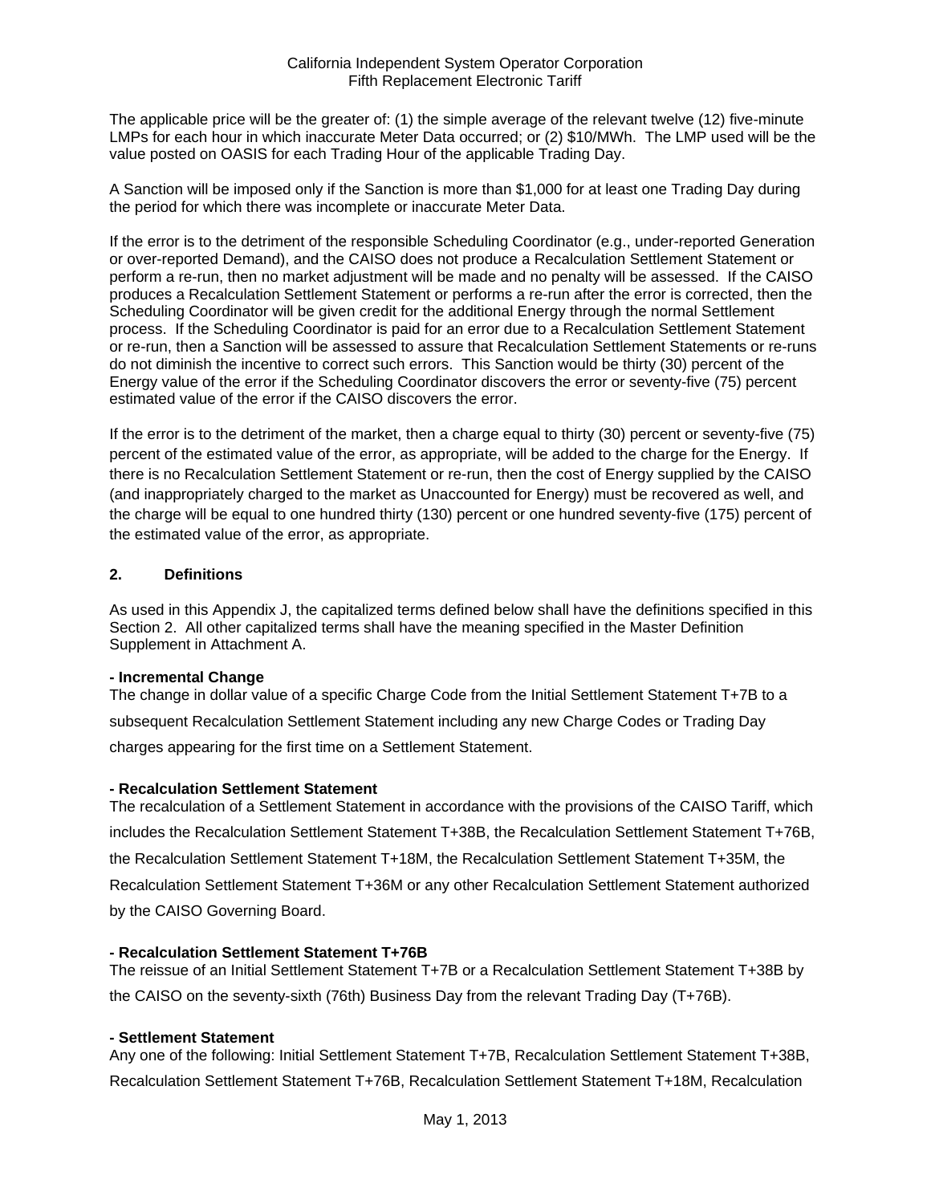The applicable price will be the greater of: (1) the simple average of the relevant twelve (12) five-minute LMPs for each hour in which inaccurate Meter Data occurred; or (2) $10/MWh. The LMP used will be the value posted on OASIS for each Trading Hour of the applicable Trading Day.

A Sanction will be imposed only if the Sanction is more than $1,000 for at least one Trading Day during the period for which there was incomplete or inaccurate Meter Data.

If the error is to the detriment of the responsible Scheduling Coordinator (e.g., under-reported Generation or over-reported Demand), and the CAISO does not produce a Recalculation Settlement Statement or perform a re-run, then no market adjustment will be made and no penalty will be assessed. If the CAISO produces a Recalculation Settlement Statement or performs a re-run after the error is corrected, then the Scheduling Coordinator will be given credit for the additional Energy through the normal Settlement process. If the Scheduling Coordinator is paid for an error due to a Recalculation Settlement Statement or re-run, then a Sanction will be assessed to assure that Recalculation Settlement Statements or re-runs do not diminish the incentive to correct such errors. This Sanction would be thirty (30) percent of the Energy value of the error if the Scheduling Coordinator discovers the error or seventy-five (75) percent estimated value of the error if the CAISO discovers the error.

If the error is to the detriment of the market, then a charge equal to thirty (30) percent or seventy-five (75) percent of the estimated value of the error, as appropriate, will be added to the charge for the Energy. If there is no Recalculation Settlement Statement or re-run, then the cost of Energy supplied by the CAISO (and inappropriately charged to the market as Unaccounted for Energy) must be recovered as well, and the charge will be equal to one hundred thirty (130) percent or one hundred seventy-five (175) percent of the estimated value of the error, as appropriate.

## 2. Definitions

As used in this Appendix J, the capitalized terms defined below shall have the definitions specified in this Section 2. All other capitalized terms shall have the meaning specified in the Master Definition Supplement in Attachment A.

**- Incremental Change**
The change in dollar value of a specific Charge Code from the Initial Settlement Statement T+7B to a subsequent Recalculation Settlement Statement including any new Charge Codes or Trading Day charges appearing for the first time on a Settlement Statement.

**- Recalculation Settlement Statement**
The recalculation of a Settlement Statement in accordance with the provisions of the CAISO Tariff, which includes the Recalculation Settlement Statement T+38B, the Recalculation Settlement Statement T+76B, the Recalculation Settlement Statement T+18M, the Recalculation Settlement Statement T+35M, the Recalculation Settlement Statement T+36M or any other Recalculation Settlement Statement authorized by the CAISO Governing Board.

**- Recalculation Settlement Statement T+76B**
The reissue of an Initial Settlement Statement T+7B or a Recalculation Settlement Statement T+38B by the CAISO on the seventy-sixth (76th) Business Day from the relevant Trading Day (T+76B).

**- Settlement Statement**
Any one of the following: Initial Settlement Statement T+7B, Recalculation Settlement Statement T+38B, Recalculation Settlement Statement T+76B, Recalculation Settlement Statement T+18M, Recalculation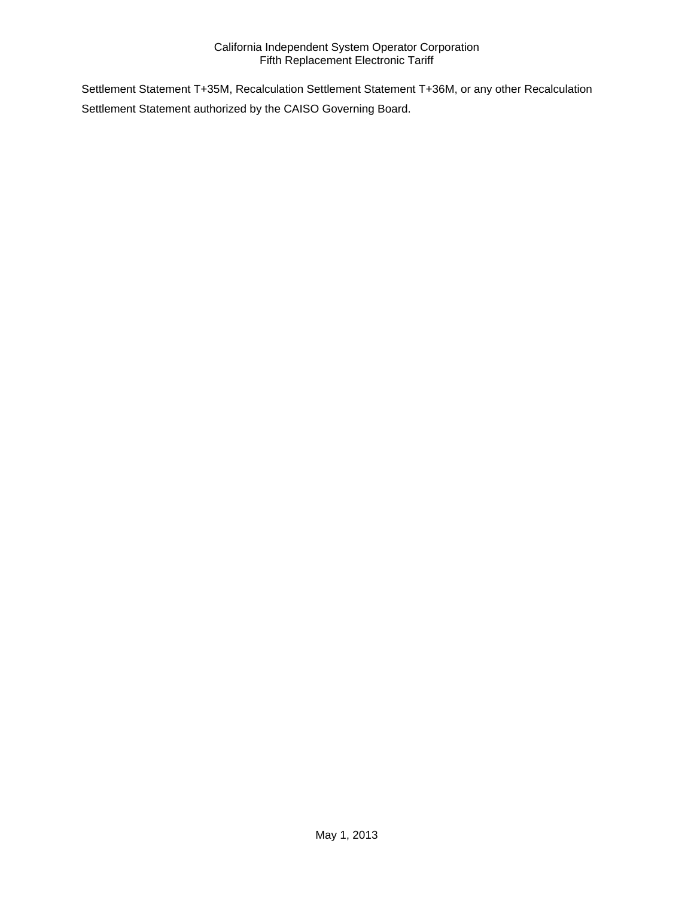Settlement Statement T+35M, Recalculation Settlement Statement T+36M, or any other Recalculation Settlement Statement authorized by the CAISO Governing Board.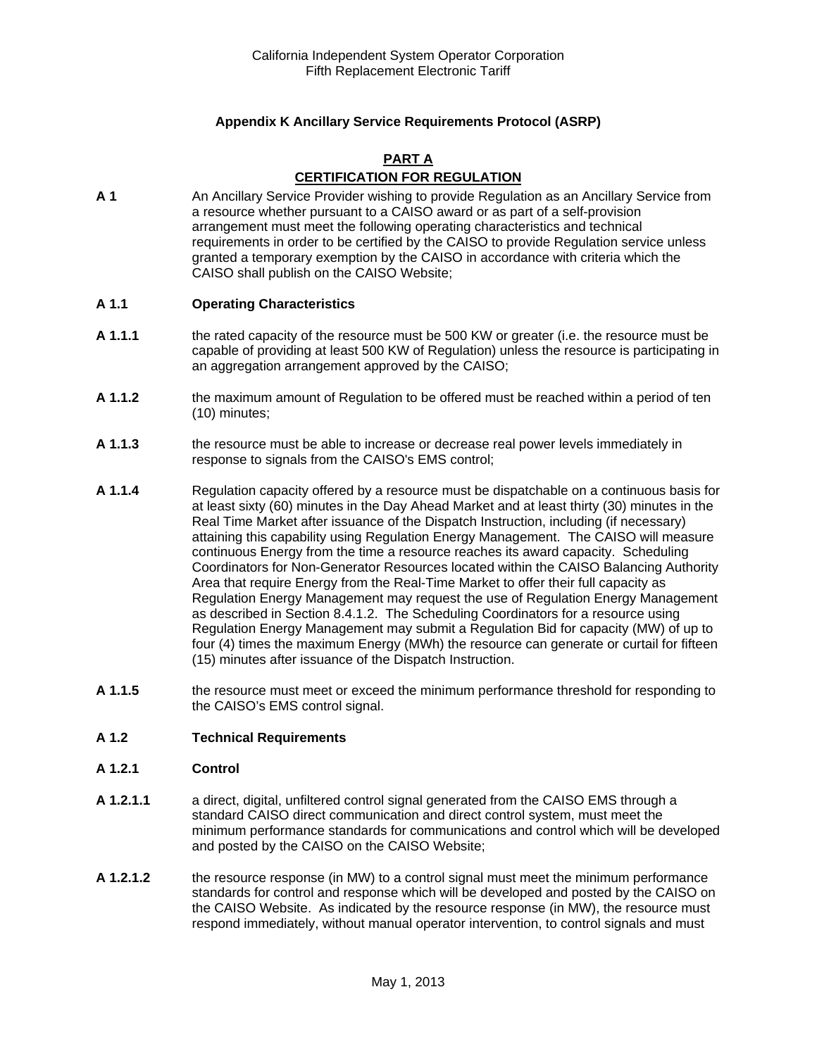## Appendix K Ancillary Service Requirements Protocol (ASRP)

### PART A
### CERTIFICATION FOR REGULATION

**A 1** An Ancillary Service Provider wishing to provide Regulation as an Ancillary Service from a resource whether pursuant to a CAISO award or as part of a self-provision arrangement must meet the following operating characteristics and technical requirements in order to be certified by the CAISO to provide Regulation service unless granted a temporary exemption by the CAISO in accordance with criteria which the CAISO shall publish on the CAISO Website;

**A 1.1 Operating Characteristics**

**A 1.1.1** the rated capacity of the resource must be 500 KW or greater (i.e. the resource must be capable of providing at least 500 KW of Regulation) unless the resource is participating in an aggregation arrangement approved by the CAISO;

**A 1.1.2** the maximum amount of Regulation to be offered must be reached within a period of ten (10) minutes;

**A 1.1.3** the resource must be able to increase or decrease real power levels immediately in response to signals from the CAISO's EMS control;

**A 1.1.4** Regulation capacity offered by a resource must be dispatchable on a continuous basis for at least sixty (60) minutes in the Day Ahead Market and at least thirty (30) minutes in the Real Time Market after issuance of the Dispatch Instruction, including (if necessary) attaining this capability using Regulation Energy Management. The CAISO will measure continuous Energy from the time a resource reaches its award capacity. Scheduling Coordinators for Non-Generator Resources located within the CAISO Balancing Authority Area that require Energy from the Real-Time Market to offer their full capacity as Regulation Energy Management may request the use of Regulation Energy Management as described in Section 8.4.1.2. The Scheduling Coordinators for a resource using Regulation Energy Management may submit a Regulation Bid for capacity (MW) of up to four (4) times the maximum Energy (MWh) the resource can generate or curtail for fifteen (15) minutes after issuance of the Dispatch Instruction.

**A 1.1.5** the resource must meet or exceed the minimum performance threshold for responding to the CAISO's EMS control signal.

**A 1.2 Technical Requirements**

**A 1.2.1 Control**

**A 1.2.1.1** a direct, digital, unfiltered control signal generated from the CAISO EMS through a standard CAISO direct communication and direct control system, must meet the minimum performance standards for communications and control which will be developed and posted by the CAISO on the CAISO Website;

**A 1.2.1.2** the resource response (in MW) to a control signal must meet the minimum performance standards for control and response which will be developed and posted by the CAISO on the CAISO Website. As indicated by the resource response (in MW), the resource must respond immediately, without manual operator intervention, to control signals and must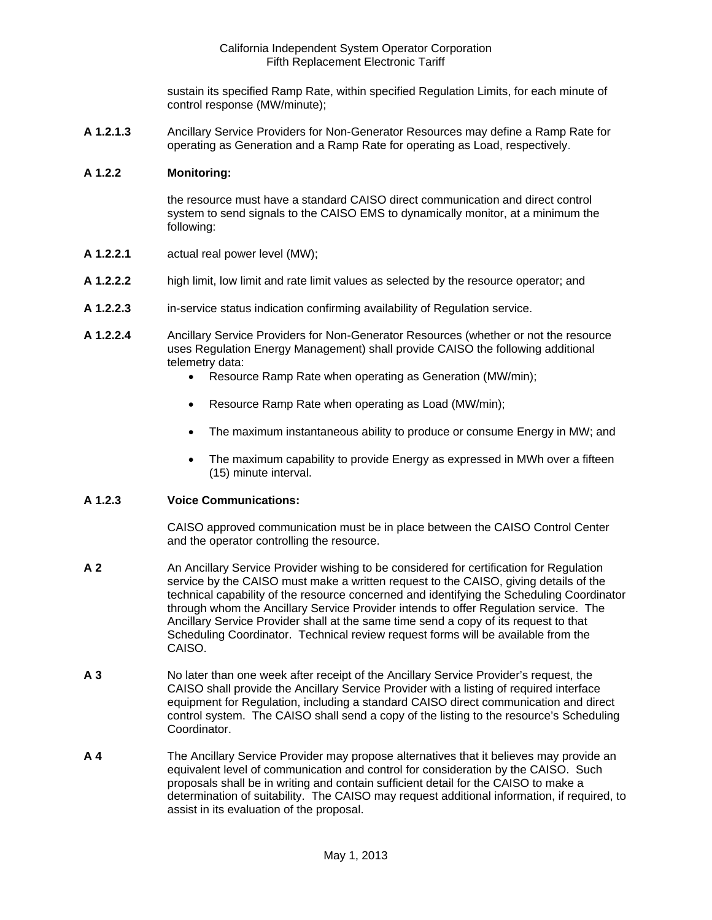sustain its specified Ramp Rate, within specified Regulation Limits, for each minute of control response (MW/minute);

**A 1.2.1.3** Ancillary Service Providers for Non-Generator Resources may define a Ramp Rate for operating as Generation and a Ramp Rate for operating as Load, respectively.

**A 1.2.2 Monitoring:**

the resource must have a standard CAISO direct communication and direct control system to send signals to the CAISO EMS to dynamically monitor, at a minimum the following:

**A 1.2.2.1** actual real power level (MW);

**A 1.2.2.2** high limit, low limit and rate limit values as selected by the resource operator; and

**A 1.2.2.3** in-service status indication confirming availability of Regulation service.

**A 1.2.2.4** Ancillary Service Providers for Non-Generator Resources (whether or not the resource uses Regulation Energy Management) shall provide CAISO the following additional telemetry data:

- Resource Ramp Rate when operating as Generation (MW/min);
- Resource Ramp Rate when operating as Load (MW/min);
- The maximum instantaneous ability to produce or consume Energy in MW; and
- The maximum capability to provide Energy as expressed in MWh over a fifteen (15) minute interval.

**A 1.2.3 Voice Communications:**

CAISO approved communication must be in place between the CAISO Control Center and the operator controlling the resource.

**A 2** An Ancillary Service Provider wishing to be considered for certification for Regulation service by the CAISO must make a written request to the CAISO, giving details of the technical capability of the resource concerned and identifying the Scheduling Coordinator through whom the Ancillary Service Provider intends to offer Regulation service. The Ancillary Service Provider shall at the same time send a copy of its request to that Scheduling Coordinator. Technical review request forms will be available from the CAISO.

**A 3** No later than one week after receipt of the Ancillary Service Provider's request, the CAISO shall provide the Ancillary Service Provider with a listing of required interface equipment for Regulation, including a standard CAISO direct communication and direct control system. The CAISO shall send a copy of the listing to the resource's Scheduling Coordinator.

**A 4** The Ancillary Service Provider may propose alternatives that it believes may provide an equivalent level of communication and control for consideration by the CAISO. Such proposals shall be in writing and contain sufficient detail for the CAISO to make a determination of suitability. The CAISO may request additional information, if required, to assist in its evaluation of the proposal.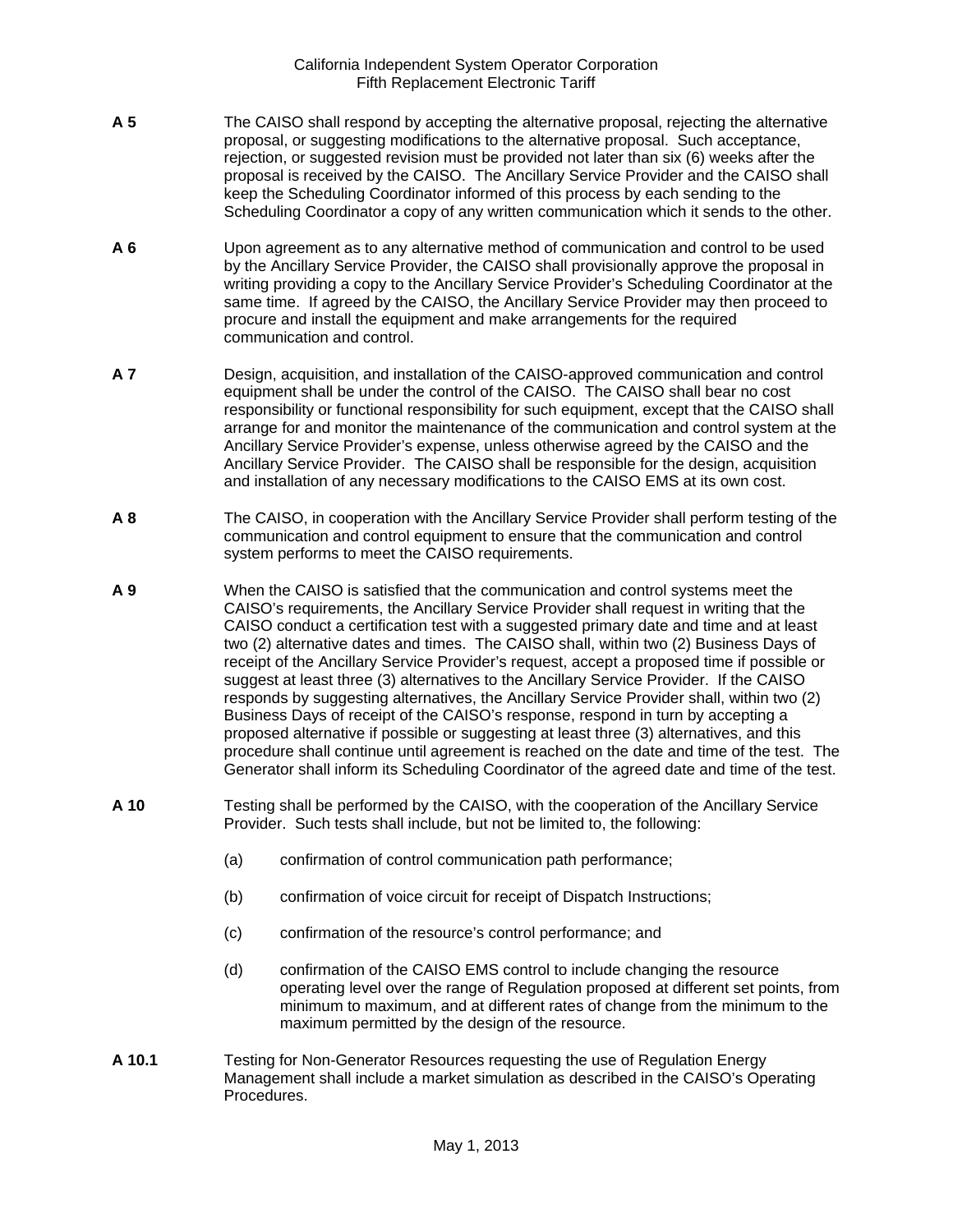**A 5** The CAISO shall respond by accepting the alternative proposal, rejecting the alternative proposal, or suggesting modifications to the alternative proposal. Such acceptance, rejection, or suggested revision must be provided not later than six (6) weeks after the proposal is received by the CAISO. The Ancillary Service Provider and the CAISO shall keep the Scheduling Coordinator informed of this process by each sending to the Scheduling Coordinator a copy of any written communication which it sends to the other.

**A 6** Upon agreement as to any alternative method of communication and control to be used by the Ancillary Service Provider, the CAISO shall provisionally approve the proposal in writing providing a copy to the Ancillary Service Provider's Scheduling Coordinator at the same time. If agreed by the CAISO, the Ancillary Service Provider may then proceed to procure and install the equipment and make arrangements for the required communication and control.

**A 7** Design, acquisition, and installation of the CAISO-approved communication and control equipment shall be under the control of the CAISO. The CAISO shall bear no cost responsibility or functional responsibility for such equipment, except that the CAISO shall arrange for and monitor the maintenance of the communication and control system at the Ancillary Service Provider's expense, unless otherwise agreed by the CAISO and the Ancillary Service Provider. The CAISO shall be responsible for the design, acquisition and installation of any necessary modifications to the CAISO EMS at its own cost.

**A 8** The CAISO, in cooperation with the Ancillary Service Provider shall perform testing of the communication and control equipment to ensure that the communication and control system performs to meet the CAISO requirements.

**A 9** When the CAISO is satisfied that the communication and control systems meet the CAISO's requirements, the Ancillary Service Provider shall request in writing that the CAISO conduct a certification test with a suggested primary date and time and at least two (2) alternative dates and times. The CAISO shall, within two (2) Business Days of receipt of the Ancillary Service Provider's request, accept a proposed time if possible or suggest at least three (3) alternatives to the Ancillary Service Provider. If the CAISO responds by suggesting alternatives, the Ancillary Service Provider shall, within two (2) Business Days of receipt of the CAISO's response, respond in turn by accepting a proposed alternative if possible or suggesting at least three (3) alternatives, and this procedure shall continue until agreement is reached on the date and time of the test. The Generator shall inform its Scheduling Coordinator of the agreed date and time of the test.

**A 10** Testing shall be performed by the CAISO, with the cooperation of the Ancillary Service Provider. Such tests shall include, but not be limited to, the following:

(a) confirmation of control communication path performance;

(b) confirmation of voice circuit for receipt of Dispatch Instructions;

(c) confirmation of the resource's control performance; and

(d) confirmation of the CAISO EMS control to include changing the resource operating level over the range of Regulation proposed at different set points, from minimum to maximum, and at different rates of change from the minimum to the maximum permitted by the design of the resource.

**A 10.1** Testing for Non-Generator Resources requesting the use of Regulation Energy Management shall include a market simulation as described in the CAISO's Operating Procedures.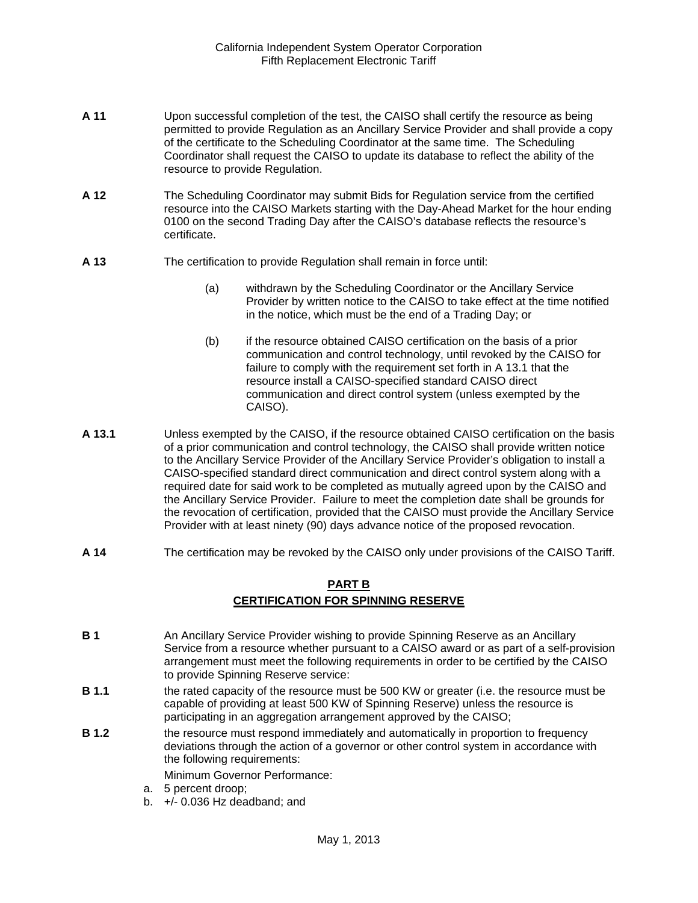**A 11** Upon successful completion of the test, the CAISO shall certify the resource as being permitted to provide Regulation as an Ancillary Service Provider and shall provide a copy of the certificate to the Scheduling Coordinator at the same time. The Scheduling Coordinator shall request the CAISO to update its database to reflect the ability of the resource to provide Regulation.

**A 12** The Scheduling Coordinator may submit Bids for Regulation service from the certified resource into the CAISO Markets starting with the Day-Ahead Market for the hour ending 0100 on the second Trading Day after the CAISO's database reflects the resource's certificate.

**A 13** The certification to provide Regulation shall remain in force until:

(a) withdrawn by the Scheduling Coordinator or the Ancillary Service Provider by written notice to the CAISO to take effect at the time notified in the notice, which must be the end of a Trading Day; or

(b) if the resource obtained CAISO certification on the basis of a prior communication and control technology, until revoked by the CAISO for failure to comply with the requirement set forth in A 13.1 that the resource install a CAISO-specified standard CAISO direct communication and direct control system (unless exempted by the CAISO).

**A 13.1** Unless exempted by the CAISO, if the resource obtained CAISO certification on the basis of a prior communication and control technology, the CAISO shall provide written notice to the Ancillary Service Provider of the Ancillary Service Provider's obligation to install a CAISO-specified standard direct communication and direct control system along with a required date for said work to be completed as mutually agreed upon by the CAISO and the Ancillary Service Provider. Failure to meet the completion date shall be grounds for the revocation of certification, provided that the CAISO must provide the Ancillary Service Provider with at least ninety (90) days advance notice of the proposed revocation.

**A 14** The certification may be revoked by the CAISO only under provisions of the CAISO Tariff.

## PART B
## CERTIFICATION FOR SPINNING RESERVE

**B 1** An Ancillary Service Provider wishing to provide Spinning Reserve as an Ancillary Service from a resource whether pursuant to a CAISO award or as part of a self-provision arrangement must meet the following requirements in order to be certified by the CAISO to provide Spinning Reserve service:

**B 1.1** the rated capacity of the resource must be 500 KW or greater (i.e. the resource must be capable of providing at least 500 KW of Spinning Reserve) unless the resource is participating in an aggregation arrangement approved by the CAISO;

**B 1.2** the resource must respond immediately and automatically in proportion to frequency deviations through the action of a governor or other control system in accordance with the following requirements:

Minimum Governor Performance:

a. 5 percent droop;
b. +/- 0.036 Hz deadband; and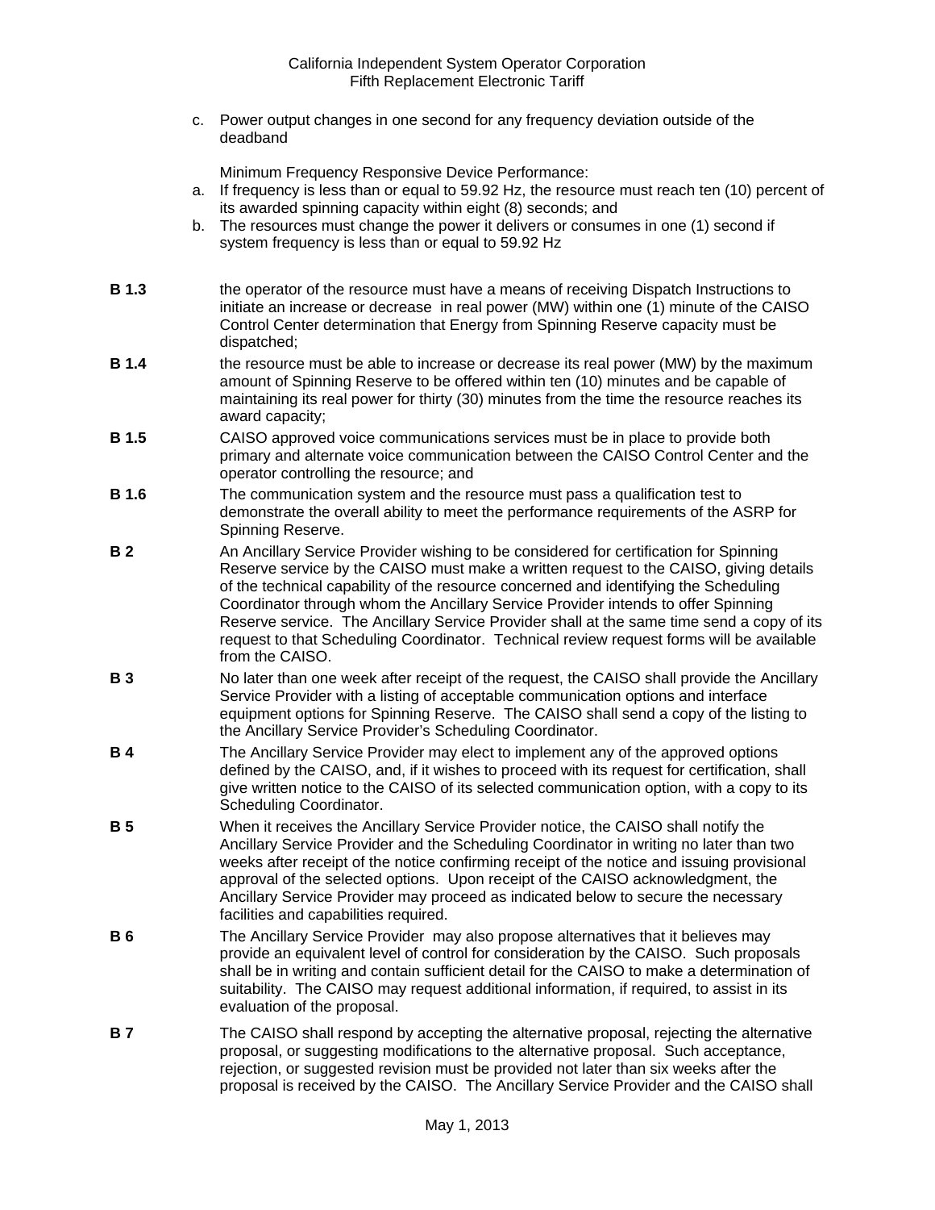c. Power output changes in one second for any frequency deviation outside of the deadband

Minimum Frequency Responsive Device Performance:

a. If frequency is less than or equal to 59.92 Hz, the resource must reach ten (10) percent of its awarded spinning capacity within eight (8) seconds; and
b. The resources must change the power it delivers or consumes in one (1) second if system frequency is less than or equal to 59.92 Hz

**B 1.3** the operator of the resource must have a means of receiving Dispatch Instructions to initiate an increase or decrease in real power (MW) within one (1) minute of the CAISO Control Center determination that Energy from Spinning Reserve capacity must be dispatched;

**B 1.4** the resource must be able to increase or decrease its real power (MW) by the maximum amount of Spinning Reserve to be offered within ten (10) minutes and be capable of maintaining its real power for thirty (30) minutes from the time the resource reaches its award capacity;

**B 1.5** CAISO approved voice communications services must be in place to provide both primary and alternate voice communication between the CAISO Control Center and the operator controlling the resource; and

**B 1.6** The communication system and the resource must pass a qualification test to demonstrate the overall ability to meet the performance requirements of the ASRP for Spinning Reserve.

**B 2** An Ancillary Service Provider wishing to be considered for certification for Spinning Reserve service by the CAISO must make a written request to the CAISO, giving details of the technical capability of the resource concerned and identifying the Scheduling Coordinator through whom the Ancillary Service Provider intends to offer Spinning Reserve service. The Ancillary Service Provider shall at the same time send a copy of its request to that Scheduling Coordinator. Technical review request forms will be available from the CAISO.

**B 3** No later than one week after receipt of the request, the CAISO shall provide the Ancillary Service Provider with a listing of acceptable communication options and interface equipment options for Spinning Reserve. The CAISO shall send a copy of the listing to the Ancillary Service Provider's Scheduling Coordinator.

**B 4** The Ancillary Service Provider may elect to implement any of the approved options defined by the CAISO, and, if it wishes to proceed with its request for certification, shall give written notice to the CAISO of its selected communication option, with a copy to its Scheduling Coordinator.

**B 5** When it receives the Ancillary Service Provider notice, the CAISO shall notify the Ancillary Service Provider and the Scheduling Coordinator in writing no later than two weeks after receipt of the notice confirming receipt of the notice and issuing provisional approval of the selected options. Upon receipt of the CAISO acknowledgment, the Ancillary Service Provider may proceed as indicated below to secure the necessary facilities and capabilities required.

**B 6** The Ancillary Service Provider may also propose alternatives that it believes may provide an equivalent level of control for consideration by the CAISO. Such proposals shall be in writing and contain sufficient detail for the CAISO to make a determination of suitability. The CAISO may request additional information, if required, to assist in its evaluation of the proposal.

**B 7** The CAISO shall respond by accepting the alternative proposal, rejecting the alternative proposal, or suggesting modifications to the alternative proposal. Such acceptance, rejection, or suggested revision must be provided not later than six weeks after the proposal is received by the CAISO. The Ancillary Service Provider and the CAISO shall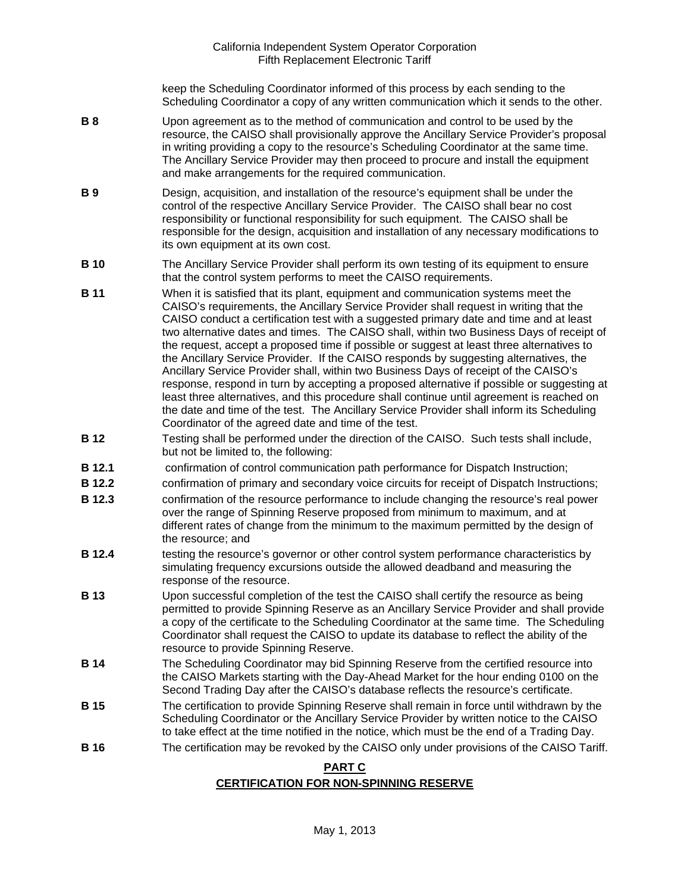keep the Scheduling Coordinator informed of this process by each sending to the Scheduling Coordinator a copy of any written communication which it sends to the other.

**B 8** Upon agreement as to the method of communication and control to be used by the resource, the CAISO shall provisionally approve the Ancillary Service Provider's proposal in writing providing a copy to the resource's Scheduling Coordinator at the same time. The Ancillary Service Provider may then proceed to procure and install the equipment and make arrangements for the required communication.

**B 9** Design, acquisition, and installation of the resource's equipment shall be under the control of the respective Ancillary Service Provider. The CAISO shall bear no cost responsibility or functional responsibility for such equipment. The CAISO shall be responsible for the design, acquisition and installation of any necessary modifications to its own equipment at its own cost.

**B 10** The Ancillary Service Provider shall perform its own testing of its equipment to ensure that the control system performs to meet the CAISO requirements.

**B 11** When it is satisfied that its plant, equipment and communication systems meet the CAISO's requirements, the Ancillary Service Provider shall request in writing that the CAISO conduct a certification test with a suggested primary date and time and at least two alternative dates and times. The CAISO shall, within two Business Days of receipt of the request, accept a proposed time if possible or suggest at least three alternatives to the Ancillary Service Provider. If the CAISO responds by suggesting alternatives, the Ancillary Service Provider shall, within two Business Days of receipt of the CAISO's response, respond in turn by accepting a proposed alternative if possible or suggesting at least three alternatives, and this procedure shall continue until agreement is reached on the date and time of the test. The Ancillary Service Provider shall inform its Scheduling Coordinator of the agreed date and time of the test.

**B 12** Testing shall be performed under the direction of the CAISO. Such tests shall include, but not be limited to, the following:

**B 12.1** confirmation of control communication path performance for Dispatch Instruction;

**B 12.2** confirmation of primary and secondary voice circuits for receipt of Dispatch Instructions;

**B 12.3** confirmation of the resource performance to include changing the resource's real power over the range of Spinning Reserve proposed from minimum to maximum, and at different rates of change from the minimum to the maximum permitted by the design of the resource; and

**B 12.4** testing the resource's governor or other control system performance characteristics by simulating frequency excursions outside the allowed deadband and measuring the response of the resource.

**B 13** Upon successful completion of the test the CAISO shall certify the resource as being permitted to provide Spinning Reserve as an Ancillary Service Provider and shall provide a copy of the certificate to the Scheduling Coordinator at the same time. The Scheduling Coordinator shall request the CAISO to update its database to reflect the ability of the resource to provide Spinning Reserve.

**B 14** The Scheduling Coordinator may bid Spinning Reserve from the certified resource into the CAISO Markets starting with the Day-Ahead Market for the hour ending 0100 on the Second Trading Day after the CAISO's database reflects the resource's certificate.

**B 15** The certification to provide Spinning Reserve shall remain in force until withdrawn by the Scheduling Coordinator or the Ancillary Service Provider by written notice to the CAISO to take effect at the time notified in the notice, which must be the end of a Trading Day.

**B 16** The certification may be revoked by the CAISO only under provisions of the CAISO Tariff.

## PART C
## CERTIFICATION FOR NON-SPINNING RESERVE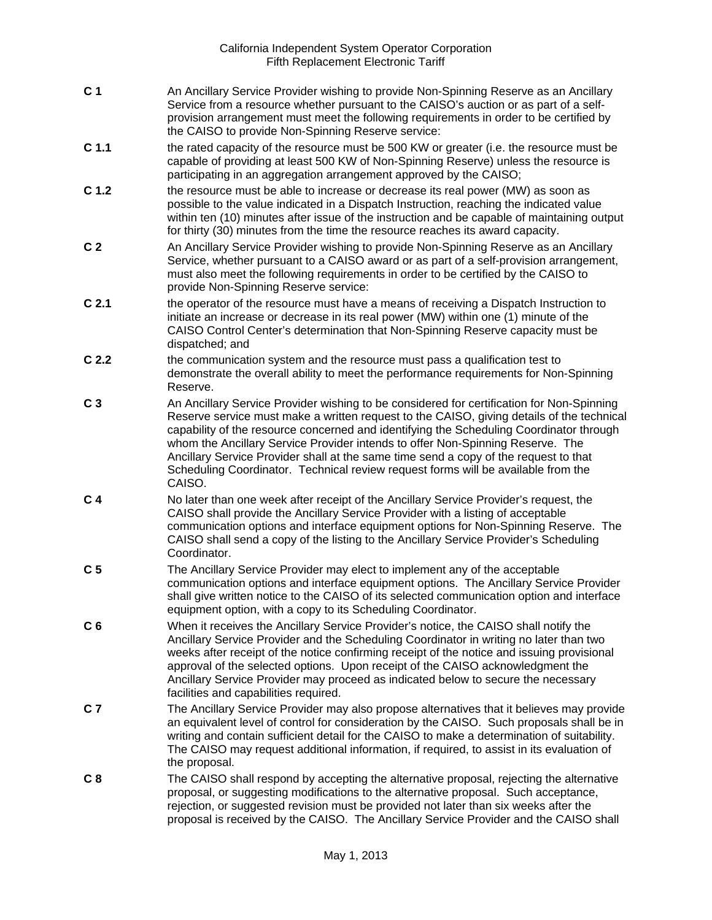**C 1** An Ancillary Service Provider wishing to provide Non-Spinning Reserve as an Ancillary Service from a resource whether pursuant to the CAISO's auction or as part of a self-provision arrangement must meet the following requirements in order to be certified by the CAISO to provide Non-Spinning Reserve service:

**C 1.1** the rated capacity of the resource must be 500 KW or greater (i.e. the resource must be capable of providing at least 500 KW of Non-Spinning Reserve) unless the resource is participating in an aggregation arrangement approved by the CAISO;

**C 1.2** the resource must be able to increase or decrease its real power (MW) as soon as possible to the value indicated in a Dispatch Instruction, reaching the indicated value within ten (10) minutes after issue of the instruction and be capable of maintaining output for thirty (30) minutes from the time the resource reaches its award capacity.

**C 2** An Ancillary Service Provider wishing to provide Non-Spinning Reserve as an Ancillary Service, whether pursuant to a CAISO award or as part of a self-provision arrangement, must also meet the following requirements in order to be certified by the CAISO to provide Non-Spinning Reserve service:

**C 2.1** the operator of the resource must have a means of receiving a Dispatch Instruction to initiate an increase or decrease in its real power (MW) within one (1) minute of the CAISO Control Center's determination that Non-Spinning Reserve capacity must be dispatched; and

**C 2.2** the communication system and the resource must pass a qualification test to demonstrate the overall ability to meet the performance requirements for Non-Spinning Reserve.

**C 3** An Ancillary Service Provider wishing to be considered for certification for Non-Spinning Reserve service must make a written request to the CAISO, giving details of the technical capability of the resource concerned and identifying the Scheduling Coordinator through whom the Ancillary Service Provider intends to offer Non-Spinning Reserve. The Ancillary Service Provider shall at the same time send a copy of the request to that Scheduling Coordinator. Technical review request forms will be available from the CAISO.

**C 4** No later than one week after receipt of the Ancillary Service Provider's request, the CAISO shall provide the Ancillary Service Provider with a listing of acceptable communication options and interface equipment options for Non-Spinning Reserve. The CAISO shall send a copy of the listing to the Ancillary Service Provider's Scheduling Coordinator.

**C 5** The Ancillary Service Provider may elect to implement any of the acceptable communication options and interface equipment options. The Ancillary Service Provider shall give written notice to the CAISO of its selected communication option and interface equipment option, with a copy to its Scheduling Coordinator.

**C 6** When it receives the Ancillary Service Provider's notice, the CAISO shall notify the Ancillary Service Provider and the Scheduling Coordinator in writing no later than two weeks after receipt of the notice confirming receipt of the notice and issuing provisional approval of the selected options. Upon receipt of the CAISO acknowledgment the Ancillary Service Provider may proceed as indicated below to secure the necessary facilities and capabilities required.

**C 7** The Ancillary Service Provider may also propose alternatives that it believes may provide an equivalent level of control for consideration by the CAISO. Such proposals shall be in writing and contain sufficient detail for the CAISO to make a determination of suitability. The CAISO may request additional information, if required, to assist in its evaluation of the proposal.

**C 8** The CAISO shall respond by accepting the alternative proposal, rejecting the alternative proposal, or suggesting modifications to the alternative proposal. Such acceptance, rejection, or suggested revision must be provided not later than six weeks after the proposal is received by the CAISO. The Ancillary Service Provider and the CAISO shall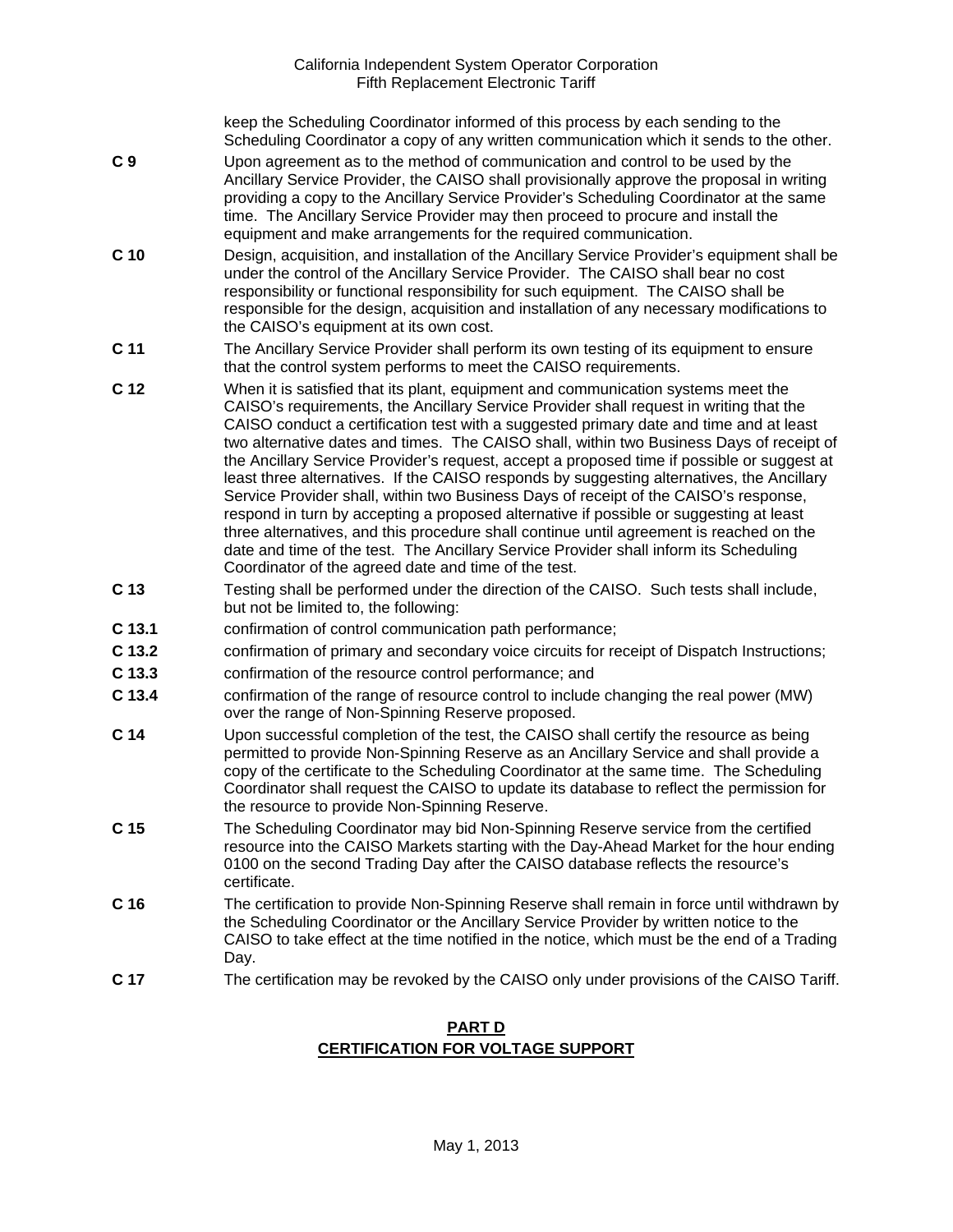keep the Scheduling Coordinator informed of this process by each sending to the Scheduling Coordinator a copy of any written communication which it sends to the other.

**C 9** Upon agreement as to the method of communication and control to be used by the Ancillary Service Provider, the CAISO shall provisionally approve the proposal in writing providing a copy to the Ancillary Service Provider's Scheduling Coordinator at the same time. The Ancillary Service Provider may then proceed to procure and install the equipment and make arrangements for the required communication.

**C 10** Design, acquisition, and installation of the Ancillary Service Provider's equipment shall be under the control of the Ancillary Service Provider. The CAISO shall bear no cost responsibility or functional responsibility for such equipment. The CAISO shall be responsible for the design, acquisition and installation of any necessary modifications to the CAISO's equipment at its own cost.

**C 11** The Ancillary Service Provider shall perform its own testing of its equipment to ensure that the control system performs to meet the CAISO requirements.

**C 12** When it is satisfied that its plant, equipment and communication systems meet the CAISO's requirements, the Ancillary Service Provider shall request in writing that the CAISO conduct a certification test with a suggested primary date and time and at least two alternative dates and times. The CAISO shall, within two Business Days of receipt of the Ancillary Service Provider's request, accept a proposed time if possible or suggest at least three alternatives. If the CAISO responds by suggesting alternatives, the Ancillary Service Provider shall, within two Business Days of receipt of the CAISO's response, respond in turn by accepting a proposed alternative if possible or suggesting at least three alternatives, and this procedure shall continue until agreement is reached on the date and time of the test. The Ancillary Service Provider shall inform its Scheduling Coordinator of the agreed date and time of the test.

**C 13** Testing shall be performed under the direction of the CAISO. Such tests shall include, but not be limited to, the following:

**C 13.1** confirmation of control communication path performance;

**C 13.2** confirmation of primary and secondary voice circuits for receipt of Dispatch Instructions;

**C 13.3** confirmation of the resource control performance; and

**C 13.4** confirmation of the range of resource control to include changing the real power (MW) over the range of Non-Spinning Reserve proposed.

**C 14** Upon successful completion of the test, the CAISO shall certify the resource as being permitted to provide Non-Spinning Reserve as an Ancillary Service and shall provide a copy of the certificate to the Scheduling Coordinator at the same time. The Scheduling Coordinator shall request the CAISO to update its database to reflect the permission for the resource to provide Non-Spinning Reserve.

**C 15** The Scheduling Coordinator may bid Non-Spinning Reserve service from the certified resource into the CAISO Markets starting with the Day-Ahead Market for the hour ending 0100 on the second Trading Day after the CAISO database reflects the resource's certificate.

**C 16** The certification to provide Non-Spinning Reserve shall remain in force until withdrawn by the Scheduling Coordinator or the Ancillary Service Provider by written notice to the CAISO to take effect at the time notified in the notice, which must be the end of a Trading Day.

**C 17** The certification may be revoked by the CAISO only under provisions of the CAISO Tariff.

## PART D
## CERTIFICATION FOR VOLTAGE SUPPORT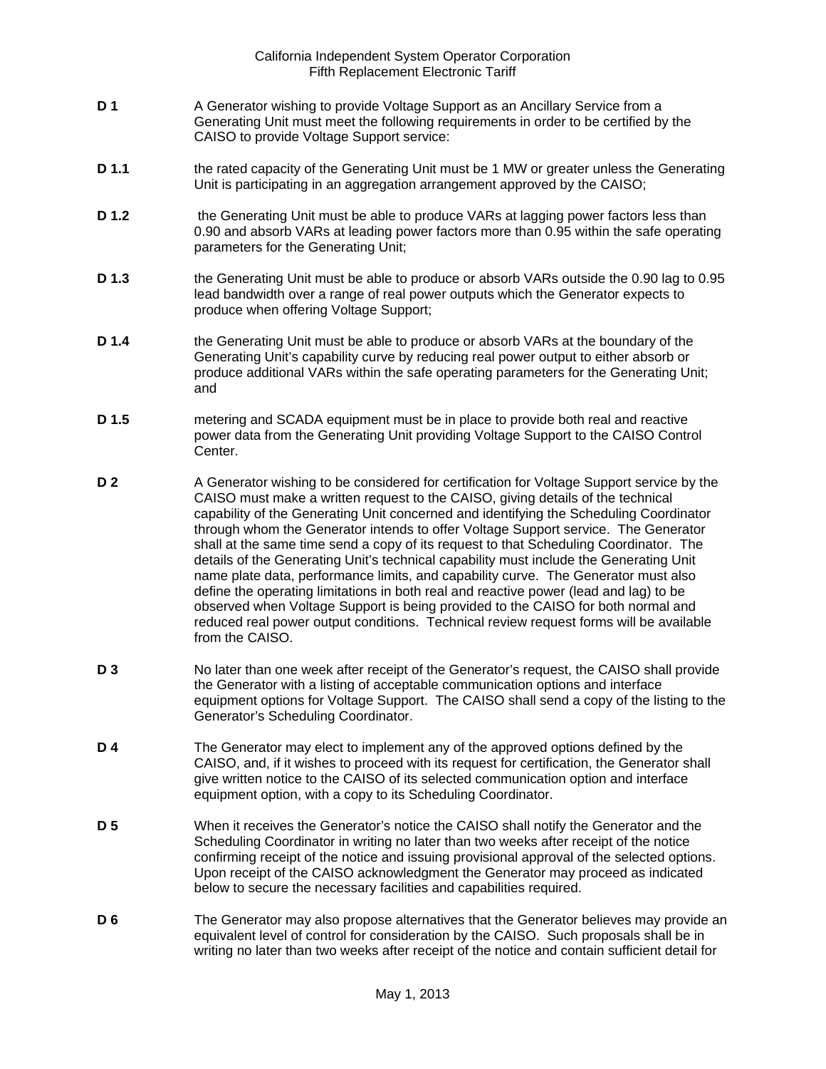**D 1** A Generator wishing to provide Voltage Support as an Ancillary Service from a Generating Unit must meet the following requirements in order to be certified by the CAISO to provide Voltage Support service:

**D 1.1** the rated capacity of the Generating Unit must be 1 MW or greater unless the Generating Unit is participating in an aggregation arrangement approved by the CAISO;

**D 1.2** the Generating Unit must be able to produce VARs at lagging power factors less than 0.90 and absorb VARs at leading power factors more than 0.95 within the safe operating parameters for the Generating Unit;

**D 1.3** the Generating Unit must be able to produce or absorb VARs outside the 0.90 lag to 0.95 lead bandwidth over a range of real power outputs which the Generator expects to produce when offering Voltage Support;

**D 1.4** the Generating Unit must be able to produce or absorb VARs at the boundary of the Generating Unit's capability curve by reducing real power output to either absorb or produce additional VARs within the safe operating parameters for the Generating Unit; and

**D 1.5** metering and SCADA equipment must be in place to provide both real and reactive power data from the Generating Unit providing Voltage Support to the CAISO Control Center.

**D 2** A Generator wishing to be considered for certification for Voltage Support service by the CAISO must make a written request to the CAISO, giving details of the technical capability of the Generating Unit concerned and identifying the Scheduling Coordinator through whom the Generator intends to offer Voltage Support service. The Generator shall at the same time send a copy of its request to that Scheduling Coordinator. The details of the Generating Unit's technical capability must include the Generating Unit name plate data, performance limits, and capability curve. The Generator must also define the operating limitations in both real and reactive power (lead and lag) to be observed when Voltage Support is being provided to the CAISO for both normal and reduced real power output conditions. Technical review request forms will be available from the CAISO.

**D 3** No later than one week after receipt of the Generator's request, the CAISO shall provide the Generator with a listing of acceptable communication options and interface equipment options for Voltage Support. The CAISO shall send a copy of the listing to the Generator's Scheduling Coordinator.

**D 4** The Generator may elect to implement any of the approved options defined by the CAISO, and, if it wishes to proceed with its request for certification, the Generator shall give written notice to the CAISO of its selected communication option and interface equipment option, with a copy to its Scheduling Coordinator.

**D 5** When it receives the Generator's notice the CAISO shall notify the Generator and the Scheduling Coordinator in writing no later than two weeks after receipt of the notice confirming receipt of the notice and issuing provisional approval of the selected options. Upon receipt of the CAISO acknowledgment the Generator may proceed as indicated below to secure the necessary facilities and capabilities required.

**D 6** The Generator may also propose alternatives that the Generator believes may provide an equivalent level of control for consideration by the CAISO. Such proposals shall be in writing no later than two weeks after receipt of the notice and contain sufficient detail for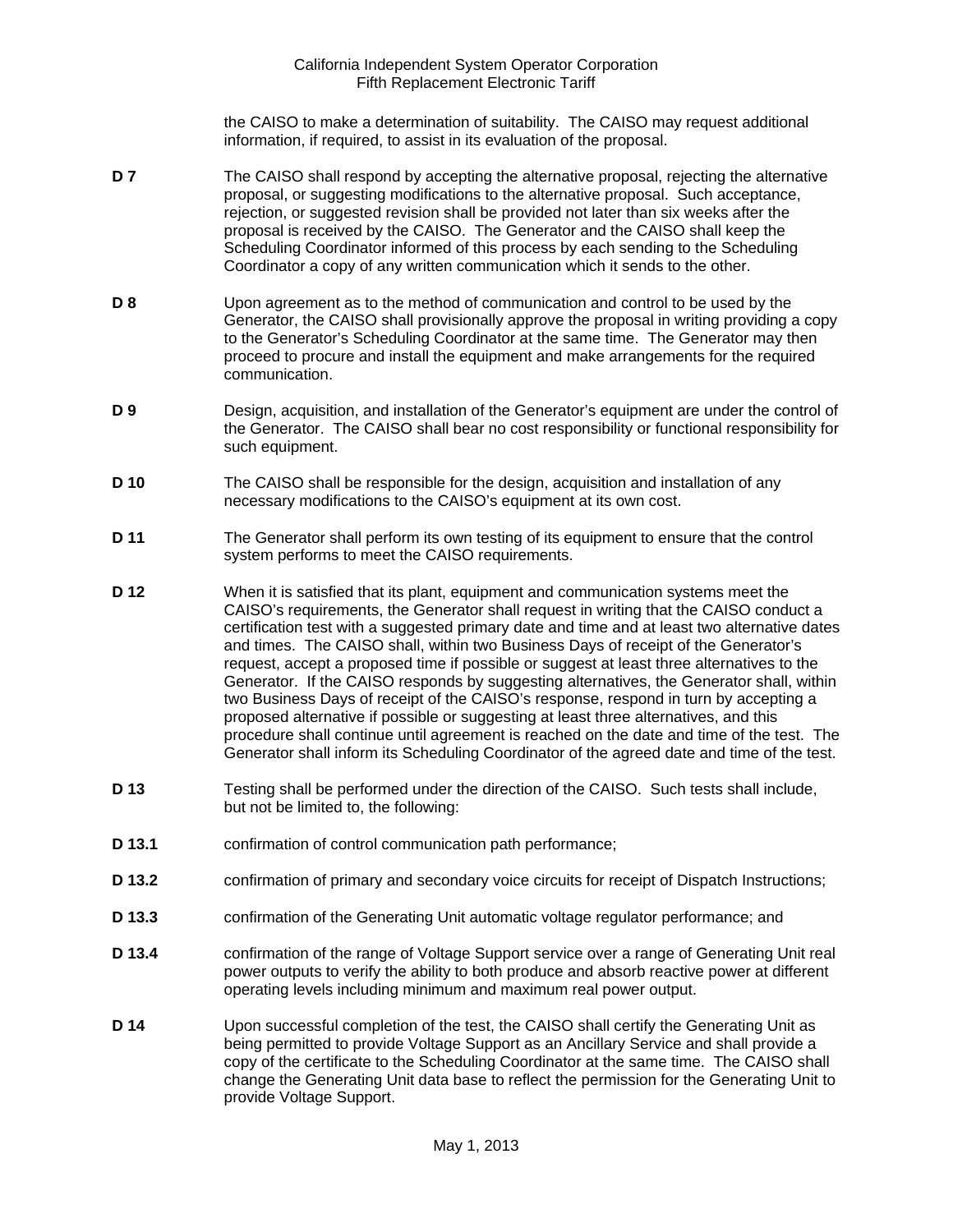the CAISO to make a determination of suitability. The CAISO may request additional information, if required, to assist in its evaluation of the proposal.

**D 7** The CAISO shall respond by accepting the alternative proposal, rejecting the alternative proposal, or suggesting modifications to the alternative proposal. Such acceptance, rejection, or suggested revision shall be provided not later than six weeks after the proposal is received by the CAISO. The Generator and the CAISO shall keep the Scheduling Coordinator informed of this process by each sending to the Scheduling Coordinator a copy of any written communication which it sends to the other.

**D 8** Upon agreement as to the method of communication and control to be used by the Generator, the CAISO shall provisionally approve the proposal in writing providing a copy to the Generator's Scheduling Coordinator at the same time. The Generator may then proceed to procure and install the equipment and make arrangements for the required communication.

**D 9** Design, acquisition, and installation of the Generator's equipment are under the control of the Generator. The CAISO shall bear no cost responsibility or functional responsibility for such equipment.

**D 10** The CAISO shall be responsible for the design, acquisition and installation of any necessary modifications to the CAISO's equipment at its own cost.

**D 11** The Generator shall perform its own testing of its equipment to ensure that the control system performs to meet the CAISO requirements.

**D 12** When it is satisfied that its plant, equipment and communication systems meet the CAISO's requirements, the Generator shall request in writing that the CAISO conduct a certification test with a suggested primary date and time and at least two alternative dates and times. The CAISO shall, within two Business Days of receipt of the Generator's request, accept a proposed time if possible or suggest at least three alternatives to the Generator. If the CAISO responds by suggesting alternatives, the Generator shall, within two Business Days of receipt of the CAISO's response, respond in turn by accepting a proposed alternative if possible or suggesting at least three alternatives, and this procedure shall continue until agreement is reached on the date and time of the test. The Generator shall inform its Scheduling Coordinator of the agreed date and time of the test.

**D 13** Testing shall be performed under the direction of the CAISO. Such tests shall include, but not be limited to, the following:

**D 13.1** confirmation of control communication path performance;

**D 13.2** confirmation of primary and secondary voice circuits for receipt of Dispatch Instructions;

**D 13.3** confirmation of the Generating Unit automatic voltage regulator performance; and

**D 13.4** confirmation of the range of Voltage Support service over a range of Generating Unit real power outputs to verify the ability to both produce and absorb reactive power at different operating levels including minimum and maximum real power output.

**D 14** Upon successful completion of the test, the CAISO shall certify the Generating Unit as being permitted to provide Voltage Support as an Ancillary Service and shall provide a copy of the certificate to the Scheduling Coordinator at the same time. The CAISO shall change the Generating Unit data base to reflect the permission for the Generating Unit to provide Voltage Support.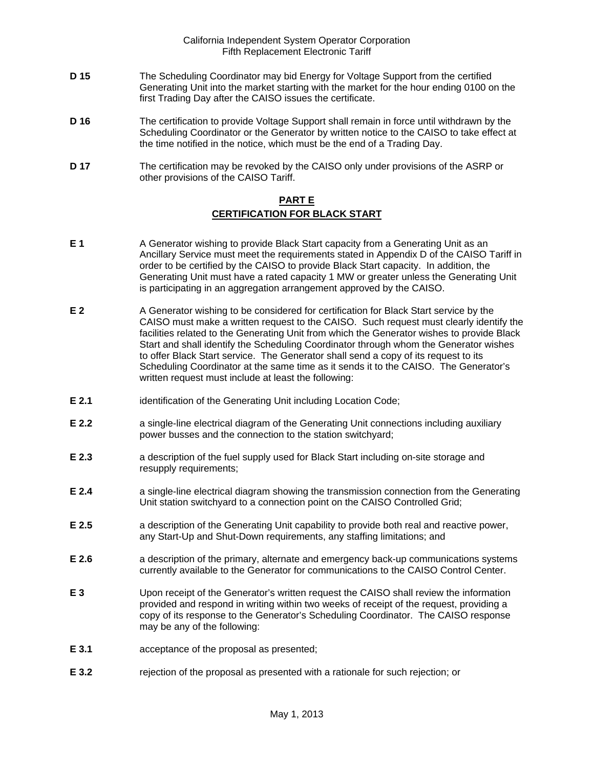**D 15** The Scheduling Coordinator may bid Energy for Voltage Support from the certified Generating Unit into the market starting with the market for the hour ending 0100 on the first Trading Day after the CAISO issues the certificate.

**D 16** The certification to provide Voltage Support shall remain in force until withdrawn by the Scheduling Coordinator or the Generator by written notice to the CAISO to take effect at the time notified in the notice, which must be the end of a Trading Day.

**D 17** The certification may be revoked by the CAISO only under provisions of the ASRP or other provisions of the CAISO Tariff.

## PART E
## CERTIFICATION FOR BLACK START

**E 1** A Generator wishing to provide Black Start capacity from a Generating Unit as an Ancillary Service must meet the requirements stated in Appendix D of the CAISO Tariff in order to be certified by the CAISO to provide Black Start capacity. In addition, the Generating Unit must have a rated capacity 1 MW or greater unless the Generating Unit is participating in an aggregation arrangement approved by the CAISO.

**E 2** A Generator wishing to be considered for certification for Black Start service by the CAISO must make a written request to the CAISO. Such request must clearly identify the facilities related to the Generating Unit from which the Generator wishes to provide Black Start and shall identify the Scheduling Coordinator through whom the Generator wishes to offer Black Start service. The Generator shall send a copy of its request to its Scheduling Coordinator at the same time as it sends it to the CAISO. The Generator's written request must include at least the following:

**E 2.1** identification of the Generating Unit including Location Code;

**E 2.2** a single-line electrical diagram of the Generating Unit connections including auxiliary power busses and the connection to the station switchyard;

**E 2.3** a description of the fuel supply used for Black Start including on-site storage and resupply requirements;

**E 2.4** a single-line electrical diagram showing the transmission connection from the Generating Unit station switchyard to a connection point on the CAISO Controlled Grid;

**E 2.5** a description of the Generating Unit capability to provide both real and reactive power, any Start-Up and Shut-Down requirements, any staffing limitations; and

**E 2.6** a description of the primary, alternate and emergency back-up communications systems currently available to the Generator for communications to the CAISO Control Center.

**E 3** Upon receipt of the Generator's written request the CAISO shall review the information provided and respond in writing within two weeks of receipt of the request, providing a copy of its response to the Generator's Scheduling Coordinator. The CAISO response may be any of the following:

**E 3.1** acceptance of the proposal as presented;

**E 3.2** rejection of the proposal as presented with a rationale for such rejection; or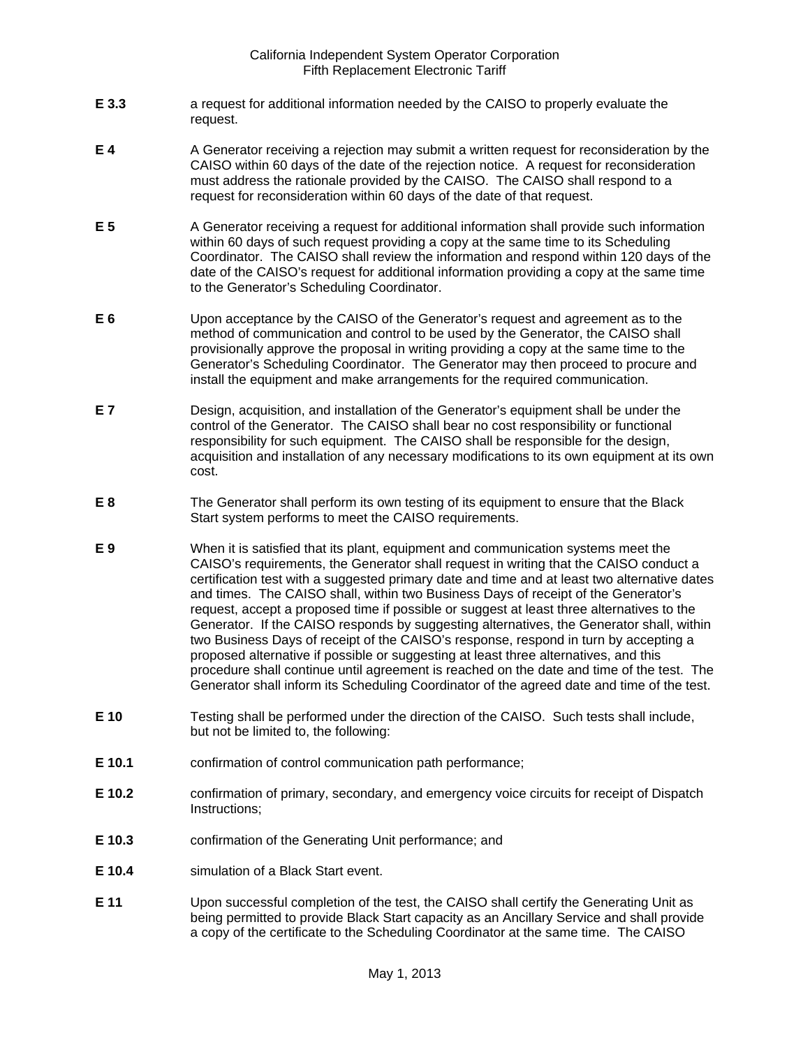**E 3.3** a request for additional information needed by the CAISO to properly evaluate the request.

**E 4** A Generator receiving a rejection may submit a written request for reconsideration by the CAISO within 60 days of the date of the rejection notice. A request for reconsideration must address the rationale provided by the CAISO. The CAISO shall respond to a request for reconsideration within 60 days of the date of that request.

**E 5** A Generator receiving a request for additional information shall provide such information within 60 days of such request providing a copy at the same time to its Scheduling Coordinator. The CAISO shall review the information and respond within 120 days of the date of the CAISO's request for additional information providing a copy at the same time to the Generator's Scheduling Coordinator.

**E 6** Upon acceptance by the CAISO of the Generator's request and agreement as to the method of communication and control to be used by the Generator, the CAISO shall provisionally approve the proposal in writing providing a copy at the same time to the Generator's Scheduling Coordinator. The Generator may then proceed to procure and install the equipment and make arrangements for the required communication.

**E 7** Design, acquisition, and installation of the Generator's equipment shall be under the control of the Generator. The CAISO shall bear no cost responsibility or functional responsibility for such equipment. The CAISO shall be responsible for the design, acquisition and installation of any necessary modifications to its own equipment at its own cost.

**E 8** The Generator shall perform its own testing of its equipment to ensure that the Black Start system performs to meet the CAISO requirements.

**E 9** When it is satisfied that its plant, equipment and communication systems meet the CAISO's requirements, the Generator shall request in writing that the CAISO conduct a certification test with a suggested primary date and time and at least two alternative dates and times. The CAISO shall, within two Business Days of receipt of the Generator's request, accept a proposed time if possible or suggest at least three alternatives to the Generator. If the CAISO responds by suggesting alternatives, the Generator shall, within two Business Days of receipt of the CAISO's response, respond in turn by accepting a proposed alternative if possible or suggesting at least three alternatives, and this procedure shall continue until agreement is reached on the date and time of the test. The Generator shall inform its Scheduling Coordinator of the agreed date and time of the test.

**E 10** Testing shall be performed under the direction of the CAISO. Such tests shall include, but not be limited to, the following:

**E 10.1** confirmation of control communication path performance;

**E 10.2** confirmation of primary, secondary, and emergency voice circuits for receipt of Dispatch Instructions;

**E 10.3** confirmation of the Generating Unit performance; and

**E 10.4** simulation of a Black Start event.

**E 11** Upon successful completion of the test, the CAISO shall certify the Generating Unit as being permitted to provide Black Start capacity as an Ancillary Service and shall provide a copy of the certificate to the Scheduling Coordinator at the same time. The CAISO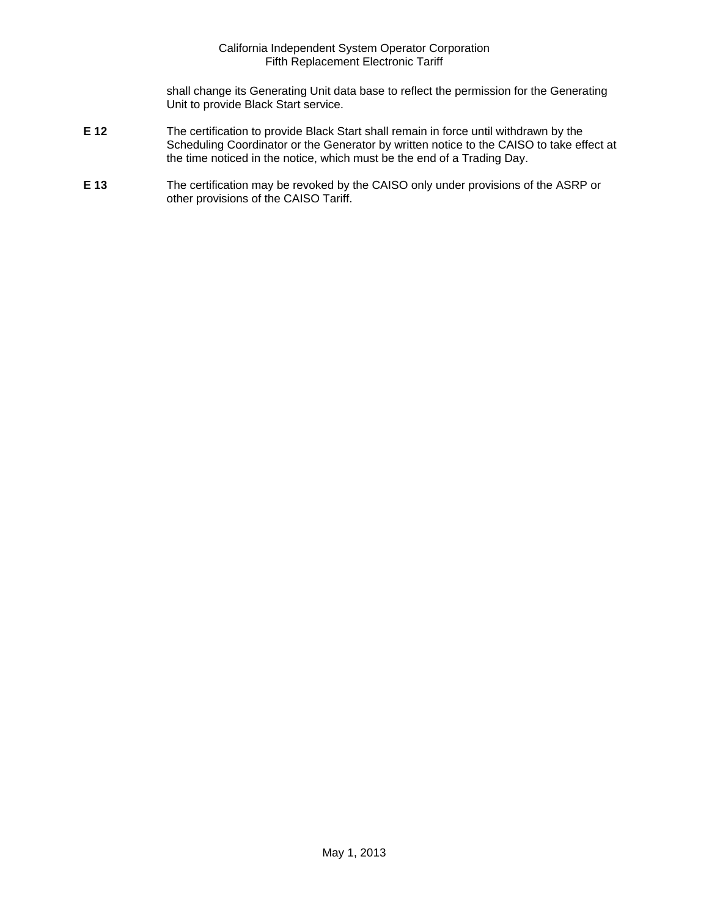shall change its Generating Unit data base to reflect the permission for the Generating Unit to provide Black Start service.

**E 12** The certification to provide Black Start shall remain in force until withdrawn by the Scheduling Coordinator or the Generator by written notice to the CAISO to take effect at the time noticed in the notice, which must be the end of a Trading Day.

**E 13** The certification may be revoked by the CAISO only under provisions of the ASRP or other provisions of the CAISO Tariff.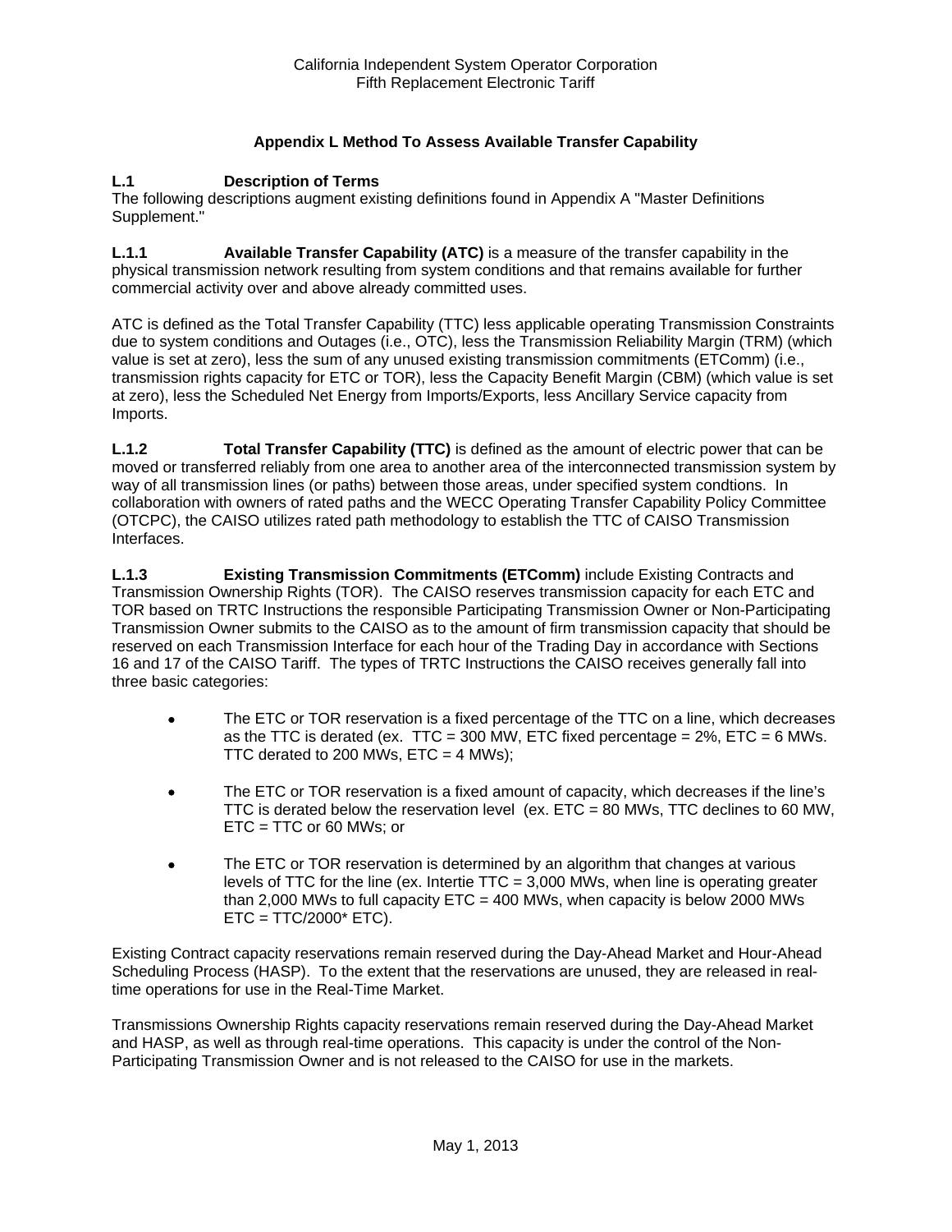## Appendix L Method To Assess Available Transfer Capability

### L.1 Description of Terms

The following descriptions augment existing definitions found in Appendix A "Master Definitions Supplement."

**L.1.1 Available Transfer Capability (ATC)** is a measure of the transfer capability in the physical transmission network resulting from system conditions and that remains available for further commercial activity over and above already committed uses.

ATC is defined as the Total Transfer Capability (TTC) less applicable operating Transmission Constraints due to system conditions and Outages (i.e., OTC), less the Transmission Reliability Margin (TRM) (which value is set at zero), less the sum of any unused existing transmission commitments (ETComm) (i.e., transmission rights capacity for ETC or TOR), less the Capacity Benefit Margin (CBM) (which value is set at zero), less the Scheduled Net Energy from Imports/Exports, less Ancillary Service capacity from Imports.

**L.1.2 Total Transfer Capability (TTC)** is defined as the amount of electric power that can be moved or transferred reliably from one area to another area of the interconnected transmission system by way of all transmission lines (or paths) between those areas, under specified system condtions. In collaboration with owners of rated paths and the WECC Operating Transfer Capability Policy Committee (OTCPC), the CAISO utilizes rated path methodology to establish the TTC of CAISO Transmission Interfaces.

**L.1.3 Existing Transmission Commitments (ETComm)** include Existing Contracts and Transmission Ownership Rights (TOR). The CAISO reserves transmission capacity for each ETC and TOR based on TRTC Instructions the responsible Participating Transmission Owner or Non-Participating Transmission Owner submits to the CAISO as to the amount of firm transmission capacity that should be reserved on each Transmission Interface for each hour of the Trading Day in accordance with Sections 16 and 17 of the CAISO Tariff. The types of TRTC Instructions the CAISO receives generally fall into three basic categories:

- The ETC or TOR reservation is a fixed percentage of the TTC on a line, which decreases as the TTC is derated (ex. TTC = 300 MW, ETC fixed percentage = 2%, ETC = 6 MWs. TTC derated to 200 MWs, ETC = 4 MWs);
- The ETC or TOR reservation is a fixed amount of capacity, which decreases if the line's TTC is derated below the reservation level (ex. ETC = 80 MWs, TTC declines to 60 MW, ETC = TTC or 60 MWs; or
- The ETC or TOR reservation is determined by an algorithm that changes at various levels of TTC for the line (ex. Intertie TTC = 3,000 MWs, when line is operating greater than 2,000 MWs to full capacity ETC = 400 MWs, when capacity is below 2000 MWs ETC = TTC/2000* ETC).

Existing Contract capacity reservations remain reserved during the Day-Ahead Market and Hour-Ahead Scheduling Process (HASP). To the extent that the reservations are unused, they are released in real-time operations for use in the Real-Time Market.

Transmissions Ownership Rights capacity reservations remain reserved during the Day-Ahead Market and HASP, as well as through real-time operations. This capacity is under the control of the Non-Participating Transmission Owner and is not released to the CAISO for use in the markets.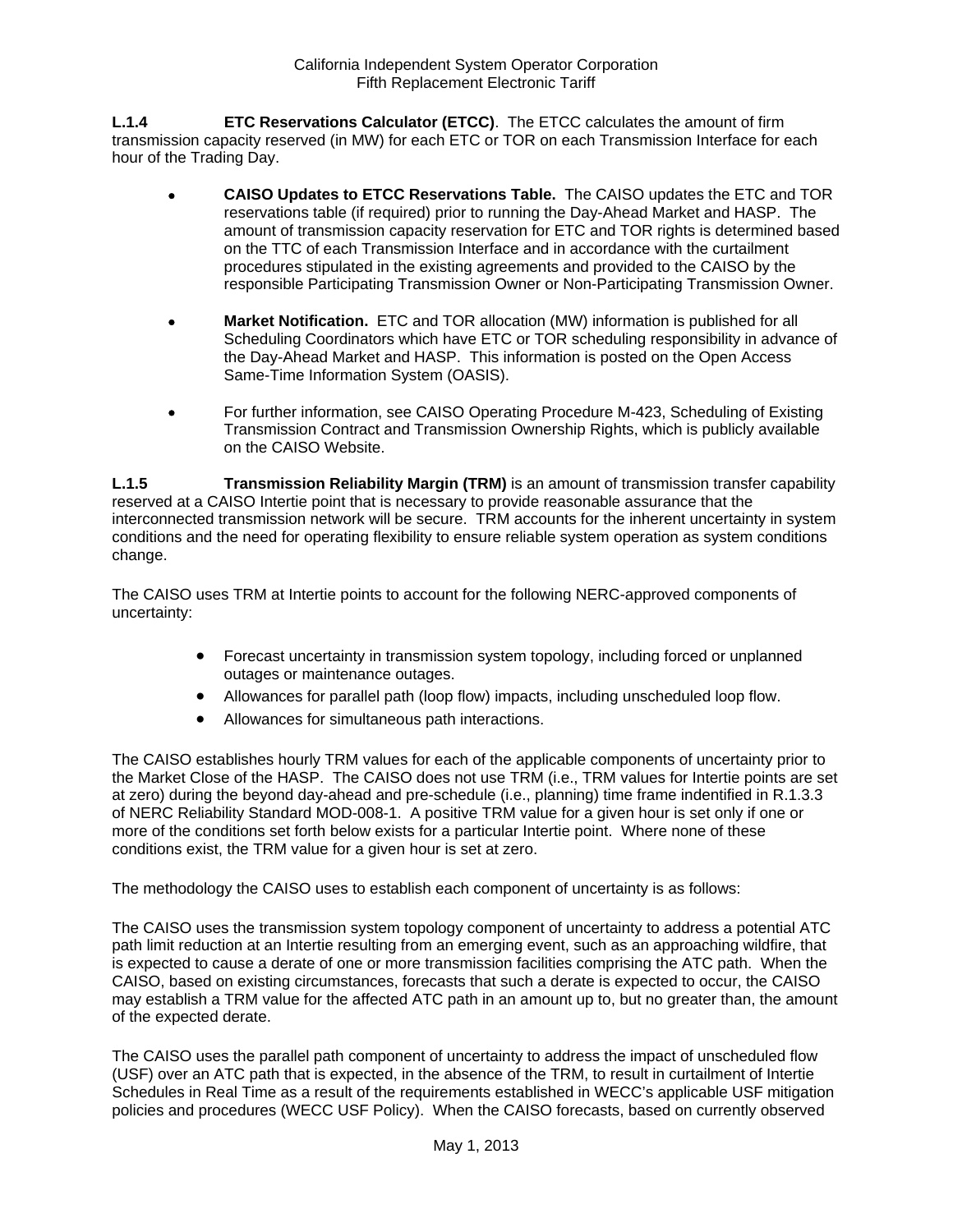**L.1.4 ETC Reservations Calculator (ETCC)**. The ETCC calculates the amount of firm transmission capacity reserved (in MW) for each ETC or TOR on each Transmission Interface for each hour of the Trading Day.

- **CAISO Updates to ETCC Reservations Table.** The CAISO updates the ETC and TOR reservations table (if required) prior to running the Day-Ahead Market and HASP. The amount of transmission capacity reservation for ETC and TOR rights is determined based on the TTC of each Transmission Interface and in accordance with the curtailment procedures stipulated in the existing agreements and provided to the CAISO by the responsible Participating Transmission Owner or Non-Participating Transmission Owner.

- **Market Notification.** ETC and TOR allocation (MW) information is published for all Scheduling Coordinators which have ETC or TOR scheduling responsibility in advance of the Day-Ahead Market and HASP. This information is posted on the Open Access Same-Time Information System (OASIS).

- For further information, see CAISO Operating Procedure M-423, Scheduling of Existing Transmission Contract and Transmission Ownership Rights, which is publicly available on the CAISO Website.

**L.1.5 Transmission Reliability Margin (TRM)** is an amount of transmission transfer capability reserved at a CAISO Intertie point that is necessary to provide reasonable assurance that the interconnected transmission network will be secure. TRM accounts for the inherent uncertainty in system conditions and the need for operating flexibility to ensure reliable system operation as system conditions change.

The CAISO uses TRM at Intertie points to account for the following NERC-approved components of uncertainty:

- Forecast uncertainty in transmission system topology, including forced or unplanned outages or maintenance outages.
- Allowances for parallel path (loop flow) impacts, including unscheduled loop flow.
- Allowances for simultaneous path interactions.

The CAISO establishes hourly TRM values for each of the applicable components of uncertainty prior to the Market Close of the HASP. The CAISO does not use TRM (i.e., TRM values for Intertie points are set at zero) during the beyond day-ahead and pre-schedule (i.e., planning) time frame indentified in R.1.3.3 of NERC Reliability Standard MOD-008-1. A positive TRM value for a given hour is set only if one or more of the conditions set forth below exists for a particular Intertie point. Where none of these conditions exist, the TRM value for a given hour is set at zero.

The methodology the CAISO uses to establish each component of uncertainty is as follows:

The CAISO uses the transmission system topology component of uncertainty to address a potential ATC path limit reduction at an Intertie resulting from an emerging event, such as an approaching wildfire, that is expected to cause a derate of one or more transmission facilities comprising the ATC path. When the CAISO, based on existing circumstances, forecasts that such a derate is expected to occur, the CAISO may establish a TRM value for the affected ATC path in an amount up to, but no greater than, the amount of the expected derate.

The CAISO uses the parallel path component of uncertainty to address the impact of unscheduled flow (USF) over an ATC path that is expected, in the absence of the TRM, to result in curtailment of Intertie Schedules in Real Time as a result of the requirements established in WECC's applicable USF mitigation policies and procedures (WECC USF Policy). When the CAISO forecasts, based on currently observed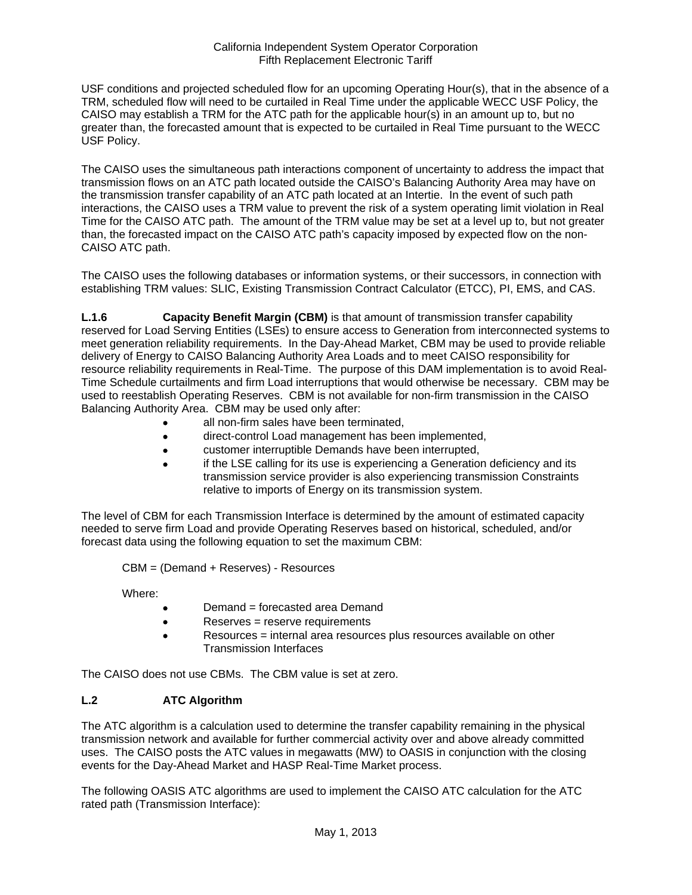USF conditions and projected scheduled flow for an upcoming Operating Hour(s), that in the absence of a TRM, scheduled flow will need to be curtailed in Real Time under the applicable WECC USF Policy, the CAISO may establish a TRM for the ATC path for the applicable hour(s) in an amount up to, but no greater than, the forecasted amount that is expected to be curtailed in Real Time pursuant to the WECC USF Policy.

The CAISO uses the simultaneous path interactions component of uncertainty to address the impact that transmission flows on an ATC path located outside the CAISO's Balancing Authority Area may have on the transmission transfer capability of an ATC path located at an Intertie. In the event of such path interactions, the CAISO uses a TRM value to prevent the risk of a system operating limit violation in Real Time for the CAISO ATC path. The amount of the TRM value may be set at a level up to, but not greater than, the forecasted impact on the CAISO ATC path's capacity imposed by expected flow on the non-CAISO ATC path.

The CAISO uses the following databases or information systems, or their successors, in connection with establishing TRM values: SLIC, Existing Transmission Contract Calculator (ETCC), PI, EMS, and CAS.

**L.1.6 Capacity Benefit Margin (CBM)** is that amount of transmission transfer capability reserved for Load Serving Entities (LSEs) to ensure access to Generation from interconnected systems to meet generation reliability requirements. In the Day-Ahead Market, CBM may be used to provide reliable delivery of Energy to CAISO Balancing Authority Area Loads and to meet CAISO responsibility for resource reliability requirements in Real-Time. The purpose of this DAM implementation is to avoid Real-Time Schedule curtailments and firm Load interruptions that would otherwise be necessary. CBM may be used to reestablish Operating Reserves. CBM is not available for non-firm transmission in the CAISO Balancing Authority Area. CBM may be used only after:

- all non-firm sales have been terminated,
- direct-control Load management has been implemented,
- customer interruptible Demands have been interrupted,
- if the LSE calling for its use is experiencing a Generation deficiency and its transmission service provider is also experiencing transmission Constraints relative to imports of Energy on its transmission system.

The level of CBM for each Transmission Interface is determined by the amount of estimated capacity needed to serve firm Load and provide Operating Reserves based on historical, scheduled, and/or forecast data using the following equation to set the maximum CBM:

CBM = (Demand + Reserves) - Resources

Where:

- Demand = forecasted area Demand
- Reserves = reserve requirements
- Resources = internal area resources plus resources available on other Transmission Interfaces

The CAISO does not use CBMs. The CBM value is set at zero.

## L.2 ATC Algorithm

The ATC algorithm is a calculation used to determine the transfer capability remaining in the physical transmission network and available for further commercial activity over and above already committed uses. The CAISO posts the ATC values in megawatts (MW) to OASIS in conjunction with the closing events for the Day-Ahead Market and HASP Real-Time Market process.

The following OASIS ATC algorithms are used to implement the CAISO ATC calculation for the ATC rated path (Transmission Interface):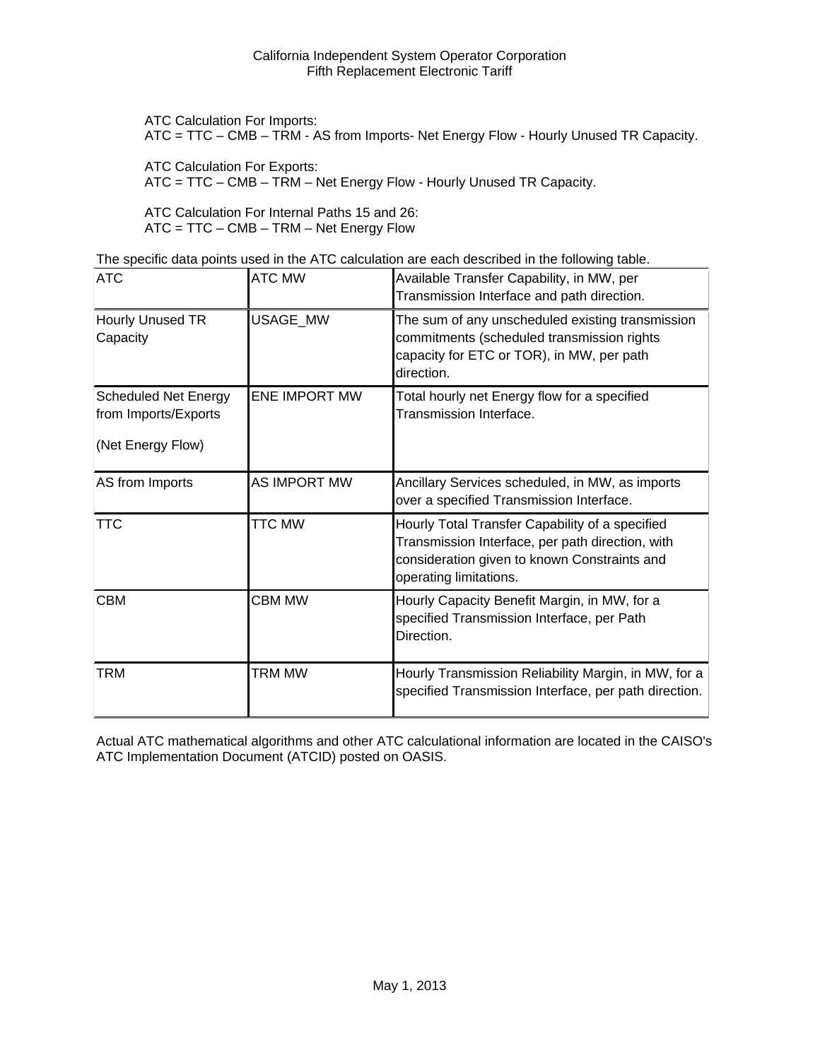ATC Calculation For Imports:
ATC = TTC – CMB – TRM - AS from Imports- Net Energy Flow - Hourly Unused TR Capacity.

ATC Calculation For Exports:
ATC = TTC – CMB – TRM – Net Energy Flow - Hourly Unused TR Capacity.

ATC Calculation For Internal Paths 15 and 26:
ATC = TTC – CMB – TRM – Net Energy Flow

The specific data points used in the ATC calculation are each described in the following table.

| ATC | ATC MW | Available Transfer Capability, in MW, per Transmission Interface and path direction. |
|---|---|---|
| Hourly Unused TR Capacity | USAGE_MW | The sum of any unscheduled existing transmission commitments (scheduled transmission rights capacity for ETC or TOR), in MW, per path direction. |
| Scheduled Net Energy from Imports/Exports (Net Energy Flow) | ENE IMPORT MW | Total hourly net Energy flow for a specified Transmission Interface. |
| AS from Imports | AS IMPORT MW | Ancillary Services scheduled, in MW, as imports over a specified Transmission Interface. |
| TTC | TTC MW | Hourly Total Transfer Capability of a specified Transmission Interface, per path direction, with consideration given to known Constraints and operating limitations. |
| CBM | CBM MW | Hourly Capacity Benefit Margin, in MW, for a specified Transmission Interface, per Path Direction. |
| TRM | TRM MW | Hourly Transmission Reliability Margin, in MW, for a specified Transmission Interface, per path direction. |

Actual ATC mathematical algorithms and other ATC calculational information are located in the CAISO's ATC Implementation Document (ATCID) posted on OASIS.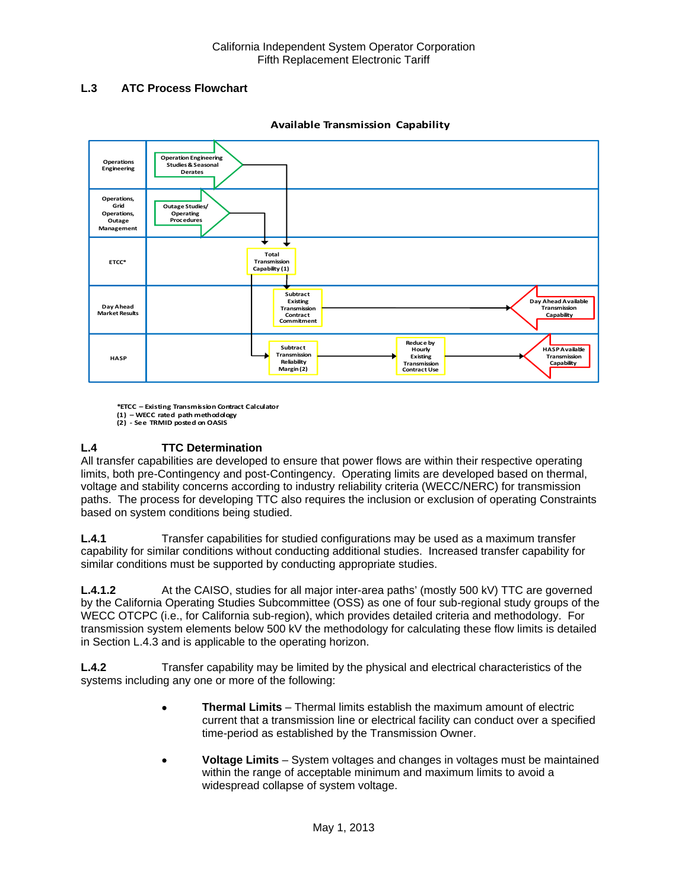## L.3 ATC Process Flowchart

**Available Transmission Capability**

| | |
|---|---|
| Operations Engineering | Operation Engineering Studies & Seasonal Derates |
| Operations, Grid Operations, Outage Management | Outage Studies/ Operating Procedures |
| ETCC* | Total Transmission Capability (1) |
| Day Ahead Market Results | Subtract Existing Transmission Contract Commitment → Day Ahead Available Transmission Capability |
| HASP | Subtract Transmission Reliability Margin (2) → Reduce by Hourly Existing Transmission Contract Use → HASP Available Transmission Capability |

*ETCC – Existing Transmission Contract Calculator
(1) – WECC rated path methodology
(2) - See TRMID posted on OASIS

## L.4 TTC Determination

All transfer capabilities are developed to ensure that power flows are within their respective operating limits, both pre-Contingency and post-Contingency. Operating limits are developed based on thermal, voltage and stability concerns according to industry reliability criteria (WECC/NERC) for transmission paths. The process for developing TTC also requires the inclusion or exclusion of operating Constraints based on system conditions being studied.

**L.4.1** Transfer capabilities for studied configurations may be used as a maximum transfer capability for similar conditions without conducting additional studies. Increased transfer capability for similar conditions must be supported by conducting appropriate studies.

**L.4.1.2** At the CAISO, studies for all major inter-area paths' (mostly 500 kV) TTC are governed by the California Operating Studies Subcommittee (OSS) as one of four sub-regional study groups of the WECC OTCPC (i.e., for California sub-region), which provides detailed criteria and methodology. For transmission system elements below 500 kV the methodology for calculating these flow limits is detailed in Section L.4.3 and is applicable to the operating horizon.

**L.4.2** Transfer capability may be limited by the physical and electrical characteristics of the systems including any one or more of the following:

- **Thermal Limits** – Thermal limits establish the maximum amount of electric current that a transmission line or electrical facility can conduct over a specified time-period as established by the Transmission Owner.
- **Voltage Limits** – System voltages and changes in voltages must be maintained within the range of acceptable minimum and maximum limits to avoid a widespread collapse of system voltage.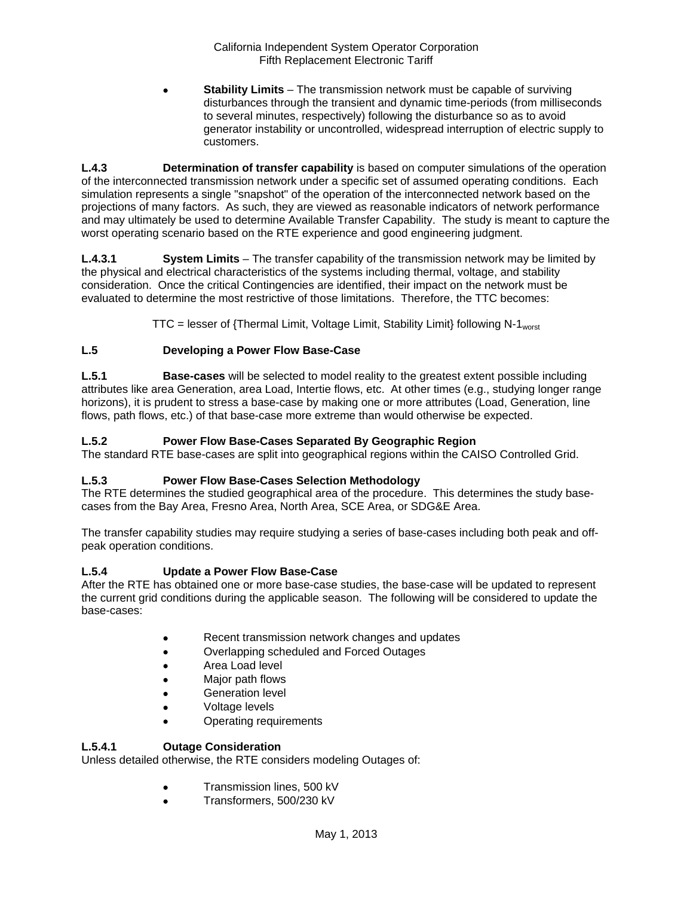- **Stability Limits** – The transmission network must be capable of surviving disturbances through the transient and dynamic time-periods (from milliseconds to several minutes, respectively) following the disturbance so as to avoid generator instability or uncontrolled, widespread interruption of electric supply to customers.

**L.4.3 Determination of transfer capability** is based on computer simulations of the operation of the interconnected transmission network under a specific set of assumed operating conditions. Each simulation represents a single "snapshot" of the operation of the interconnected network based on the projections of many factors. As such, they are viewed as reasonable indicators of network performance and may ultimately be used to determine Available Transfer Capability. The study is meant to capture the worst operating scenario based on the RTE experience and good engineering judgment.

**L.4.3.1 System Limits** – The transfer capability of the transmission network may be limited by the physical and electrical characteristics of the systems including thermal, voltage, and stability consideration. Once the critical Contingencies are identified, their impact on the network must be evaluated to determine the most restrictive of those limitations. Therefore, the TTC becomes:

TTC = lesser of {Thermal Limit, Voltage Limit, Stability Limit} following N-$1_{worst}$

## L.5 Developing a Power Flow Base-Case

**L.5.1 Base-cases** will be selected to model reality to the greatest extent possible including attributes like area Generation, area Load, Intertie flows, etc. At other times (e.g., studying longer range horizons), it is prudent to stress a base-case by making one or more attributes (Load, Generation, line flows, path flows, etc.) of that base-case more extreme than would otherwise be expected.

### L.5.2 Power Flow Base-Cases Separated By Geographic Region

The standard RTE base-cases are split into geographical regions within the CAISO Controlled Grid.

### L.5.3 Power Flow Base-Cases Selection Methodology

The RTE determines the studied geographical area of the procedure. This determines the study base-cases from the Bay Area, Fresno Area, North Area, SCE Area, or SDG&E Area.

The transfer capability studies may require studying a series of base-cases including both peak and off-peak operation conditions.

### L.5.4 Update a Power Flow Base-Case

After the RTE has obtained one or more base-case studies, the base-case will be updated to represent the current grid conditions during the applicable season. The following will be considered to update the base-cases:

- Recent transmission network changes and updates
- Overlapping scheduled and Forced Outages
- Area Load level
- Major path flows
- Generation level
- Voltage levels
- Operating requirements

### L.5.4.1 Outage Consideration

Unless detailed otherwise, the RTE considers modeling Outages of:

- Transmission lines, 500 kV
- Transformers, 500/230 kV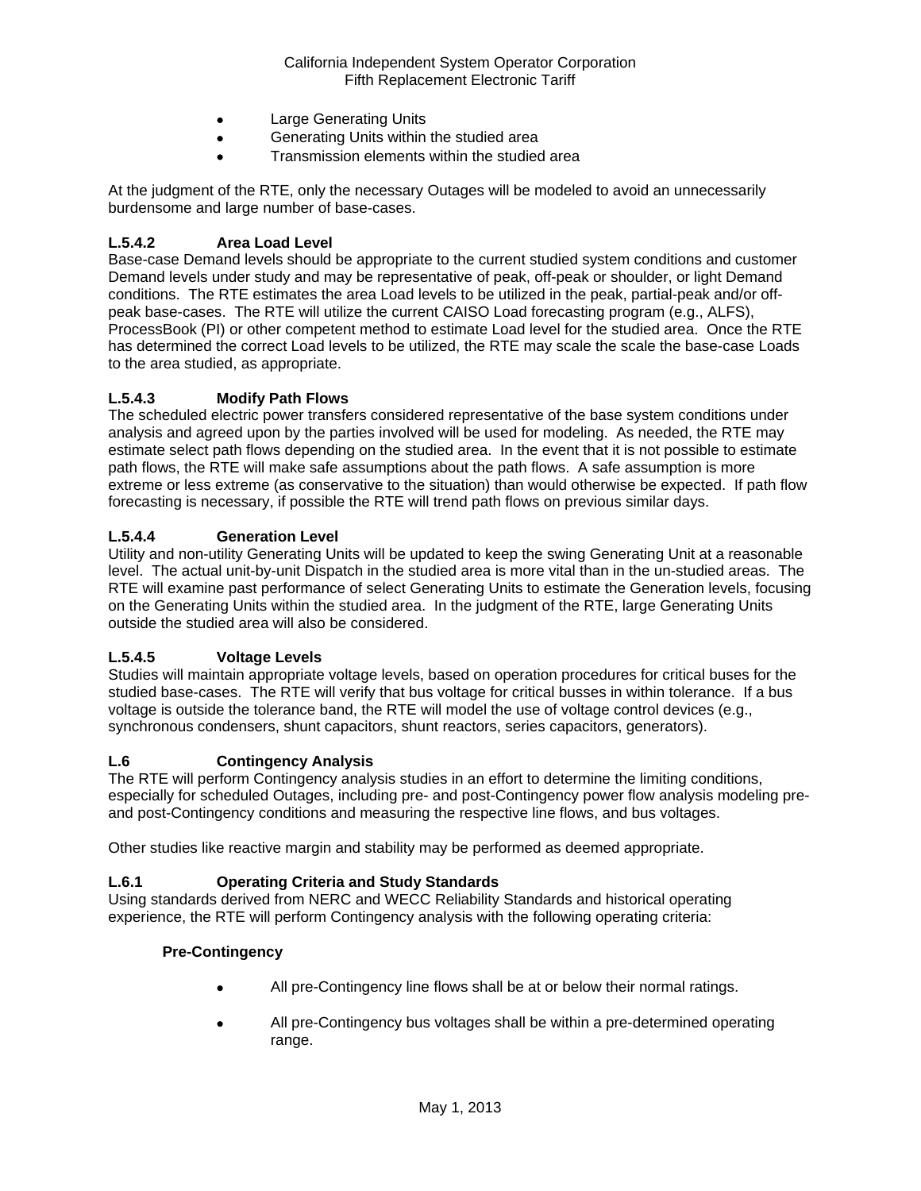- Large Generating Units
- Generating Units within the studied area
- Transmission elements within the studied area

At the judgment of the RTE, only the necessary Outages will be modeled to avoid an unnecessarily burdensome and large number of base-cases.

### L.5.4.2 Area Load Level

Base-case Demand levels should be appropriate to the current studied system conditions and customer Demand levels under study and may be representative of peak, off-peak or shoulder, or light Demand conditions. The RTE estimates the area Load levels to be utilized in the peak, partial-peak and/or off-peak base-cases. The RTE will utilize the current CAISO Load forecasting program (e.g., ALFS), ProcessBook (PI) or other competent method to estimate Load level for the studied area. Once the RTE has determined the correct Load levels to be utilized, the RTE may scale the scale the base-case Loads to the area studied, as appropriate.

### L.5.4.3 Modify Path Flows

The scheduled electric power transfers considered representative of the base system conditions under analysis and agreed upon by the parties involved will be used for modeling. As needed, the RTE may estimate select path flows depending on the studied area. In the event that it is not possible to estimate path flows, the RTE will make safe assumptions about the path flows. A safe assumption is more extreme or less extreme (as conservative to the situation) than would otherwise be expected. If path flow forecasting is necessary, if possible the RTE will trend path flows on previous similar days.

### L.5.4.4 Generation Level

Utility and non-utility Generating Units will be updated to keep the swing Generating Unit at a reasonable level. The actual unit-by-unit Dispatch in the studied area is more vital than in the un-studied areas. The RTE will examine past performance of select Generating Units to estimate the Generation levels, focusing on the Generating Units within the studied area. In the judgment of the RTE, large Generating Units outside the studied area will also be considered.

### L.5.4.5 Voltage Levels

Studies will maintain appropriate voltage levels, based on operation procedures for critical buses for the studied base-cases. The RTE will verify that bus voltage for critical busses in within tolerance. If a bus voltage is outside the tolerance band, the RTE will model the use of voltage control devices (e.g., synchronous condensers, shunt capacitors, shunt reactors, series capacitors, generators).

## L.6 Contingency Analysis

The RTE will perform Contingency analysis studies in an effort to determine the limiting conditions, especially for scheduled Outages, including pre- and post-Contingency power flow analysis modeling pre- and post-Contingency conditions and measuring the respective line flows, and bus voltages.

Other studies like reactive margin and stability may be performed as deemed appropriate.

### L.6.1 Operating Criteria and Study Standards

Using standards derived from NERC and WECC Reliability Standards and historical operating experience, the RTE will perform Contingency analysis with the following operating criteria:

**Pre-Contingency**

- All pre-Contingency line flows shall be at or below their normal ratings.
- All pre-Contingency bus voltages shall be within a pre-determined operating range.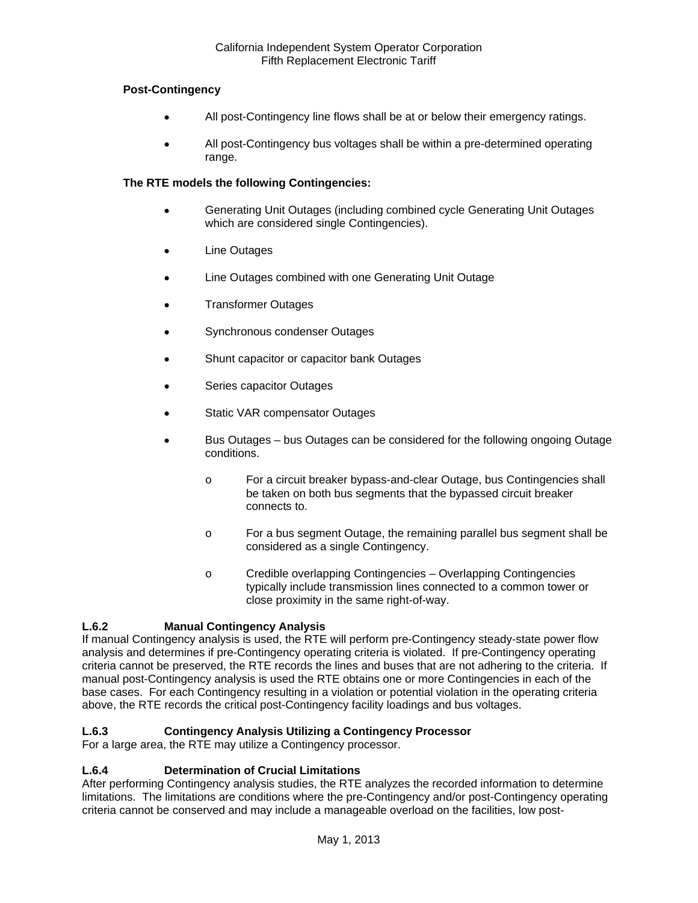**Post-Contingency**

- All post-Contingency line flows shall be at or below their emergency ratings.
- All post-Contingency bus voltages shall be within a pre-determined operating range.

**The RTE models the following Contingencies:**

- Generating Unit Outages (including combined cycle Generating Unit Outages which are considered single Contingencies).
- Line Outages
- Line Outages combined with one Generating Unit Outage
- Transformer Outages
- Synchronous condenser Outages
- Shunt capacitor or capacitor bank Outages
- Series capacitor Outages
- Static VAR compensator Outages
- Bus Outages – bus Outages can be considered for the following ongoing Outage conditions.
  - For a circuit breaker bypass-and-clear Outage, bus Contingencies shall be taken on both bus segments that the bypassed circuit breaker connects to.
  - For a bus segment Outage, the remaining parallel bus segment shall be considered as a single Contingency.
  - Credible overlapping Contingencies – Overlapping Contingencies typically include transmission lines connected to a common tower or close proximity in the same right-of-way.

### L.6.2 Manual Contingency Analysis

If manual Contingency analysis is used, the RTE will perform pre-Contingency steady-state power flow analysis and determines if pre-Contingency operating criteria is violated. If pre-Contingency operating criteria cannot be preserved, the RTE records the lines and buses that are not adhering to the criteria. If manual post-Contingency analysis is used the RTE obtains one or more Contingencies in each of the base cases. For each Contingency resulting in a violation or potential violation in the operating criteria above, the RTE records the critical post-Contingency facility loadings and bus voltages.

### L.6.3 Contingency Analysis Utilizing a Contingency Processor

For a large area, the RTE may utilize a Contingency processor.

### L.6.4 Determination of Crucial Limitations

After performing Contingency analysis studies, the RTE analyzes the recorded information to determine limitations. The limitations are conditions where the pre-Contingency and/or post-Contingency operating criteria cannot be conserved and may include a manageable overload on the facilities, low post-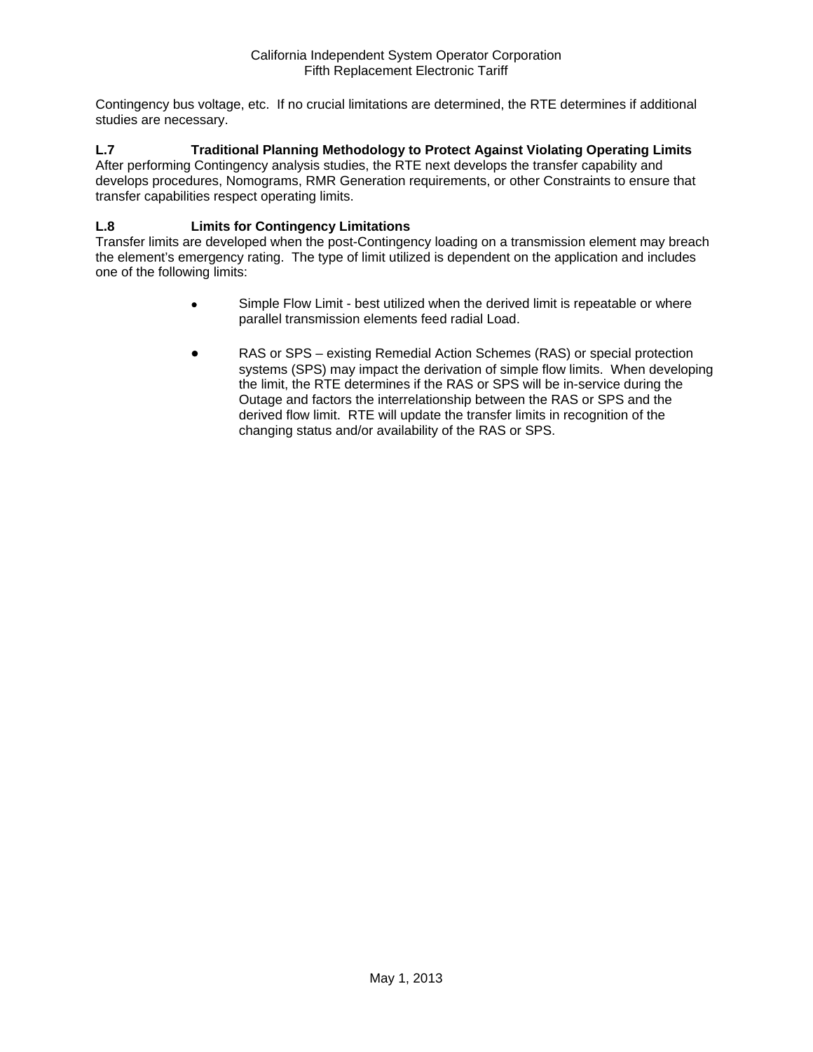Contingency bus voltage, etc. If no crucial limitations are determined, the RTE determines if additional studies are necessary.

**L.7 Traditional Planning Methodology to Protect Against Violating Operating Limits**

After performing Contingency analysis studies, the RTE next develops the transfer capability and develops procedures, Nomograms, RMR Generation requirements, or other Constraints to ensure that transfer capabilities respect operating limits.

**L.8 Limits for Contingency Limitations**

Transfer limits are developed when the post-Contingency loading on a transmission element may breach the element's emergency rating. The type of limit utilized is dependent on the application and includes one of the following limits:

- Simple Flow Limit - best utilized when the derived limit is repeatable or where parallel transmission elements feed radial Load.
- RAS or SPS – existing Remedial Action Schemes (RAS) or special protection systems (SPS) may impact the derivation of simple flow limits. When developing the limit, the RTE determines if the RAS or SPS will be in-service during the Outage and factors the interrelationship between the RAS or SPS and the derived flow limit. RTE will update the transfer limits in recognition of the changing status and/or availability of the RAS or SPS.